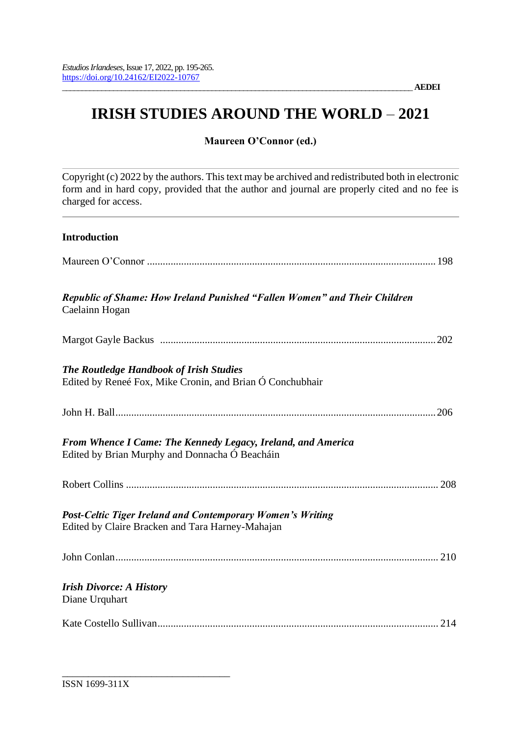*Estudios Irlandeses*, Issue 17, 2022, pp. 195-265.
https://doi.org/10.24162/EI2022-10767

**AEDEI**

# IRISH STUDIES AROUND THE WORLD – 2021

**Maureen O'Connor (ed.)**

Copyright (c) 2022 by the authors. This text may be archived and redistributed both in electronic form and in hard copy, provided that the author and journal are properly cited and no fee is charged for access.

**Introduction**

Maureen O'Connor ..... 198

***Republic of Shame: How Ireland Punished "Fallen Women" and Their Children***
Caelainn Hogan

Margot Gayle Backus ..... 202

***The Routledge Handbook of Irish Studies***
Edited by Reneé Fox, Mike Cronin, and Brian Ó Conchubhair

John H. Ball ..... 206

***From Whence I Came: The Kennedy Legacy, Ireland, and America***
Edited by Brian Murphy and Donnacha Ó Beacháin

Robert Collins ..... 208

***Post-Celtic Tiger Ireland and Contemporary Women's Writing***
Edited by Claire Bracken and Tara Harney-Mahajan

John Conlan ..... 210

***Irish Divorce: A History***
Diane Urquhart

Kate Costello Sullivan ..... 214

ISSN 1699-311X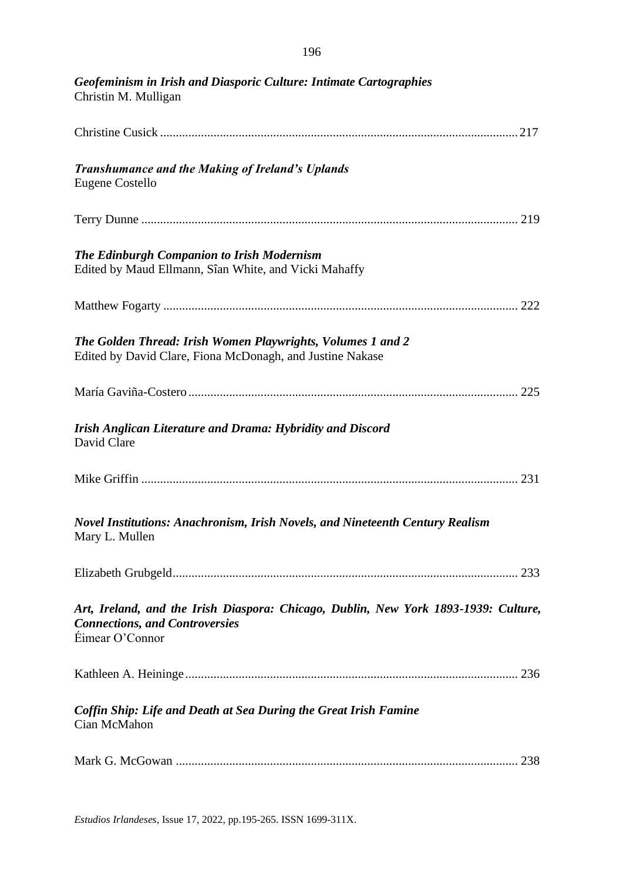***Geofeminism in Irish and Diasporic Culture: Intimate Cartographies***
Christin M. Mulligan

Christine Cusick .......................................................................................................... 217

***Transhumance and the Making of Ireland's Uplands***
Eugene Costello

Terry Dunne ................................................................................................................ 219

***The Edinburgh Companion to Irish Modernism***
Edited by Maud Ellmann, Sîan White, and Vicki Mahaffy

Matthew Fogarty ......................................................................................................... 222

***The Golden Thread: Irish Women Playwrights, Volumes 1 and 2***
Edited by David Clare, Fiona McDonagh, and Justine Nakase

María Gaviña-Costero.................................................................................................. 225

***Irish Anglican Literature and Drama: Hybridity and Discord***
David Clare

Mike Griffin ................................................................................................................. 231

***Novel Institutions: Anachronism, Irish Novels, and Nineteenth Century Realism***
Mary L. Mullen

Elizabeth Grubgeld....................................................................................................... 233

***Art, Ireland, and the Irish Diaspora: Chicago, Dublin, New York 1893-1939: Culture, Connections, and Controversies***
Éimear O'Connor

Kathleen A. Heininge................................................................................................... 236

***Coffin Ship: Life and Death at Sea During the Great Irish Famine***
Cian McMahon

Mark G. McGowan ...................................................................................................... 238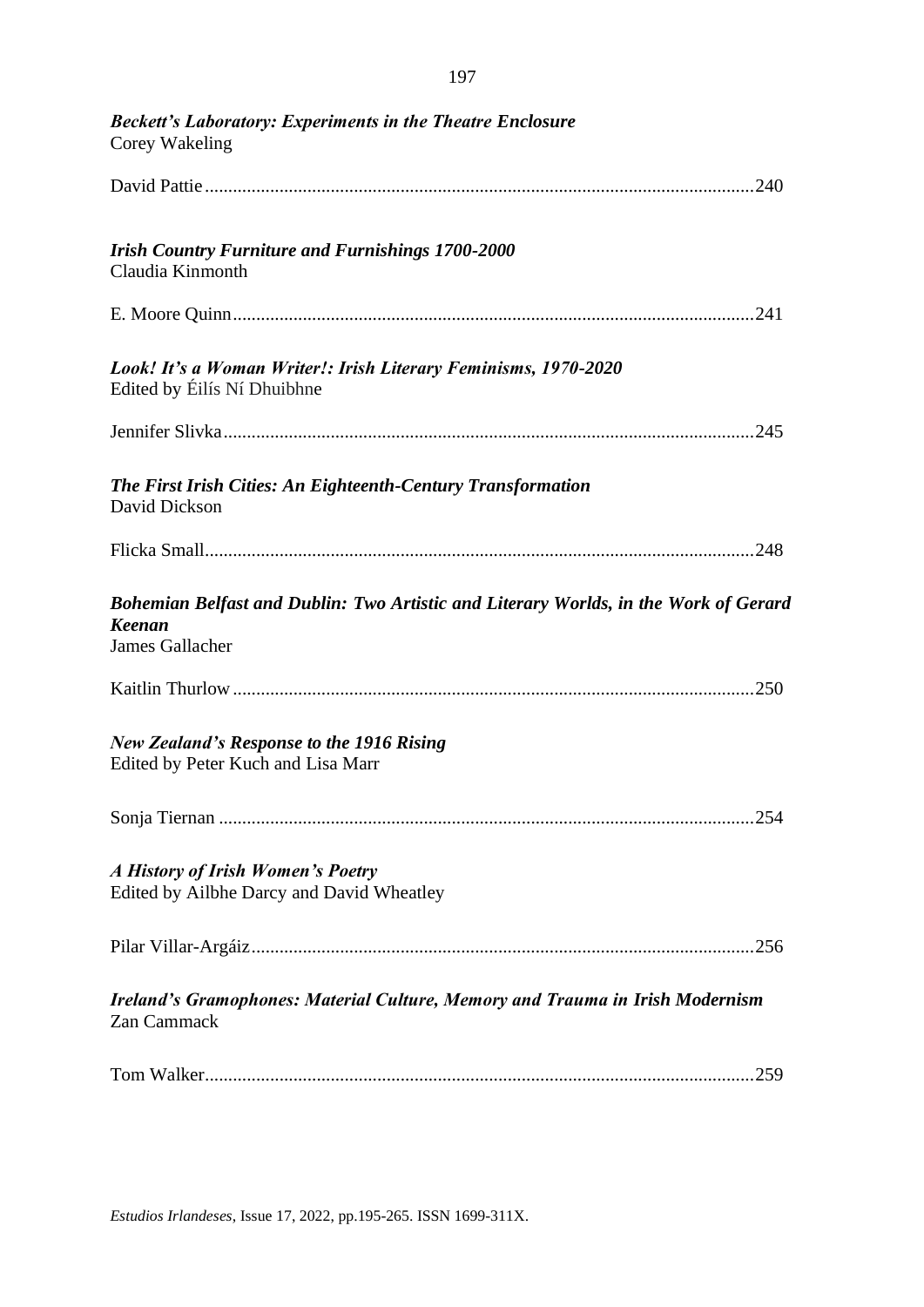***Beckett's Laboratory: Experiments in the Theatre Enclosure***
Corey Wakeling

David Pattie......................................................................................................................240

***Irish Country Furniture and Furnishings 1700-2000***
Claudia Kinmonth

E. Moore Quinn................................................................................................................241

***Look! It's a Woman Writer!: Irish Literary Feminisms, 1970-2020***
Edited by Éilís Ní Dhuibhne

Jennifer Slivka..................................................................................................................245

***The First Irish Cities: An Eighteenth-Century Transformation***
David Dickson

Flicka Small......................................................................................................................248

***Bohemian Belfast and Dublin: Two Artistic and Literary Worlds, in the Work of Gerard Keenan***
James Gallacher

Kaitlin Thurlow................................................................................................................250

***New Zealand's Response to the 1916 Rising***
Edited by Peter Kuch and Lisa Marr

Sonja Tiernan ..................................................................................................................254

***A History of Irish Women's Poetry***
Edited by Ailbhe Darcy and David Wheatley

Pilar Villar-Argáiz............................................................................................................256

***Ireland's Gramophones: Material Culture, Memory and Trauma in Irish Modernism***
Zan Cammack

Tom Walker......................................................................................................................259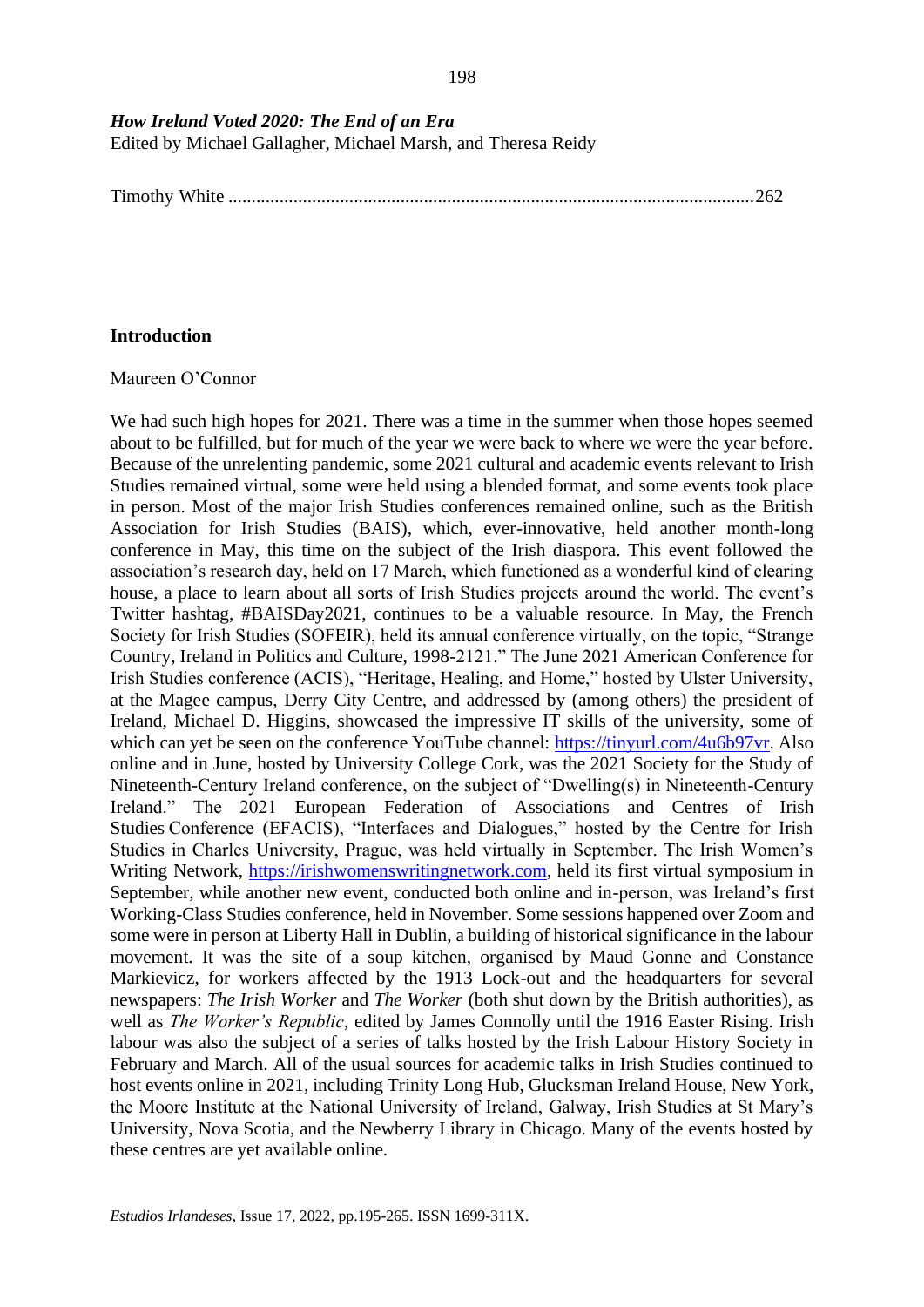***How Ireland Voted 2020: The End of an Era***
Edited by Michael Gallagher, Michael Marsh, and Theresa Reidy

Timothy White ..........................................................................................................262

## Introduction

Maureen O'Connor

We had such high hopes for 2021. There was a time in the summer when those hopes seemed about to be fulfilled, but for much of the year we were back to where we were the year before. Because of the unrelenting pandemic, some 2021 cultural and academic events relevant to Irish Studies remained virtual, some were held using a blended format, and some events took place in person. Most of the major Irish Studies conferences remained online, such as the British Association for Irish Studies (BAIS), which, ever-innovative, held another month-long conference in May, this time on the subject of the Irish diaspora. This event followed the association's research day, held on 17 March, which functioned as a wonderful kind of clearing house, a place to learn about all sorts of Irish Studies projects around the world. The event's Twitter hashtag, #BAISDay2021, continues to be a valuable resource. In May, the French Society for Irish Studies (SOFEIR), held its annual conference virtually, on the topic, "Strange Country, Ireland in Politics and Culture, 1998-2121." The June 2021 American Conference for Irish Studies conference (ACIS), "Heritage, Healing, and Home," hosted by Ulster University, at the Magee campus, Derry City Centre, and addressed by (among others) the president of Ireland, Michael D. Higgins, showcased the impressive IT skills of the university, some of which can yet be seen on the conference YouTube channel: https://tinyurl.com/4u6b97vr. Also online and in June, hosted by University College Cork, was the 2021 Society for the Study of Nineteenth-Century Ireland conference, on the subject of "Dwelling(s) in Nineteenth-Century Ireland." The 2021 European Federation of Associations and Centres of Irish Studies Conference (EFACIS), "Interfaces and Dialogues," hosted by the Centre for Irish Studies in Charles University, Prague, was held virtually in September. The Irish Women's Writing Network, https://irishwomenswritingnetwork.com, held its first virtual symposium in September, while another new event, conducted both online and in-person, was Ireland's first Working-Class Studies conference, held in November. Some sessions happened over Zoom and some were in person at Liberty Hall in Dublin, a building of historical significance in the labour movement. It was the site of a soup kitchen, organised by Maud Gonne and Constance Markievicz, for workers affected by the 1913 Lock-out and the headquarters for several newspapers: *The Irish Worker* and *The Worker* (both shut down by the British authorities), as well as *The Worker's Republic*, edited by James Connolly until the 1916 Easter Rising. Irish labour was also the subject of a series of talks hosted by the Irish Labour History Society in February and March. All of the usual sources for academic talks in Irish Studies continued to host events online in 2021, including Trinity Long Hub, Glucksman Ireland House, New York, the Moore Institute at the National University of Ireland, Galway, Irish Studies at St Mary's University, Nova Scotia, and the Newberry Library in Chicago. Many of the events hosted by these centres are yet available online.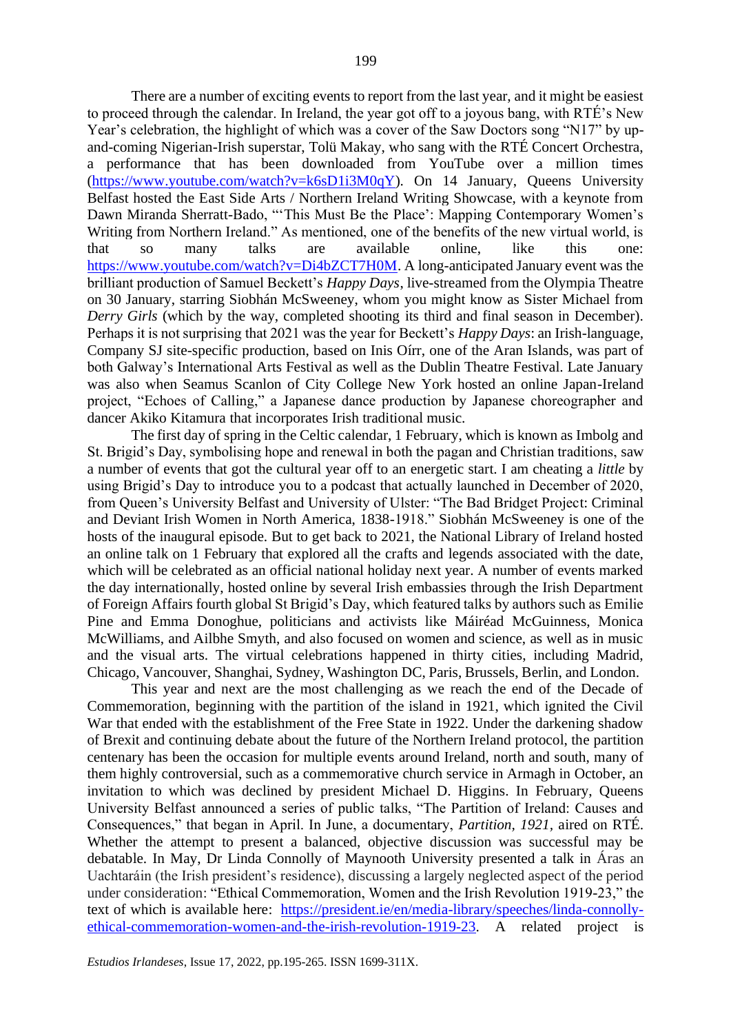There are a number of exciting events to report from the last year, and it might be easiest to proceed through the calendar. In Ireland, the year got off to a joyous bang, with RTÉ's New Year's celebration, the highlight of which was a cover of the Saw Doctors song "N17" by up-and-coming Nigerian-Irish superstar, Tolü Makay, who sang with the RTÉ Concert Orchestra, a performance that has been downloaded from YouTube over a million times (https://www.youtube.com/watch?v=k6sD1i3M0qY). On 14 January, Queens University Belfast hosted the East Side Arts / Northern Ireland Writing Showcase, with a keynote from Dawn Miranda Sherratt-Bado, "'This Must Be the Place': Mapping Contemporary Women's Writing from Northern Ireland." As mentioned, one of the benefits of the new virtual world, is that so many talks are available online, like this one: https://www.youtube.com/watch?v=Di4bZCT7H0M. A long-anticipated January event was the brilliant production of Samuel Beckett's *Happy Days*, live-streamed from the Olympia Theatre on 30 January, starring Siobhán McSweeney, whom you might know as Sister Michael from *Derry Girls* (which by the way, completed shooting its third and final season in December). Perhaps it is not surprising that 2021 was the year for Beckett's *Happy Days*: an Irish-language, Company SJ site-specific production, based on Inis Oírr, one of the Aran Islands, was part of both Galway's International Arts Festival as well as the Dublin Theatre Festival. Late January was also when Seamus Scanlon of City College New York hosted an online Japan-Ireland project, "Echoes of Calling," a Japanese dance production by Japanese choreographer and dancer Akiko Kitamura that incorporates Irish traditional music.

The first day of spring in the Celtic calendar, 1 February, which is known as Imbolg and St. Brigid's Day, symbolising hope and renewal in both the pagan and Christian traditions, saw a number of events that got the cultural year off to an energetic start. I am cheating a *little* by using Brigid's Day to introduce you to a podcast that actually launched in December of 2020, from Queen's University Belfast and University of Ulster: "The Bad Bridget Project: Criminal and Deviant Irish Women in North America, 1838-1918." Siobhán McSweeney is one of the hosts of the inaugural episode. But to get back to 2021, the National Library of Ireland hosted an online talk on 1 February that explored all the crafts and legends associated with the date, which will be celebrated as an official national holiday next year. A number of events marked the day internationally, hosted online by several Irish embassies through the Irish Department of Foreign Affairs fourth global St Brigid's Day, which featured talks by authors such as Emilie Pine and Emma Donoghue, politicians and activists like Máiréad McGuinness, Monica McWilliams, and Ailbhe Smyth, and also focused on women and science, as well as in music and the visual arts. The virtual celebrations happened in thirty cities, including Madrid, Chicago, Vancouver, Shanghai, Sydney, Washington DC, Paris, Brussels, Berlin, and London.

This year and next are the most challenging as we reach the end of the Decade of Commemoration, beginning with the partition of the island in 1921, which ignited the Civil War that ended with the establishment of the Free State in 1922. Under the darkening shadow of Brexit and continuing debate about the future of the Northern Ireland protocol, the partition centenary has been the occasion for multiple events around Ireland, north and south, many of them highly controversial, such as a commemorative church service in Armagh in October, an invitation to which was declined by president Michael D. Higgins. In February, Queens University Belfast announced a series of public talks, "The Partition of Ireland: Causes and Consequences," that began in April. In June, a documentary, *Partition, 1921*, aired on RTÉ. Whether the attempt to present a balanced, objective discussion was successful may be debatable. In May, Dr Linda Connolly of Maynooth University presented a talk in Áras an Uachtaráin (the Irish president's residence), discussing a largely neglected aspect of the period under consideration: "Ethical Commemoration, Women and the Irish Revolution 1919-23," the text of which is available here: https://president.ie/en/media-library/speeches/linda-connolly-ethical-commemoration-women-and-the-irish-revolution-1919-23. A related project is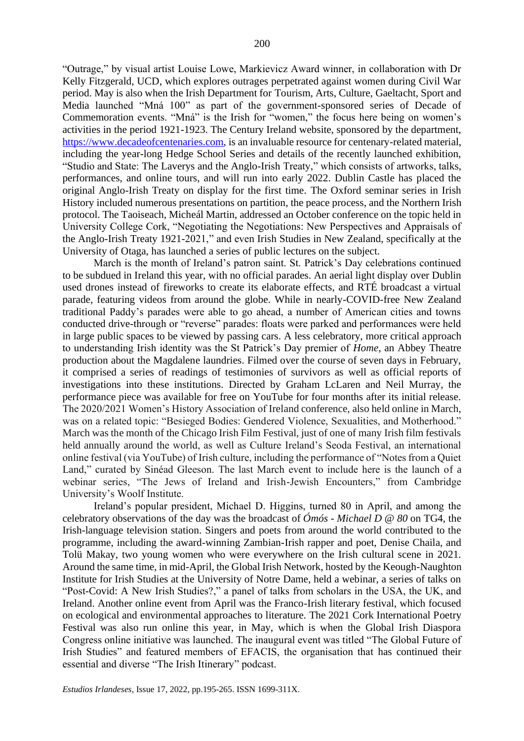"Outrage," by visual artist Louise Lowe, Markievicz Award winner, in collaboration with Dr Kelly Fitzgerald, UCD, which explores outrages perpetrated against women during Civil War period. May is also when the Irish Department for Tourism, Arts, Culture, Gaeltacht, Sport and Media launched "Mná 100" as part of the government-sponsored series of Decade of Commemoration events. "Mná" is the Irish for "women," the focus here being on women's activities in the period 1921-1923. The Century Ireland website, sponsored by the department, https://www.decadeofcentenaries.com, is an invaluable resource for centenary-related material, including the year-long Hedge School Series and details of the recently launched exhibition, "Studio and State: The Laverys and the Anglo-Irish Treaty," which consists of artworks, talks, performances, and online tours, and will run into early 2022. Dublin Castle has placed the original Anglo-Irish Treaty on display for the first time. The Oxford seminar series in Irish History included numerous presentations on partition, the peace process, and the Northern Irish protocol. The Taoiseach, Micheál Martin, addressed an October conference on the topic held in University College Cork, "Negotiating the Negotiations: New Perspectives and Appraisals of the Anglo-Irish Treaty 1921-2021," and even Irish Studies in New Zealand, specifically at the University of Otaga, has launched a series of public lectures on the subject.

March is the month of Ireland's patron saint. St. Patrick's Day celebrations continued to be subdued in Ireland this year, with no official parades. An aerial light display over Dublin used drones instead of fireworks to create its elaborate effects, and RTÉ broadcast a virtual parade, featuring videos from around the globe. While in nearly-COVID-free New Zealand traditional Paddy's parades were able to go ahead, a number of American cities and towns conducted drive-through or "reverse" parades: floats were parked and performances were held in large public spaces to be viewed by passing cars. A less celebratory, more critical approach to understanding Irish identity was the St Patrick's Day premier of *Home*, an Abbey Theatre production about the Magdalene laundries. Filmed over the course of seven days in February, it comprised a series of readings of testimonies of survivors as well as official reports of investigations into these institutions. Directed by Graham LcLaren and Neil Murray, the performance piece was available for free on YouTube for four months after its initial release. The 2020/2021 Women's History Association of Ireland conference, also held online in March, was on a related topic: "Besieged Bodies: Gendered Violence, Sexualities, and Motherhood." March was the month of the Chicago Irish Film Festival, just of one of many Irish film festivals held annually around the world, as well as Culture Ireland's Seoda Festival, an international online festival (via YouTube) of Irish culture, including the performance of "Notes from a Quiet Land," curated by Sinéad Gleeson. The last March event to include here is the launch of a webinar series, "The Jews of Ireland and Irish-Jewish Encounters," from Cambridge University's Woolf Institute.

Ireland's popular president, Michael D. Higgins, turned 80 in April, and among the celebratory observations of the day was the broadcast of *Ómós - Michael D @ 80* on TG4, the Irish-language television station. Singers and poets from around the world contributed to the programme, including the award-winning Zambian-Irish rapper and poet, Denise Chaila, and Tolü Makay, two young women who were everywhere on the Irish cultural scene in 2021. Around the same time, in mid-April, the Global Irish Network, hosted by the Keough-Naughton Institute for Irish Studies at the University of Notre Dame, held a webinar, a series of talks on "Post-Covid: A New Irish Studies?," a panel of talks from scholars in the USA, the UK, and Ireland. Another online event from April was the Franco-Irish literary festival, which focused on ecological and environmental approaches to literature. The 2021 Cork International Poetry Festival was also run online this year, in May, which is when the Global Irish Diaspora Congress online initiative was launched. The inaugural event was titled "The Global Future of Irish Studies" and featured members of EFACIS, the organisation that has continued their essential and diverse "The Irish Itinerary" podcast.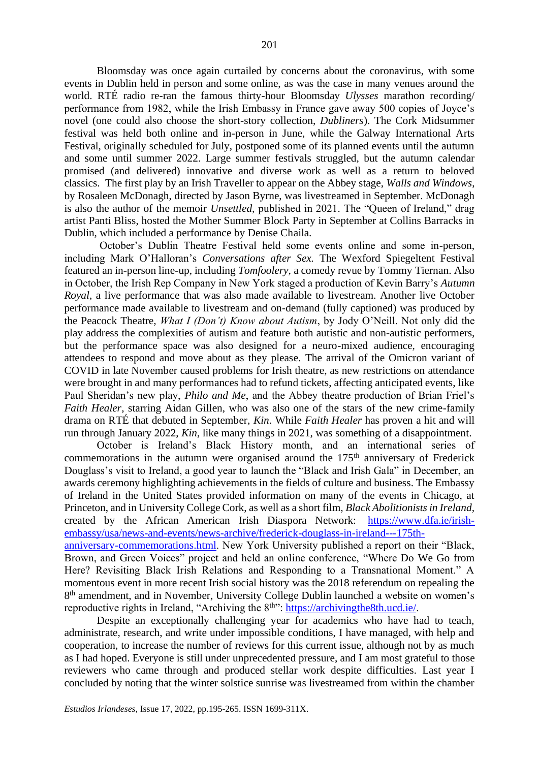Bloomsday was once again curtailed by concerns about the coronavirus, with some events in Dublin held in person and some online, as was the case in many venues around the world. RTÉ radio re-ran the famous thirty-hour Bloomsday *Ulysses* marathon recording/ performance from 1982, while the Irish Embassy in France gave away 500 copies of Joyce's novel (one could also choose the short-story collection, *Dubliners*). The Cork Midsummer festival was held both online and in-person in June, while the Galway International Arts Festival, originally scheduled for July, postponed some of its planned events until the autumn and some until summer 2022. Large summer festivals struggled, but the autumn calendar promised (and delivered) innovative and diverse work as well as a return to beloved classics. The first play by an Irish Traveller to appear on the Abbey stage, *Walls and Windows*, by Rosaleen McDonagh, directed by Jason Byrne, was livestreamed in September. McDonagh is also the author of the memoir *Unsettled*, published in 2021. The "Queen of Ireland," drag artist Panti Bliss, hosted the Mother Summer Block Party in September at Collins Barracks in Dublin, which included a performance by Denise Chaila.

October's Dublin Theatre Festival held some events online and some in-person, including Mark O'Halloran's *Conversations after Sex*. The Wexford Spiegeltent Festival featured an in-person line-up, including *Tomfoolery*, a comedy revue by Tommy Tiernan. Also in October, the Irish Rep Company in New York staged a production of Kevin Barry's *Autumn Royal*, a live performance that was also made available to livestream. Another live October performance made available to livestream and on-demand (fully captioned) was produced by the Peacock Theatre, *What I (Don't) Know about Autism*, by Jody O'Neill. Not only did the play address the complexities of autism and feature both autistic and non-autistic performers, but the performance space was also designed for a neuro-mixed audience, encouraging attendees to respond and move about as they please. The arrival of the Omicron variant of COVID in late November caused problems for Irish theatre, as new restrictions on attendance were brought in and many performances had to refund tickets, affecting anticipated events, like Paul Sheridan's new play, *Philo and Me*, and the Abbey theatre production of Brian Friel's *Faith Healer*, starring Aidan Gillen, who was also one of the stars of the new crime-family drama on RTÉ that debuted in September, *Kin*. While *Faith Healer* has proven a hit and will run through January 2022, *Kin*, like many things in 2021, was something of a disappointment.

October is Ireland's Black History month, and an international series of commemorations in the autumn were organised around the 175th anniversary of Frederick Douglass's visit to Ireland, a good year to launch the "Black and Irish Gala" in December, an awards ceremony highlighting achievements in the fields of culture and business. The Embassy of Ireland in the United States provided information on many of the events in Chicago, at Princeton, and in University College Cork, as well as a short film, *Black Abolitionists in Ireland*, created by the African American Irish Diaspora Network: https://www.dfa.ie/irish-embassy/usa/news-and-events/news-archive/frederick-douglass-in-ireland---175th-anniversary-commemorations.html. New York University published a report on their "Black, Brown, and Green Voices" project and held an online conference, "Where Do We Go from Here? Revisiting Black Irish Relations and Responding to a Transnational Moment." A momentous event in more recent Irish social history was the 2018 referendum on repealing the 8th amendment, and in November, University College Dublin launched a website on women's reproductive rights in Ireland, "Archiving the 8th": https://archivingthe8th.ucd.ie/.

Despite an exceptionally challenging year for academics who have had to teach, administrate, research, and write under impossible conditions, I have managed, with help and cooperation, to increase the number of reviews for this current issue, although not by as much as I had hoped. Everyone is still under unprecedented pressure, and I am most grateful to those reviewers who came through and produced stellar work despite difficulties. Last year I concluded by noting that the winter solstice sunrise was livestreamed from within the chamber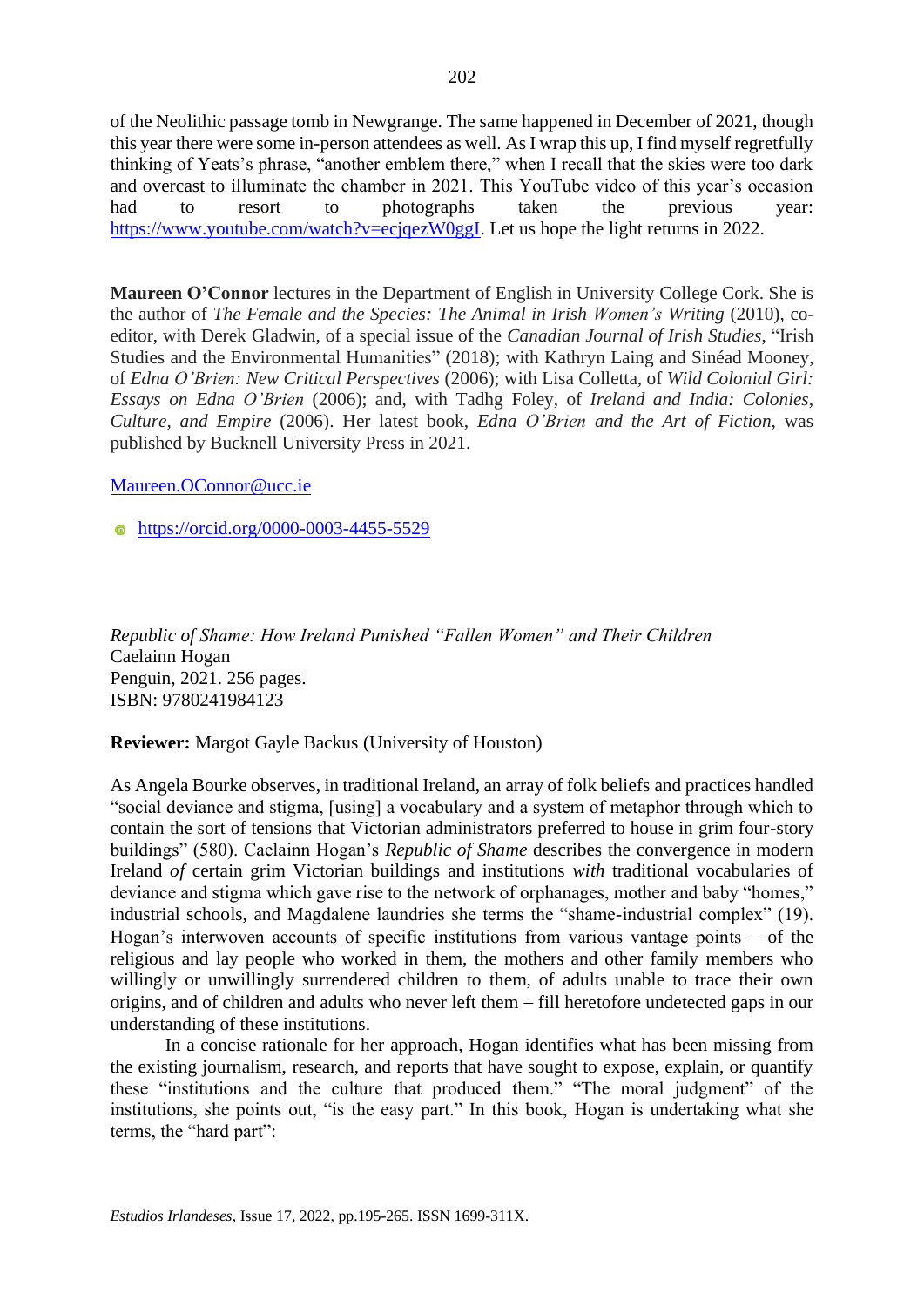of the Neolithic passage tomb in Newgrange. The same happened in December of 2021, though this year there were some in-person attendees as well. As I wrap this up, I find myself regretfully thinking of Yeats's phrase, "another emblem there," when I recall that the skies were too dark and overcast to illuminate the chamber in 2021. This YouTube video of this year's occasion had to resort to photographs taken the previous year: https://www.youtube.com/watch?v=ecjqezW0ggI. Let us hope the light returns in 2022.

**Maureen O'Connor** lectures in the Department of English in University College Cork. She is the author of *The Female and the Species: The Animal in Irish Women's Writing* (2010), co-editor, with Derek Gladwin, of a special issue of the *Canadian Journal of Irish Studies*, "Irish Studies and the Environmental Humanities" (2018); with Kathryn Laing and Sinéad Mooney, of *Edna O'Brien: New Critical Perspectives* (2006); with Lisa Colletta, of *Wild Colonial Girl: Essays on Edna O'Brien* (2006); and, with Tadhg Foley, of *Ireland and India: Colonies, Culture, and Empire* (2006). Her latest book, *Edna O'Brien and the Art of Fiction*, was published by Bucknell University Press in 2021.

Maureen.OConnor@ucc.ie

https://orcid.org/0000-0003-4455-5529

*Republic of Shame: How Ireland Punished "Fallen Women" and Their Children*
Caelainn Hogan
Penguin, 2021. 256 pages.
ISBN: 9780241984123

**Reviewer:** Margot Gayle Backus (University of Houston)

As Angela Bourke observes, in traditional Ireland, an array of folk beliefs and practices handled "social deviance and stigma, [using] a vocabulary and a system of metaphor through which to contain the sort of tensions that Victorian administrators preferred to house in grim four-story buildings" (580). Caelainn Hogan's *Republic of Shame* describes the convergence in modern Ireland *of* certain grim Victorian buildings and institutions *with* traditional vocabularies of deviance and stigma which gave rise to the network of orphanages, mother and baby "homes," industrial schools, and Magdalene laundries she terms the "shame-industrial complex" (19). Hogan's interwoven accounts of specific institutions from various vantage points – of the religious and lay people who worked in them, the mothers and other family members who willingly or unwillingly surrendered children to them, of adults unable to trace their own origins, and of children and adults who never left them – fill heretofore undetected gaps in our understanding of these institutions.

In a concise rationale for her approach, Hogan identifies what has been missing from the existing journalism, research, and reports that have sought to expose, explain, or quantify these "institutions and the culture that produced them." "The moral judgment" of the institutions, she points out, "is the easy part." In this book, Hogan is undertaking what she terms, the "hard part":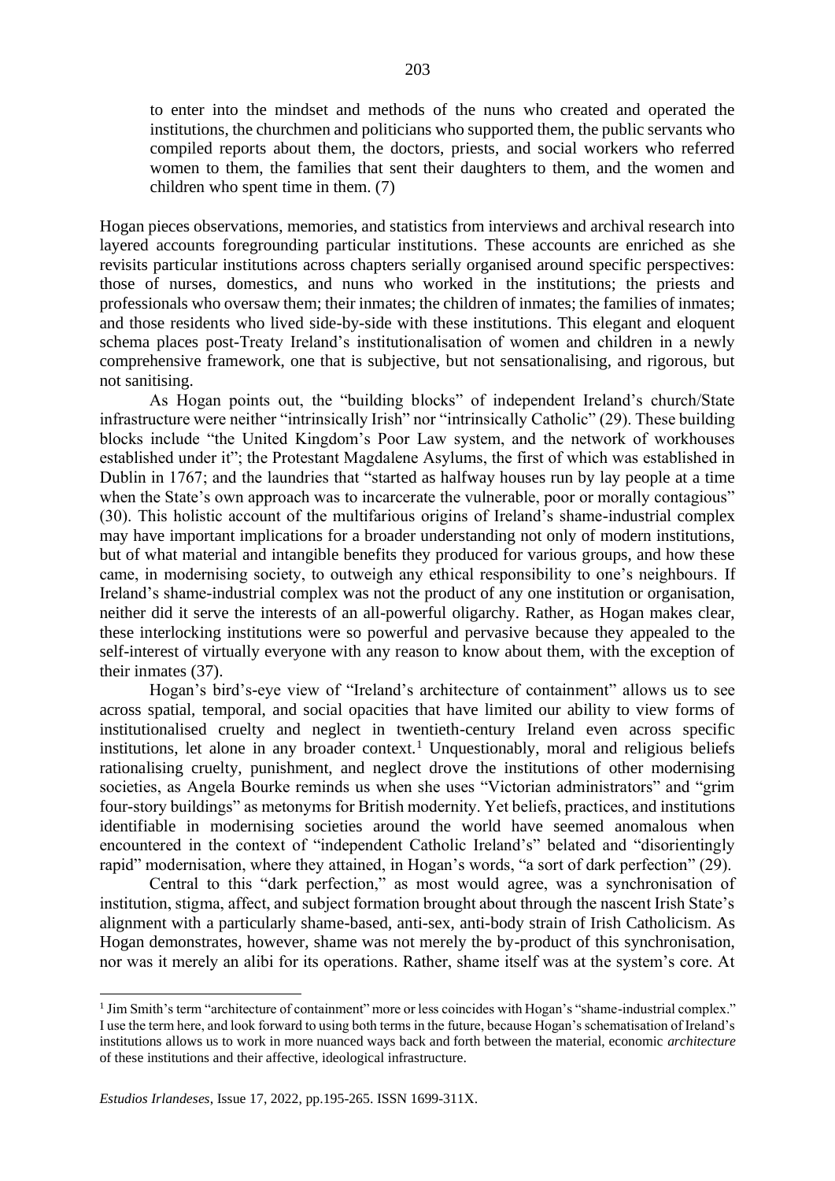> to enter into the mindset and methods of the nuns who created and operated the institutions, the churchmen and politicians who supported them, the public servants who compiled reports about them, the doctors, priests, and social workers who referred women to them, the families that sent their daughters to them, and the women and children who spent time in them. (7)

Hogan pieces observations, memories, and statistics from interviews and archival research into layered accounts foregrounding particular institutions. These accounts are enriched as she revisits particular institutions across chapters serially organised around specific perspectives: those of nurses, domestics, and nuns who worked in the institutions; the priests and professionals who oversaw them; their inmates; the children of inmates; the families of inmates; and those residents who lived side-by-side with these institutions. This elegant and eloquent schema places post-Treaty Ireland's institutionalisation of women and children in a newly comprehensive framework, one that is subjective, but not sensationalising, and rigorous, but not sanitising.

As Hogan points out, the "building blocks" of independent Ireland's church/State infrastructure were neither "intrinsically Irish" nor "intrinsically Catholic" (29). These building blocks include "the United Kingdom's Poor Law system, and the network of workhouses established under it"; the Protestant Magdalene Asylums, the first of which was established in Dublin in 1767; and the laundries that "started as halfway houses run by lay people at a time when the State's own approach was to incarcerate the vulnerable, poor or morally contagious" (30). This holistic account of the multifarious origins of Ireland's shame-industrial complex may have important implications for a broader understanding not only of modern institutions, but of what material and intangible benefits they produced for various groups, and how these came, in modernising society, to outweigh any ethical responsibility to one's neighbours. If Ireland's shame-industrial complex was not the product of any one institution or organisation, neither did it serve the interests of an all-powerful oligarchy. Rather, as Hogan makes clear, these interlocking institutions were so powerful and pervasive because they appealed to the self-interest of virtually everyone with any reason to know about them, with the exception of their inmates (37).

Hogan's bird's-eye view of "Ireland's architecture of containment" allows us to see across spatial, temporal, and social opacities that have limited our ability to view forms of institutionalised cruelty and neglect in twentieth-century Ireland even across specific institutions, let alone in any broader context.[1] Unquestionably, moral and religious beliefs rationalising cruelty, punishment, and neglect drove the institutions of other modernising societies, as Angela Bourke reminds us when she uses "Victorian administrators" and "grim four-story buildings" as metonyms for British modernity. Yet beliefs, practices, and institutions identifiable in modernising societies around the world have seemed anomalous when encountered in the context of "independent Catholic Ireland's" belated and "disorientingly rapid" modernisation, where they attained, in Hogan's words, "a sort of dark perfection" (29).

Central to this "dark perfection," as most would agree, was a synchronisation of institution, stigma, affect, and subject formation brought about through the nascent Irish State's alignment with a particularly shame-based, anti-sex, anti-body strain of Irish Catholicism. As Hogan demonstrates, however, shame was not merely the by-product of this synchronisation, nor was it merely an alibi for its operations. Rather, shame itself was at the system's core. At

---

[1] Jim Smith's term "architecture of containment" more or less coincides with Hogan's "shame-industrial complex." I use the term here, and look forward to using both terms in the future, because Hogan's schematisation of Ireland's institutions allows us to work in more nuanced ways back and forth between the material, economic *architecture* of these institutions and their affective, ideological infrastructure.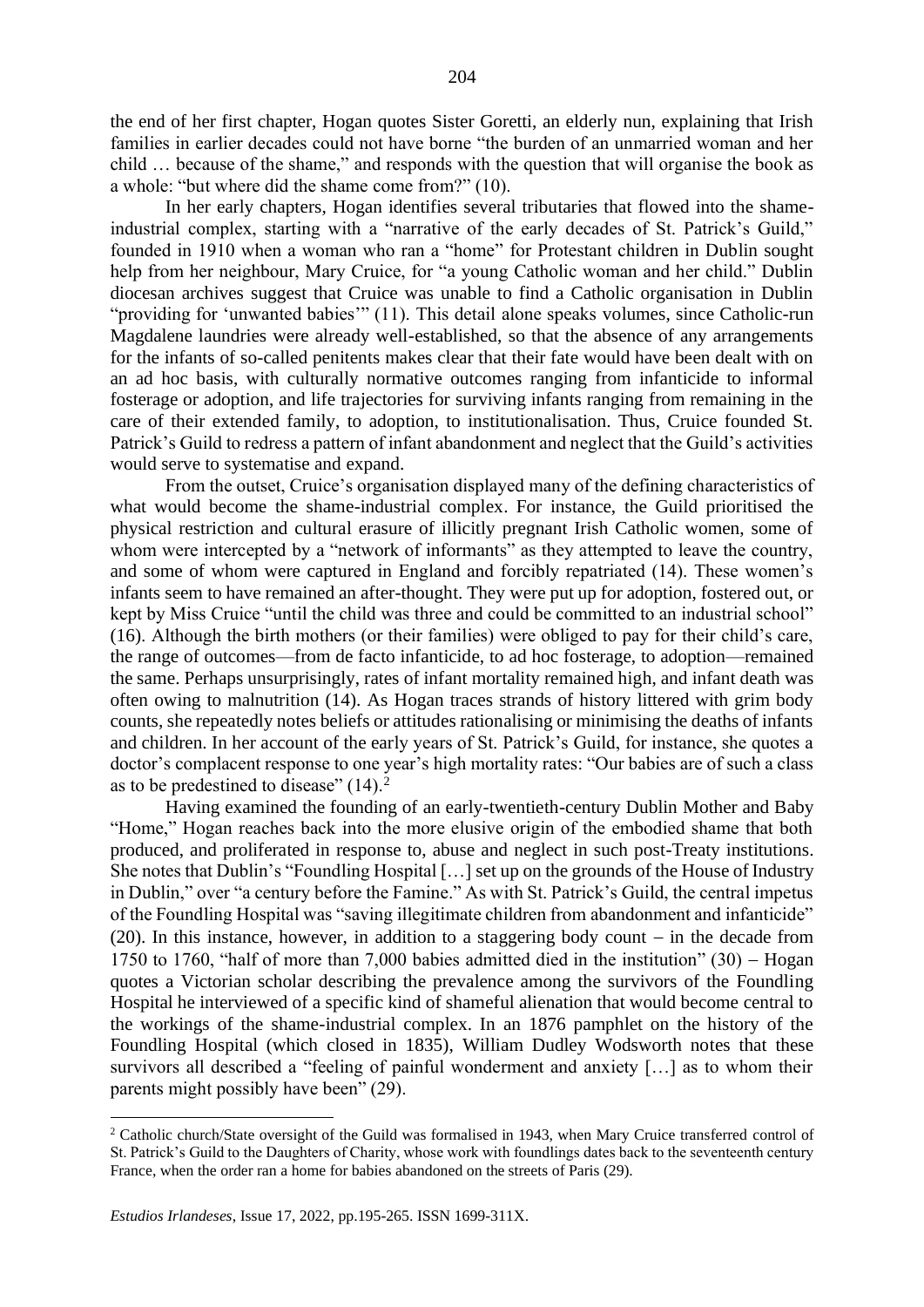the end of her first chapter, Hogan quotes Sister Goretti, an elderly nun, explaining that Irish families in earlier decades could not have borne "the burden of an unmarried woman and her child … because of the shame," and responds with the question that will organise the book as a whole: "but where did the shame come from?" (10).

In her early chapters, Hogan identifies several tributaries that flowed into the shame-industrial complex, starting with a "narrative of the early decades of St. Patrick's Guild," founded in 1910 when a woman who ran a "home" for Protestant children in Dublin sought help from her neighbour, Mary Cruice, for "a young Catholic woman and her child." Dublin diocesan archives suggest that Cruice was unable to find a Catholic organisation in Dublin "providing for 'unwanted babies'" (11). This detail alone speaks volumes, since Catholic-run Magdalene laundries were already well-established, so that the absence of any arrangements for the infants of so-called penitents makes clear that their fate would have been dealt with on an ad hoc basis, with culturally normative outcomes ranging from infanticide to informal fosterage or adoption, and life trajectories for surviving infants ranging from remaining in the care of their extended family, to adoption, to institutionalisation. Thus, Cruice founded St. Patrick's Guild to redress a pattern of infant abandonment and neglect that the Guild's activities would serve to systematise and expand.

From the outset, Cruice's organisation displayed many of the defining characteristics of what would become the shame-industrial complex. For instance, the Guild prioritised the physical restriction and cultural erasure of illicitly pregnant Irish Catholic women, some of whom were intercepted by a "network of informants" as they attempted to leave the country, and some of whom were captured in England and forcibly repatriated (14). These women's infants seem to have remained an after-thought. They were put up for adoption, fostered out, or kept by Miss Cruice "until the child was three and could be committed to an industrial school" (16). Although the birth mothers (or their families) were obliged to pay for their child's care, the range of outcomes—from de facto infanticide, to ad hoc fosterage, to adoption—remained the same. Perhaps unsurprisingly, rates of infant mortality remained high, and infant death was often owing to malnutrition (14). As Hogan traces strands of history littered with grim body counts, she repeatedly notes beliefs or attitudes rationalising or minimising the deaths of infants and children. In her account of the early years of St. Patrick's Guild, for instance, she quotes a doctor's complacent response to one year's high mortality rates: "Our babies are of such a class as to be predestined to disease" (14).[2]

Having examined the founding of an early-twentieth-century Dublin Mother and Baby "Home," Hogan reaches back into the more elusive origin of the embodied shame that both produced, and proliferated in response to, abuse and neglect in such post-Treaty institutions. She notes that Dublin's "Foundling Hospital […] set up on the grounds of the House of Industry in Dublin," over "a century before the Famine." As with St. Patrick's Guild, the central impetus of the Foundling Hospital was "saving illegitimate children from abandonment and infanticide" (20). In this instance, however, in addition to a staggering body count – in the decade from 1750 to 1760, "half of more than 7,000 babies admitted died in the institution" (30) – Hogan quotes a Victorian scholar describing the prevalence among the survivors of the Foundling Hospital he interviewed of a specific kind of shameful alienation that would become central to the workings of the shame-industrial complex. In an 1876 pamphlet on the history of the Foundling Hospital (which closed in 1835), William Dudley Wodsworth notes that these survivors all described a "feeling of painful wonderment and anxiety […] as to whom their parents might possibly have been" (29).

---

[2] Catholic church/State oversight of the Guild was formalised in 1943, when Mary Cruice transferred control of St. Patrick's Guild to the Daughters of Charity, whose work with foundlings dates back to the seventeenth century France, when the order ran a home for babies abandoned on the streets of Paris (29).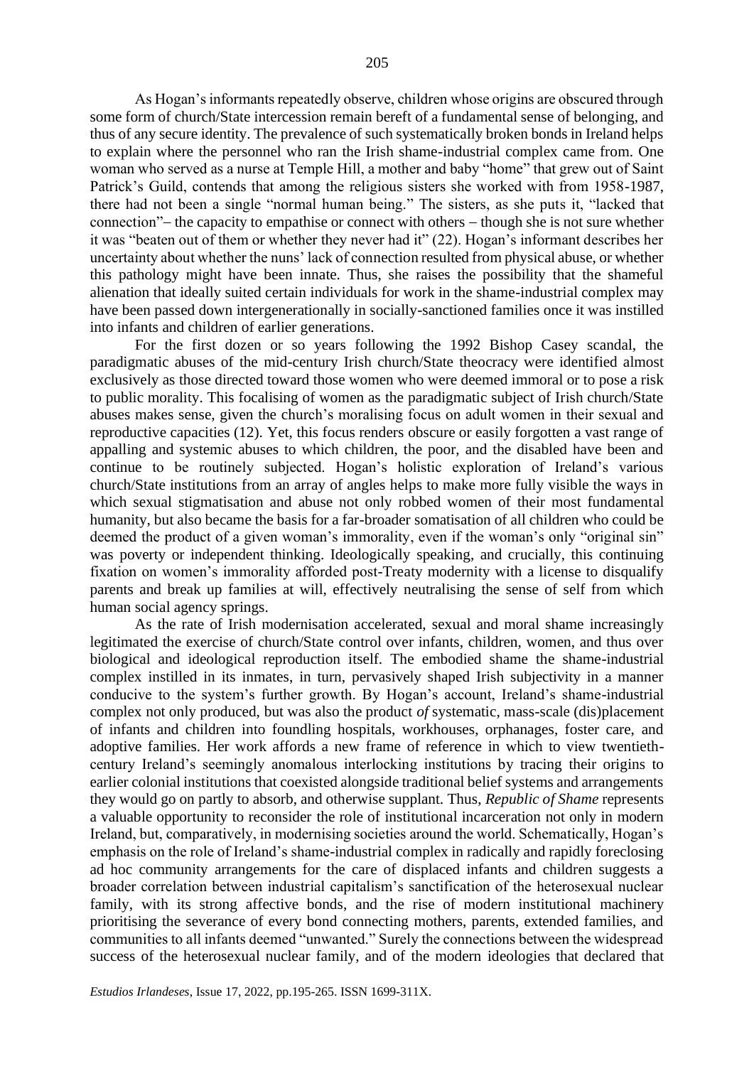As Hogan's informants repeatedly observe, children whose origins are obscured through some form of church/State intercession remain bereft of a fundamental sense of belonging, and thus of any secure identity. The prevalence of such systematically broken bonds in Ireland helps to explain where the personnel who ran the Irish shame-industrial complex came from. One woman who served as a nurse at Temple Hill, a mother and baby "home" that grew out of Saint Patrick's Guild, contends that among the religious sisters she worked with from 1958-1987, there had not been a single "normal human being." The sisters, as she puts it, "lacked that connection"– the capacity to empathise or connect with others – though she is not sure whether it was "beaten out of them or whether they never had it" (22). Hogan's informant describes her uncertainty about whether the nuns' lack of connection resulted from physical abuse, or whether this pathology might have been innate. Thus, she raises the possibility that the shameful alienation that ideally suited certain individuals for work in the shame-industrial complex may have been passed down intergenerationally in socially-sanctioned families once it was instilled into infants and children of earlier generations.

For the first dozen or so years following the 1992 Bishop Casey scandal, the paradigmatic abuses of the mid-century Irish church/State theocracy were identified almost exclusively as those directed toward those women who were deemed immoral or to pose a risk to public morality. This focalising of women as the paradigmatic subject of Irish church/State abuses makes sense, given the church's moralising focus on adult women in their sexual and reproductive capacities (12). Yet, this focus renders obscure or easily forgotten a vast range of appalling and systemic abuses to which children, the poor, and the disabled have been and continue to be routinely subjected. Hogan's holistic exploration of Ireland's various church/State institutions from an array of angles helps to make more fully visible the ways in which sexual stigmatisation and abuse not only robbed women of their most fundamental humanity, but also became the basis for a far-broader somatisation of all children who could be deemed the product of a given woman's immorality, even if the woman's only "original sin" was poverty or independent thinking. Ideologically speaking, and crucially, this continuing fixation on women's immorality afforded post-Treaty modernity with a license to disqualify parents and break up families at will, effectively neutralising the sense of self from which human social agency springs.

As the rate of Irish modernisation accelerated, sexual and moral shame increasingly legitimated the exercise of church/State control over infants, children, women, and thus over biological and ideological reproduction itself. The embodied shame the shame-industrial complex instilled in its inmates, in turn, pervasively shaped Irish subjectivity in a manner conducive to the system's further growth. By Hogan's account, Ireland's shame-industrial complex not only produced, but was also the product *of* systematic, mass-scale (dis)placement of infants and children into foundling hospitals, workhouses, orphanages, foster care, and adoptive families. Her work affords a new frame of reference in which to view twentieth-century Ireland's seemingly anomalous interlocking institutions by tracing their origins to earlier colonial institutions that coexisted alongside traditional belief systems and arrangements they would go on partly to absorb, and otherwise supplant. Thus, *Republic of Shame* represents a valuable opportunity to reconsider the role of institutional incarceration not only in modern Ireland, but, comparatively, in modernising societies around the world. Schematically, Hogan's emphasis on the role of Ireland's shame-industrial complex in radically and rapidly foreclosing ad hoc community arrangements for the care of displaced infants and children suggests a broader correlation between industrial capitalism's sanctification of the heterosexual nuclear family, with its strong affective bonds, and the rise of modern institutional machinery prioritising the severance of every bond connecting mothers, parents, extended families, and communities to all infants deemed "unwanted." Surely the connections between the widespread success of the heterosexual nuclear family, and of the modern ideologies that declared that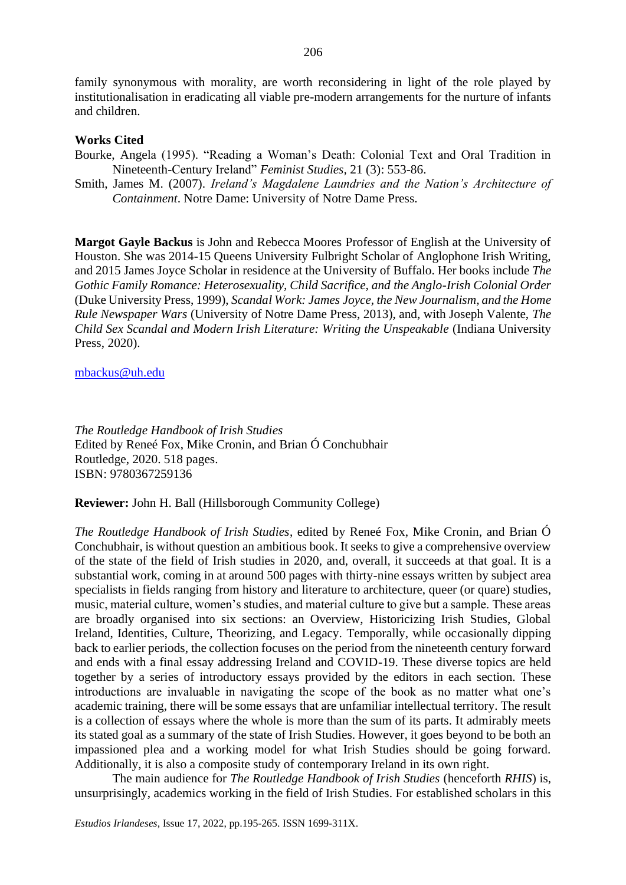family synonymous with morality, are worth reconsidering in light of the role played by institutionalisation in eradicating all viable pre-modern arrangements for the nurture of infants and children.

**Works Cited**

Bourke, Angela (1995). "Reading a Woman's Death: Colonial Text and Oral Tradition in Nineteenth-Century Ireland" *Feminist Studies*, 21 (3): 553-86.

Smith, James M. (2007). *Ireland's Magdalene Laundries and the Nation's Architecture of Containment*. Notre Dame: University of Notre Dame Press.

**Margot Gayle Backus** is John and Rebecca Moores Professor of English at the University of Houston. She was 2014-15 Queens University Fulbright Scholar of Anglophone Irish Writing, and 2015 James Joyce Scholar in residence at the University of Buffalo. Her books include *The Gothic Family Romance: Heterosexuality, Child Sacrifice, and the Anglo-Irish Colonial Order* (Duke University Press, 1999), *Scandal Work: James Joyce, the New Journalism, and the Home Rule Newspaper Wars* (University of Notre Dame Press, 2013), and, with Joseph Valente, *The Child Sex Scandal and Modern Irish Literature: Writing the Unspeakable* (Indiana University Press, 2020).

mbackus@uh.edu

*The Routledge Handbook of Irish Studies*
Edited by Reneé Fox, Mike Cronin, and Brian Ó Conchubhair
Routledge, 2020. 518 pages.
ISBN: 9780367259136

**Reviewer:** John H. Ball (Hillsborough Community College)

*The Routledge Handbook of Irish Studies*, edited by Reneé Fox, Mike Cronin, and Brian Ó Conchubhair, is without question an ambitious book. It seeks to give a comprehensive overview of the state of the field of Irish studies in 2020, and, overall, it succeeds at that goal. It is a substantial work, coming in at around 500 pages with thirty-nine essays written by subject area specialists in fields ranging from history and literature to architecture, queer (or quare) studies, music, material culture, women's studies, and material culture to give but a sample. These areas are broadly organised into six sections: an Overview, Historicizing Irish Studies, Global Ireland, Identities, Culture, Theorizing, and Legacy. Temporally, while occasionally dipping back to earlier periods, the collection focuses on the period from the nineteenth century forward and ends with a final essay addressing Ireland and COVID-19. These diverse topics are held together by a series of introductory essays provided by the editors in each section. These introductions are invaluable in navigating the scope of the book as no matter what one's academic training, there will be some essays that are unfamiliar intellectual territory. The result is a collection of essays where the whole is more than the sum of its parts. It admirably meets its stated goal as a summary of the state of Irish Studies. However, it goes beyond to be both an impassioned plea and a working model for what Irish Studies should be going forward. Additionally, it is also a composite study of contemporary Ireland in its own right.

The main audience for *The Routledge Handbook of Irish Studies* (henceforth *RHIS*) is, unsurprisingly, academics working in the field of Irish Studies. For established scholars in this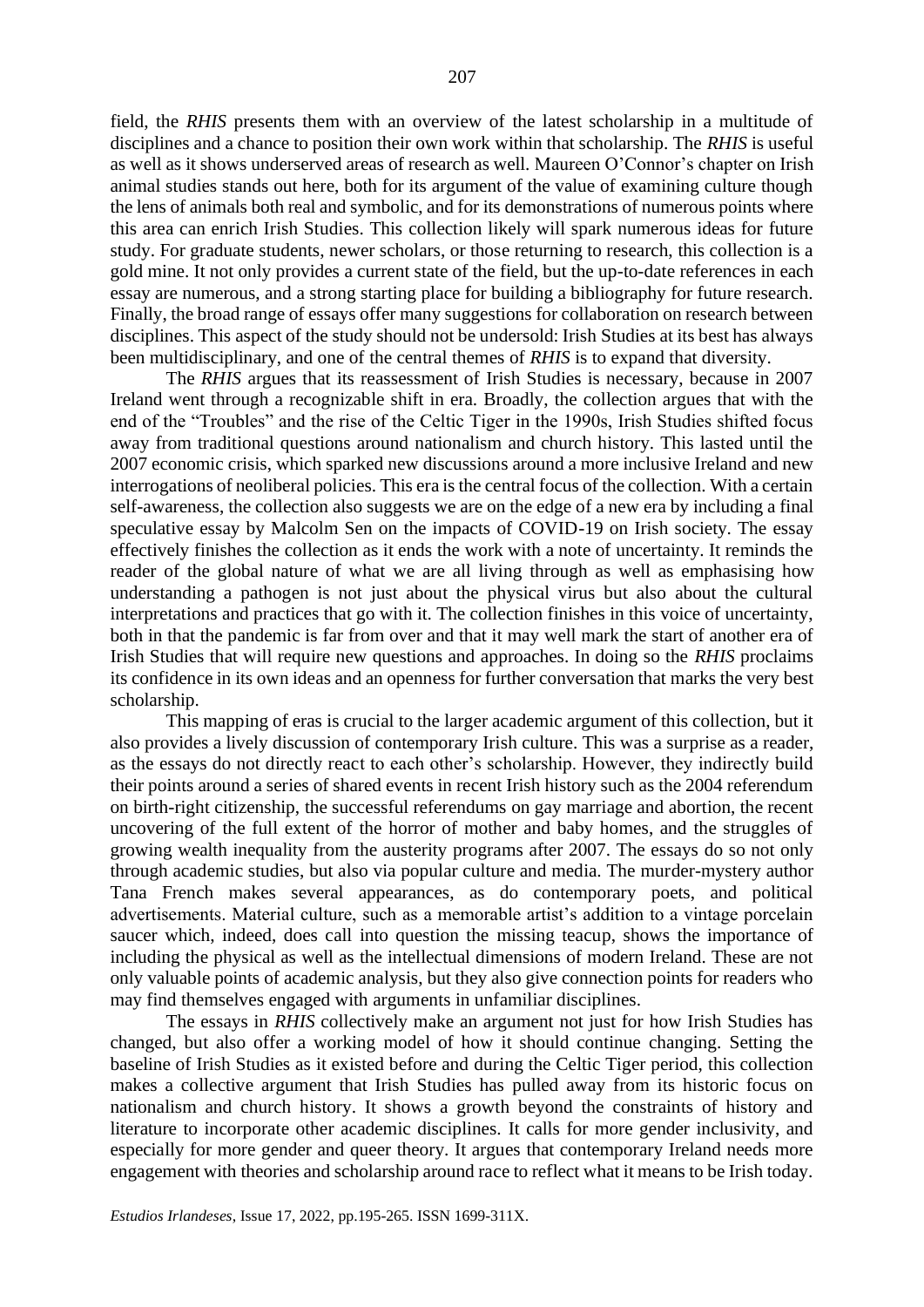field, the *RHIS* presents them with an overview of the latest scholarship in a multitude of disciplines and a chance to position their own work within that scholarship. The *RHIS* is useful as well as it shows underserved areas of research as well. Maureen O'Connor's chapter on Irish animal studies stands out here, both for its argument of the value of examining culture though the lens of animals both real and symbolic, and for its demonstrations of numerous points where this area can enrich Irish Studies. This collection likely will spark numerous ideas for future study. For graduate students, newer scholars, or those returning to research, this collection is a gold mine. It not only provides a current state of the field, but the up-to-date references in each essay are numerous, and a strong starting place for building a bibliography for future research. Finally, the broad range of essays offer many suggestions for collaboration on research between disciplines. This aspect of the study should not be undersold: Irish Studies at its best has always been multidisciplinary, and one of the central themes of *RHIS* is to expand that diversity.

The *RHIS* argues that its reassessment of Irish Studies is necessary, because in 2007 Ireland went through a recognizable shift in era. Broadly, the collection argues that with the end of the "Troubles" and the rise of the Celtic Tiger in the 1990s, Irish Studies shifted focus away from traditional questions around nationalism and church history. This lasted until the 2007 economic crisis, which sparked new discussions around a more inclusive Ireland and new interrogations of neoliberal policies. This era is the central focus of the collection. With a certain self-awareness, the collection also suggests we are on the edge of a new era by including a final speculative essay by Malcolm Sen on the impacts of COVID-19 on Irish society. The essay effectively finishes the collection as it ends the work with a note of uncertainty. It reminds the reader of the global nature of what we are all living through as well as emphasising how understanding a pathogen is not just about the physical virus but also about the cultural interpretations and practices that go with it. The collection finishes in this voice of uncertainty, both in that the pandemic is far from over and that it may well mark the start of another era of Irish Studies that will require new questions and approaches. In doing so the *RHIS* proclaims its confidence in its own ideas and an openness for further conversation that marks the very best scholarship.

This mapping of eras is crucial to the larger academic argument of this collection, but it also provides a lively discussion of contemporary Irish culture. This was a surprise as a reader, as the essays do not directly react to each other's scholarship. However, they indirectly build their points around a series of shared events in recent Irish history such as the 2004 referendum on birth-right citizenship, the successful referendums on gay marriage and abortion, the recent uncovering of the full extent of the horror of mother and baby homes, and the struggles of growing wealth inequality from the austerity programs after 2007. The essays do so not only through academic studies, but also via popular culture and media. The murder-mystery author Tana French makes several appearances, as do contemporary poets, and political advertisements. Material culture, such as a memorable artist's addition to a vintage porcelain saucer which, indeed, does call into question the missing teacup, shows the importance of including the physical as well as the intellectual dimensions of modern Ireland. These are not only valuable points of academic analysis, but they also give connection points for readers who may find themselves engaged with arguments in unfamiliar disciplines.

The essays in *RHIS* collectively make an argument not just for how Irish Studies has changed, but also offer a working model of how it should continue changing. Setting the baseline of Irish Studies as it existed before and during the Celtic Tiger period, this collection makes a collective argument that Irish Studies has pulled away from its historic focus on nationalism and church history. It shows a growth beyond the constraints of history and literature to incorporate other academic disciplines. It calls for more gender inclusivity, and especially for more gender and queer theory. It argues that contemporary Ireland needs more engagement with theories and scholarship around race to reflect what it means to be Irish today.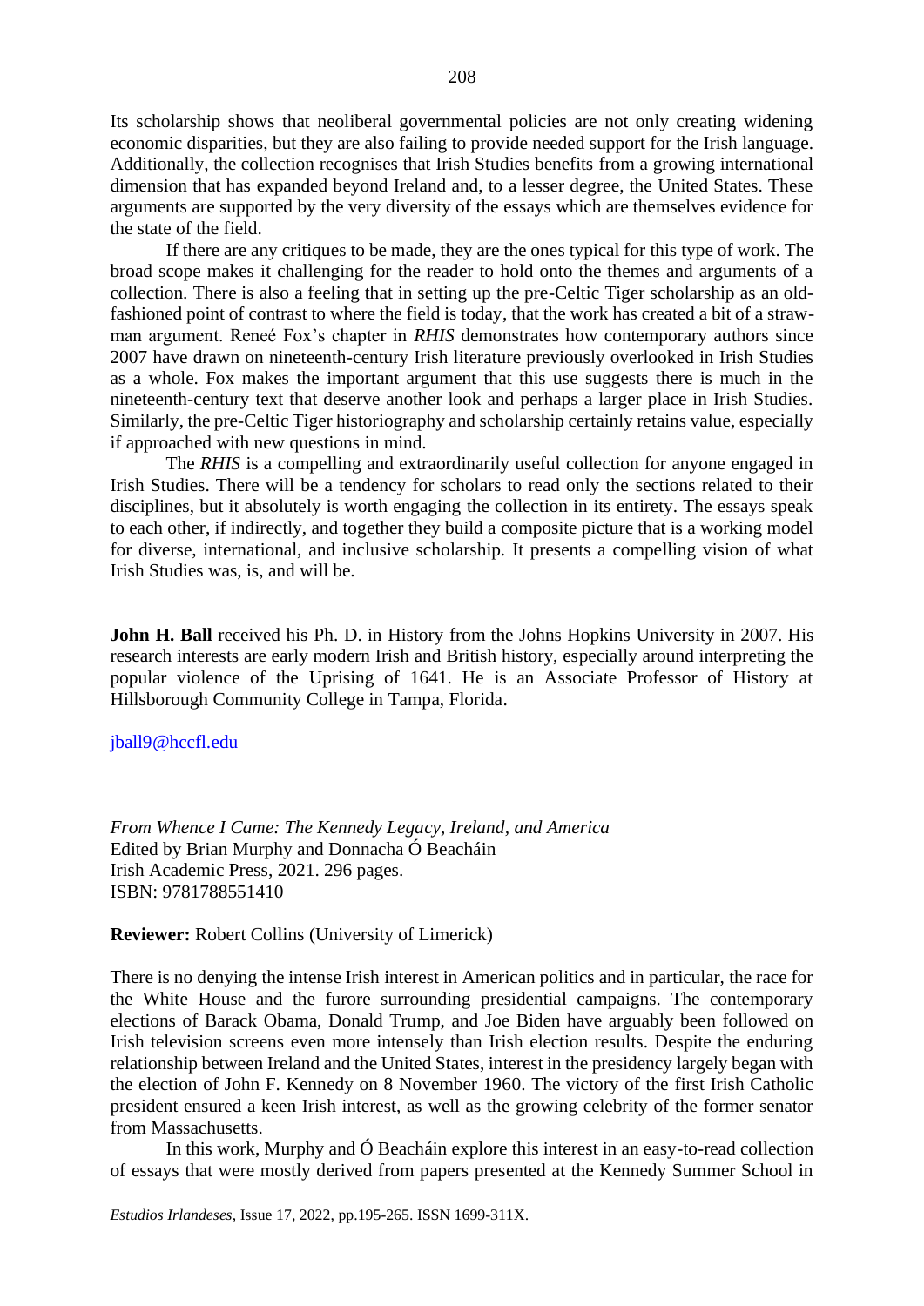Its scholarship shows that neoliberal governmental policies are not only creating widening economic disparities, but they are also failing to provide needed support for the Irish language. Additionally, the collection recognises that Irish Studies benefits from a growing international dimension that has expanded beyond Ireland and, to a lesser degree, the United States. These arguments are supported by the very diversity of the essays which are themselves evidence for the state of the field.

If there are any critiques to be made, they are the ones typical for this type of work. The broad scope makes it challenging for the reader to hold onto the themes and arguments of a collection. There is also a feeling that in setting up the pre-Celtic Tiger scholarship as an old-fashioned point of contrast to where the field is today, that the work has created a bit of a straw-man argument. Reneé Fox's chapter in *RHIS* demonstrates how contemporary authors since 2007 have drawn on nineteenth-century Irish literature previously overlooked in Irish Studies as a whole. Fox makes the important argument that this use suggests there is much in the nineteenth-century text that deserve another look and perhaps a larger place in Irish Studies. Similarly, the pre-Celtic Tiger historiography and scholarship certainly retains value, especially if approached with new questions in mind.

The *RHIS* is a compelling and extraordinarily useful collection for anyone engaged in Irish Studies. There will be a tendency for scholars to read only the sections related to their disciplines, but it absolutely is worth engaging the collection in its entirety. The essays speak to each other, if indirectly, and together they build a composite picture that is a working model for diverse, international, and inclusive scholarship. It presents a compelling vision of what Irish Studies was, is, and will be.

**John H. Ball** received his Ph. D. in History from the Johns Hopkins University in 2007. His research interests are early modern Irish and British history, especially around interpreting the popular violence of the Uprising of 1641. He is an Associate Professor of History at Hillsborough Community College in Tampa, Florida.

jball9@hccfl.edu

*From Whence I Came: The Kennedy Legacy, Ireland, and America*
Edited by Brian Murphy and Donnacha Ó Beacháin
Irish Academic Press, 2021. 296 pages.
ISBN: 9781788551410

**Reviewer:** Robert Collins (University of Limerick)

There is no denying the intense Irish interest in American politics and in particular, the race for the White House and the furore surrounding presidential campaigns. The contemporary elections of Barack Obama, Donald Trump, and Joe Biden have arguably been followed on Irish television screens even more intensely than Irish election results. Despite the enduring relationship between Ireland and the United States, interest in the presidency largely began with the election of John F. Kennedy on 8 November 1960. The victory of the first Irish Catholic president ensured a keen Irish interest, as well as the growing celebrity of the former senator from Massachusetts.

In this work, Murphy and Ó Beacháin explore this interest in an easy-to-read collection of essays that were mostly derived from papers presented at the Kennedy Summer School in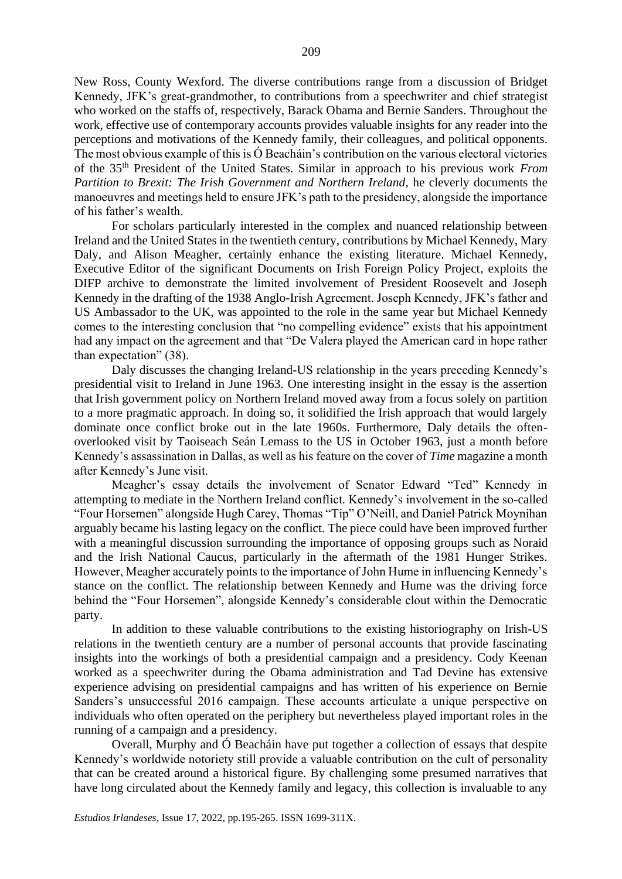New Ross, County Wexford. The diverse contributions range from a discussion of Bridget Kennedy, JFK's great-grandmother, to contributions from a speechwriter and chief strategist who worked on the staffs of, respectively, Barack Obama and Bernie Sanders. Throughout the work, effective use of contemporary accounts provides valuable insights for any reader into the perceptions and motivations of the Kennedy family, their colleagues, and political opponents. The most obvious example of this is Ó Beacháin's contribution on the various electoral victories of the 35th President of the United States. Similar in approach to his previous work *From Partition to Brexit: The Irish Government and Northern Ireland*, he cleverly documents the manoeuvres and meetings held to ensure JFK's path to the presidency, alongside the importance of his father's wealth.

For scholars particularly interested in the complex and nuanced relationship between Ireland and the United States in the twentieth century, contributions by Michael Kennedy, Mary Daly, and Alison Meagher, certainly enhance the existing literature. Michael Kennedy, Executive Editor of the significant Documents on Irish Foreign Policy Project, exploits the DIFP archive to demonstrate the limited involvement of President Roosevelt and Joseph Kennedy in the drafting of the 1938 Anglo-Irish Agreement. Joseph Kennedy, JFK's father and US Ambassador to the UK, was appointed to the role in the same year but Michael Kennedy comes to the interesting conclusion that "no compelling evidence" exists that his appointment had any impact on the agreement and that "De Valera played the American card in hope rather than expectation" (38).

Daly discusses the changing Ireland-US relationship in the years preceding Kennedy's presidential visit to Ireland in June 1963. One interesting insight in the essay is the assertion that Irish government policy on Northern Ireland moved away from a focus solely on partition to a more pragmatic approach. In doing so, it solidified the Irish approach that would largely dominate once conflict broke out in the late 1960s. Furthermore, Daly details the often-overlooked visit by Taoiseach Seán Lemass to the US in October 1963, just a month before Kennedy's assassination in Dallas, as well as his feature on the cover of *Time* magazine a month after Kennedy's June visit.

Meagher's essay details the involvement of Senator Edward "Ted" Kennedy in attempting to mediate in the Northern Ireland conflict. Kennedy's involvement in the so-called "Four Horsemen" alongside Hugh Carey, Thomas "Tip" O'Neill, and Daniel Patrick Moynihan arguably became his lasting legacy on the conflict. The piece could have been improved further with a meaningful discussion surrounding the importance of opposing groups such as Noraid and the Irish National Caucus, particularly in the aftermath of the 1981 Hunger Strikes. However, Meagher accurately points to the importance of John Hume in influencing Kennedy's stance on the conflict. The relationship between Kennedy and Hume was the driving force behind the "Four Horsemen", alongside Kennedy's considerable clout within the Democratic party.

In addition to these valuable contributions to the existing historiography on Irish-US relations in the twentieth century are a number of personal accounts that provide fascinating insights into the workings of both a presidential campaign and a presidency. Cody Keenan worked as a speechwriter during the Obama administration and Tad Devine has extensive experience advising on presidential campaigns and has written of his experience on Bernie Sanders's unsuccessful 2016 campaign. These accounts articulate a unique perspective on individuals who often operated on the periphery but nevertheless played important roles in the running of a campaign and a presidency.

Overall, Murphy and Ó Beacháin have put together a collection of essays that despite Kennedy's worldwide notoriety still provide a valuable contribution on the cult of personality that can be created around a historical figure. By challenging some presumed narratives that have long circulated about the Kennedy family and legacy, this collection is invaluable to any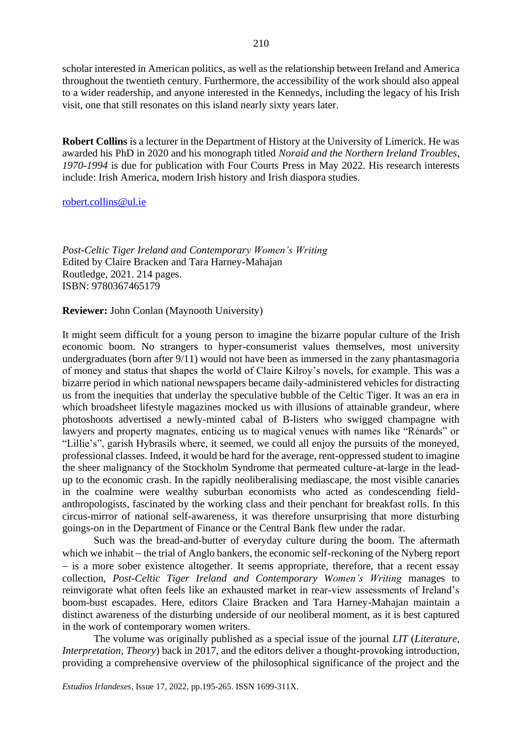scholar interested in American politics, as well as the relationship between Ireland and America throughout the twentieth century. Furthermore, the accessibility of the work should also appeal to a wider readership, and anyone interested in the Kennedys, including the legacy of his Irish visit, one that still resonates on this island nearly sixty years later.

**Robert Collins** is a lecturer in the Department of History at the University of Limerick. He was awarded his PhD in 2020 and his monograph titled *Noraid and the Northern Ireland Troubles, 1970-1994* is due for publication with Four Courts Press in May 2022. His research interests include: Irish America, modern Irish history and Irish diaspora studies.

robert.collins@ul.ie

*Post-Celtic Tiger Ireland and Contemporary Women's Writing*
Edited by Claire Bracken and Tara Harney-Mahajan
Routledge, 2021. 214 pages.
ISBN: 9780367465179

**Reviewer:** John Conlan (Maynooth University)

It might seem difficult for a young person to imagine the bizarre popular culture of the Irish economic boom. No strangers to hyper-consumerist values themselves, most university undergraduates (born after 9/11) would not have been as immersed in the zany phantasmagoria of money and status that shapes the world of Claire Kilroy's novels, for example. This was a bizarre period in which national newspapers became daily-administered vehicles for distracting us from the inequities that underlay the speculative bubble of the Celtic Tiger. It was an era in which broadsheet lifestyle magazines mocked us with illusions of attainable grandeur, where photoshoots advertised a newly-minted cabal of B-listers who swigged champagne with lawyers and property magnates, enticing us to magical venues with names like "Rénards" or "Lillie's", garish Hybrasils where, it seemed, we could all enjoy the pursuits of the moneyed, professional classes. Indeed, it would be hard for the average, rent-oppressed student to imagine the sheer malignancy of the Stockholm Syndrome that permeated culture-at-large in the lead-up to the economic crash. In the rapidly neoliberalising mediascape, the most visible canaries in the coalmine were wealthy suburban economists who acted as condescending field-anthropologists, fascinated by the working class and their penchant for breakfast rolls. In this circus-mirror of national self-awareness, it was therefore unsurprising that more disturbing goings-on in the Department of Finance or the Central Bank flew under the radar.

Such was the bread-and-butter of everyday culture during the boom. The aftermath which we inhabit – the trial of Anglo bankers, the economic self-reckoning of the Nyberg report – is a more sober existence altogether. It seems appropriate, therefore, that a recent essay collection, *Post-Celtic Tiger Ireland and Contemporary Women's Writing* manages to reinvigorate what often feels like an exhausted market in rear-view assessments of Ireland's boom-bust escapades. Here, editors Claire Bracken and Tara Harney-Mahajan maintain a distinct awareness of the disturbing underside of our neoliberal moment, as it is best captured in the work of contemporary women writers.

The volume was originally published as a special issue of the journal *LIT* (*Literature, Interpretation, Theory*) back in 2017, and the editors deliver a thought-provoking introduction, providing a comprehensive overview of the philosophical significance of the project and the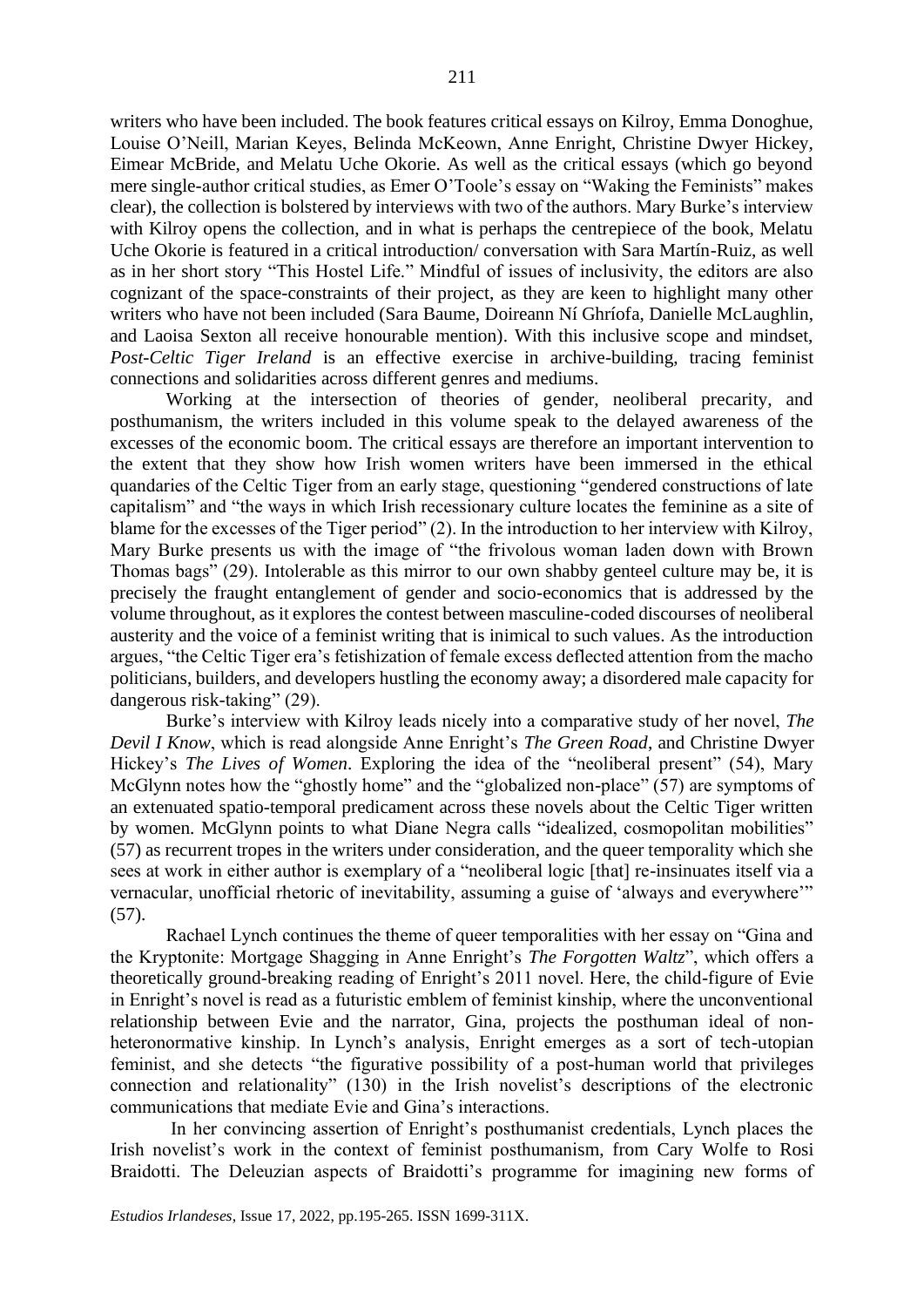writers who have been included. The book features critical essays on Kilroy, Emma Donoghue, Louise O'Neill, Marian Keyes, Belinda McKeown, Anne Enright, Christine Dwyer Hickey, Eimear McBride, and Melatu Uche Okorie. As well as the critical essays (which go beyond mere single-author critical studies, as Emer O'Toole's essay on "Waking the Feminists" makes clear), the collection is bolstered by interviews with two of the authors. Mary Burke's interview with Kilroy opens the collection, and in what is perhaps the centrepiece of the book, Melatu Uche Okorie is featured in a critical introduction/ conversation with Sara Martín-Ruiz, as well as in her short story "This Hostel Life." Mindful of issues of inclusivity, the editors are also cognizant of the space-constraints of their project, as they are keen to highlight many other writers who have not been included (Sara Baume, Doireann Ní Ghríofa, Danielle McLaughlin, and Laoisa Sexton all receive honourable mention). With this inclusive scope and mindset, *Post-Celtic Tiger Ireland* is an effective exercise in archive-building, tracing feminist connections and solidarities across different genres and mediums.

Working at the intersection of theories of gender, neoliberal precarity, and posthumanism, the writers included in this volume speak to the delayed awareness of the excesses of the economic boom. The critical essays are therefore an important intervention to the extent that they show how Irish women writers have been immersed in the ethical quandaries of the Celtic Tiger from an early stage, questioning "gendered constructions of late capitalism" and "the ways in which Irish recessionary culture locates the feminine as a site of blame for the excesses of the Tiger period" (2). In the introduction to her interview with Kilroy, Mary Burke presents us with the image of "the frivolous woman laden down with Brown Thomas bags" (29). Intolerable as this mirror to our own shabby genteel culture may be, it is precisely the fraught entanglement of gender and socio-economics that is addressed by the volume throughout, as it explores the contest between masculine-coded discourses of neoliberal austerity and the voice of a feminist writing that is inimical to such values. As the introduction argues, "the Celtic Tiger era's fetishization of female excess deflected attention from the macho politicians, builders, and developers hustling the economy away; a disordered male capacity for dangerous risk-taking" (29).

Burke's interview with Kilroy leads nicely into a comparative study of her novel, *The Devil I Know*, which is read alongside Anne Enright's *The Green Road*, and Christine Dwyer Hickey's *The Lives of Women*. Exploring the idea of the "neoliberal present" (54), Mary McGlynn notes how the "ghostly home" and the "globalized non-place" (57) are symptoms of an extenuated spatio-temporal predicament across these novels about the Celtic Tiger written by women. McGlynn points to what Diane Negra calls "idealized, cosmopolitan mobilities" (57) as recurrent tropes in the writers under consideration, and the queer temporality which she sees at work in either author is exemplary of a "neoliberal logic [that] re-insinuates itself via a vernacular, unofficial rhetoric of inevitability, assuming a guise of 'always and everywhere'" (57).

Rachael Lynch continues the theme of queer temporalities with her essay on "Gina and the Kryptonite: Mortgage Shagging in Anne Enright's *The Forgotten Waltz*", which offers a theoretically ground-breaking reading of Enright's 2011 novel. Here, the child-figure of Evie in Enright's novel is read as a futuristic emblem of feminist kinship, where the unconventional relationship between Evie and the narrator, Gina, projects the posthuman ideal of non-heteronormative kinship. In Lynch's analysis, Enright emerges as a sort of tech-utopian feminist, and she detects "the figurative possibility of a post-human world that privileges connection and relationality" (130) in the Irish novelist's descriptions of the electronic communications that mediate Evie and Gina's interactions.

In her convincing assertion of Enright's posthumanist credentials, Lynch places the Irish novelist's work in the context of feminist posthumanism, from Cary Wolfe to Rosi Braidotti. The Deleuzian aspects of Braidotti's programme for imagining new forms of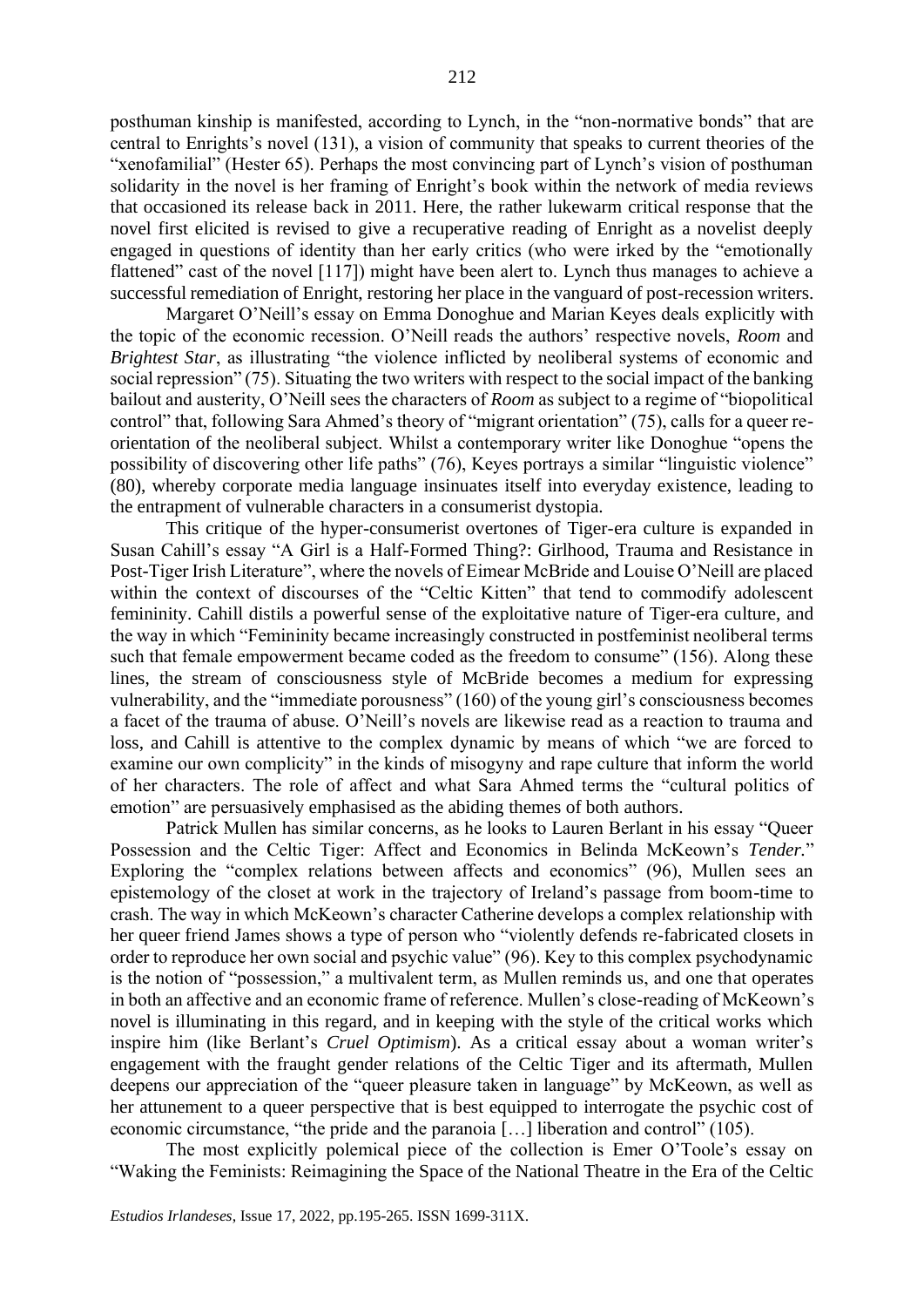posthuman kinship is manifested, according to Lynch, in the "non-normative bonds" that are central to Enrights's novel (131), a vision of community that speaks to current theories of the "xenofamilial" (Hester 65). Perhaps the most convincing part of Lynch's vision of posthuman solidarity in the novel is her framing of Enright's book within the network of media reviews that occasioned its release back in 2011. Here, the rather lukewarm critical response that the novel first elicited is revised to give a recuperative reading of Enright as a novelist deeply engaged in questions of identity than her early critics (who were irked by the "emotionally flattened" cast of the novel [117]) might have been alert to. Lynch thus manages to achieve a successful remediation of Enright, restoring her place in the vanguard of post-recession writers.

Margaret O'Neill's essay on Emma Donoghue and Marian Keyes deals explicitly with the topic of the economic recession. O'Neill reads the authors' respective novels, *Room* and *Brightest Star*, as illustrating "the violence inflicted by neoliberal systems of economic and social repression" (75). Situating the two writers with respect to the social impact of the banking bailout and austerity, O'Neill sees the characters of *Room* as subject to a regime of "biopolitical control" that, following Sara Ahmed's theory of "migrant orientation" (75), calls for a queer re-orientation of the neoliberal subject. Whilst a contemporary writer like Donoghue "opens the possibility of discovering other life paths" (76), Keyes portrays a similar "linguistic violence" (80), whereby corporate media language insinuates itself into everyday existence, leading to the entrapment of vulnerable characters in a consumerist dystopia.

This critique of the hyper-consumerist overtones of Tiger-era culture is expanded in Susan Cahill's essay "A Girl is a Half-Formed Thing?: Girlhood, Trauma and Resistance in Post-Tiger Irish Literature", where the novels of Eimear McBride and Louise O'Neill are placed within the context of discourses of the "Celtic Kitten" that tend to commodify adolescent femininity. Cahill distils a powerful sense of the exploitative nature of Tiger-era culture, and the way in which "Femininity became increasingly constructed in postfeminist neoliberal terms such that female empowerment became coded as the freedom to consume" (156). Along these lines, the stream of consciousness style of McBride becomes a medium for expressing vulnerability, and the "immediate porousness" (160) of the young girl's consciousness becomes a facet of the trauma of abuse. O'Neill's novels are likewise read as a reaction to trauma and loss, and Cahill is attentive to the complex dynamic by means of which "we are forced to examine our own complicity" in the kinds of misogyny and rape culture that inform the world of her characters. The role of affect and what Sara Ahmed terms the "cultural politics of emotion" are persuasively emphasised as the abiding themes of both authors.

Patrick Mullen has similar concerns, as he looks to Lauren Berlant in his essay "Queer Possession and the Celtic Tiger: Affect and Economics in Belinda McKeown's *Tender.*" Exploring the "complex relations between affects and economics" (96), Mullen sees an epistemology of the closet at work in the trajectory of Ireland's passage from boom-time to crash. The way in which McKeown's character Catherine develops a complex relationship with her queer friend James shows a type of person who "violently defends re-fabricated closets in order to reproduce her own social and psychic value" (96). Key to this complex psychodynamic is the notion of "possession," a multivalent term, as Mullen reminds us, and one that operates in both an affective and an economic frame of reference. Mullen's close-reading of McKeown's novel is illuminating in this regard, and in keeping with the style of the critical works which inspire him (like Berlant's *Cruel Optimism*). As a critical essay about a woman writer's engagement with the fraught gender relations of the Celtic Tiger and its aftermath, Mullen deepens our appreciation of the "queer pleasure taken in language" by McKeown, as well as her attunement to a queer perspective that is best equipped to interrogate the psychic cost of economic circumstance, "the pride and the paranoia […] liberation and control" (105).

The most explicitly polemical piece of the collection is Emer O'Toole's essay on "Waking the Feminists: Reimagining the Space of the National Theatre in the Era of the Celtic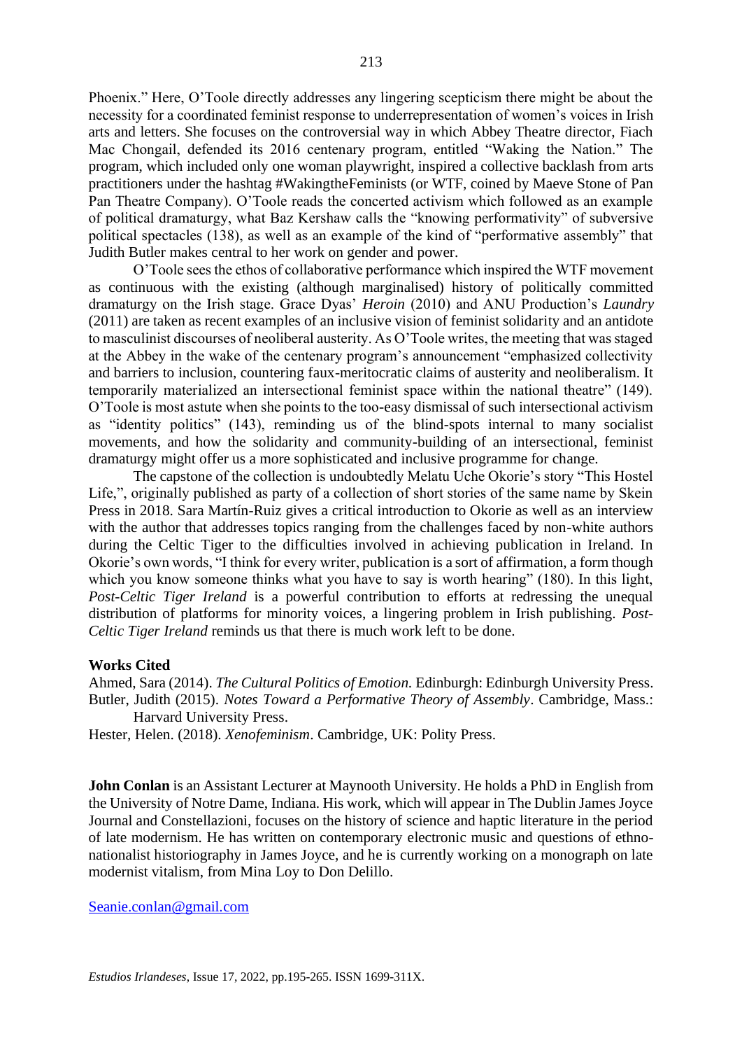Phoenix." Here, O'Toole directly addresses any lingering scepticism there might be about the necessity for a coordinated feminist response to underrepresentation of women's voices in Irish arts and letters. She focuses on the controversial way in which Abbey Theatre director, Fiach Mac Chongail, defended its 2016 centenary program, entitled "Waking the Nation." The program, which included only one woman playwright, inspired a collective backlash from arts practitioners under the hashtag #WakingtheFeminists (or WTF, coined by Maeve Stone of Pan Pan Theatre Company). O'Toole reads the concerted activism which followed as an example of political dramaturgy, what Baz Kershaw calls the "knowing performativity" of subversive political spectacles (138), as well as an example of the kind of "performative assembly" that Judith Butler makes central to her work on gender and power.

O'Toole sees the ethos of collaborative performance which inspired the WTF movement as continuous with the existing (although marginalised) history of politically committed dramaturgy on the Irish stage. Grace Dyas' *Heroin* (2010) and ANU Production's *Laundry* (2011) are taken as recent examples of an inclusive vision of feminist solidarity and an antidote to masculinist discourses of neoliberal austerity. As O'Toole writes, the meeting that was staged at the Abbey in the wake of the centenary program's announcement "emphasized collectivity and barriers to inclusion, countering faux-meritocratic claims of austerity and neoliberalism. It temporarily materialized an intersectional feminist space within the national theatre" (149). O'Toole is most astute when she points to the too-easy dismissal of such intersectional activism as "identity politics" (143), reminding us of the blind-spots internal to many socialist movements, and how the solidarity and community-building of an intersectional, feminist dramaturgy might offer us a more sophisticated and inclusive programme for change.

The capstone of the collection is undoubtedly Melatu Uche Okorie's story "This Hostel Life,", originally published as party of a collection of short stories of the same name by Skein Press in 2018. Sara Martín-Ruiz gives a critical introduction to Okorie as well as an interview with the author that addresses topics ranging from the challenges faced by non-white authors during the Celtic Tiger to the difficulties involved in achieving publication in Ireland. In Okorie's own words, "I think for every writer, publication is a sort of affirmation, a form though which you know someone thinks what you have to say is worth hearing" (180). In this light, *Post-Celtic Tiger Ireland* is a powerful contribution to efforts at redressing the unequal distribution of platforms for minority voices, a lingering problem in Irish publishing. *Post-Celtic Tiger Ireland* reminds us that there is much work left to be done.

**Works Cited**

Ahmed, Sara (2014). *The Cultural Politics of Emotion.* Edinburgh: Edinburgh University Press.

Butler, Judith (2015). *Notes Toward a Performative Theory of Assembly*. Cambridge, Mass.: Harvard University Press.

Hester, Helen. (2018). *Xenofeminism*. Cambridge, UK: Polity Press.

**John Conlan** is an Assistant Lecturer at Maynooth University. He holds a PhD in English from the University of Notre Dame, Indiana. His work, which will appear in The Dublin James Joyce Journal and Constellazioni, focuses on the history of science and haptic literature in the period of late modernism. He has written on contemporary electronic music and questions of ethno-nationalist historiography in James Joyce, and he is currently working on a monograph on late modernist vitalism, from Mina Loy to Don Delillo.

Seanie.conlan@gmail.com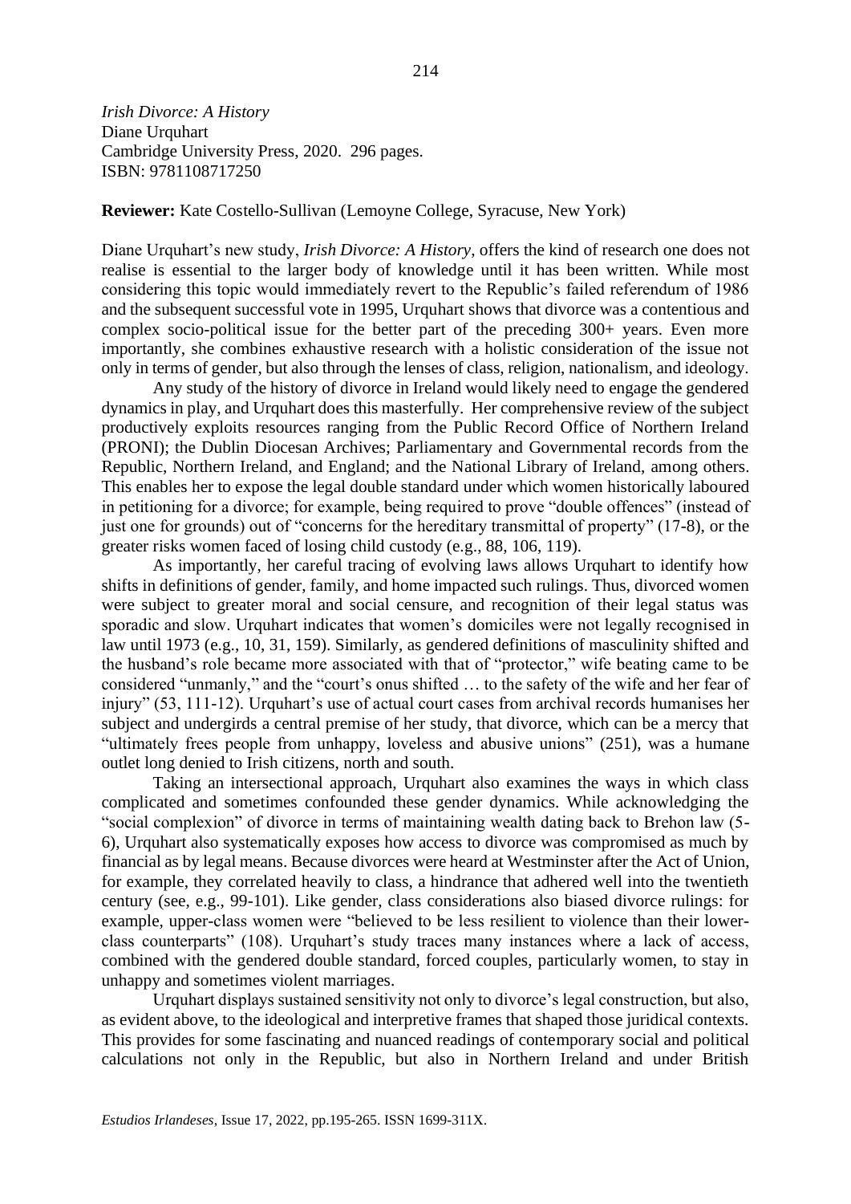*Irish Divorce: A History*
Diane Urquhart
Cambridge University Press, 2020. 296 pages.
ISBN: 9781108717250

**Reviewer:** Kate Costello-Sullivan (Lemoyne College, Syracuse, New York)

Diane Urquhart's new study, *Irish Divorce: A History*, offers the kind of research one does not realise is essential to the larger body of knowledge until it has been written. While most considering this topic would immediately revert to the Republic's failed referendum of 1986 and the subsequent successful vote in 1995, Urquhart shows that divorce was a contentious and complex socio-political issue for the better part of the preceding 300+ years. Even more importantly, she combines exhaustive research with a holistic consideration of the issue not only in terms of gender, but also through the lenses of class, religion, nationalism, and ideology.

Any study of the history of divorce in Ireland would likely need to engage the gendered dynamics in play, and Urquhart does this masterfully. Her comprehensive review of the subject productively exploits resources ranging from the Public Record Office of Northern Ireland (PRONI); the Dublin Diocesan Archives; Parliamentary and Governmental records from the Republic, Northern Ireland, and England; and the National Library of Ireland, among others. This enables her to expose the legal double standard under which women historically laboured in petitioning for a divorce; for example, being required to prove "double offences" (instead of just one for grounds) out of "concerns for the hereditary transmittal of property" (17-8), or the greater risks women faced of losing child custody (e.g., 88, 106, 119).

As importantly, her careful tracing of evolving laws allows Urquhart to identify how shifts in definitions of gender, family, and home impacted such rulings. Thus, divorced women were subject to greater moral and social censure, and recognition of their legal status was sporadic and slow. Urquhart indicates that women's domiciles were not legally recognised in law until 1973 (e.g., 10, 31, 159). Similarly, as gendered definitions of masculinity shifted and the husband's role became more associated with that of "protector," wife beating came to be considered "unmanly," and the "court's onus shifted … to the safety of the wife and her fear of injury" (53, 111-12). Urquhart's use of actual court cases from archival records humanises her subject and undergirds a central premise of her study, that divorce, which can be a mercy that "ultimately frees people from unhappy, loveless and abusive unions" (251), was a humane outlet long denied to Irish citizens, north and south.

Taking an intersectional approach, Urquhart also examines the ways in which class complicated and sometimes confounded these gender dynamics. While acknowledging the "social complexion" of divorce in terms of maintaining wealth dating back to Brehon law (5-6), Urquhart also systematically exposes how access to divorce was compromised as much by financial as by legal means. Because divorces were heard at Westminster after the Act of Union, for example, they correlated heavily to class, a hindrance that adhered well into the twentieth century (see, e.g., 99-101). Like gender, class considerations also biased divorce rulings: for example, upper-class women were "believed to be less resilient to violence than their lower-class counterparts" (108). Urquhart's study traces many instances where a lack of access, combined with the gendered double standard, forced couples, particularly women, to stay in unhappy and sometimes violent marriages.

Urquhart displays sustained sensitivity not only to divorce's legal construction, but also, as evident above, to the ideological and interpretive frames that shaped those juridical contexts. This provides for some fascinating and nuanced readings of contemporary social and political calculations not only in the Republic, but also in Northern Ireland and under British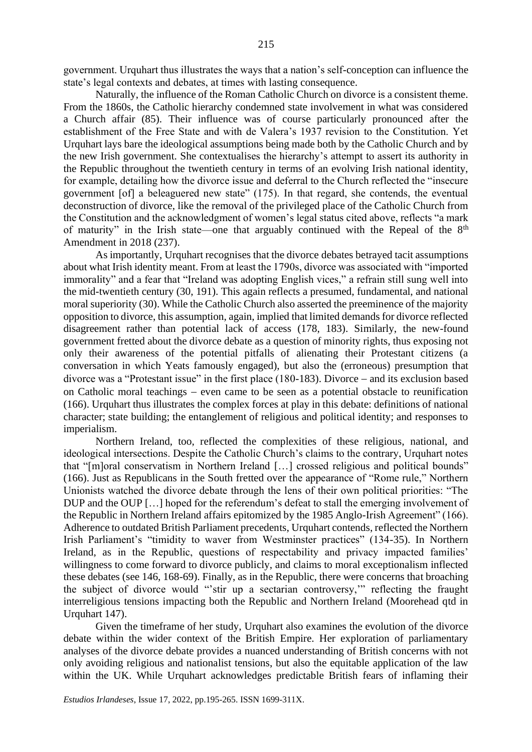government. Urquhart thus illustrates the ways that a nation's self-conception can influence the state's legal contexts and debates, at times with lasting consequence.

Naturally, the influence of the Roman Catholic Church on divorce is a consistent theme. From the 1860s, the Catholic hierarchy condemned state involvement in what was considered a Church affair (85). Their influence was of course particularly pronounced after the establishment of the Free State and with de Valera's 1937 revision to the Constitution. Yet Urquhart lays bare the ideological assumptions being made both by the Catholic Church and by the new Irish government. She contextualises the hierarchy's attempt to assert its authority in the Republic throughout the twentieth century in terms of an evolving Irish national identity, for example, detailing how the divorce issue and deferral to the Church reflected the "insecure government [of] a beleaguered new state" (175). In that regard, she contends, the eventual deconstruction of divorce, like the removal of the privileged place of the Catholic Church from the Constitution and the acknowledgment of women's legal status cited above, reflects "a mark of maturity" in the Irish state—one that arguably continued with the Repeal of the 8th Amendment in 2018 (237).

As importantly, Urquhart recognises that the divorce debates betrayed tacit assumptions about what Irish identity meant. From at least the 1790s, divorce was associated with "imported immorality" and a fear that "Ireland was adopting English vices," a refrain still sung well into the mid-twentieth century (30, 191). This again reflects a presumed, fundamental, and national moral superiority (30). While the Catholic Church also asserted the preeminence of the majority opposition to divorce, this assumption, again, implied that limited demands for divorce reflected disagreement rather than potential lack of access (178, 183). Similarly, the new-found government fretted about the divorce debate as a question of minority rights, thus exposing not only their awareness of the potential pitfalls of alienating their Protestant citizens (a conversation in which Yeats famously engaged), but also the (erroneous) presumption that divorce was a "Protestant issue" in the first place (180-183). Divorce – and its exclusion based on Catholic moral teachings – even came to be seen as a potential obstacle to reunification (166). Urquhart thus illustrates the complex forces at play in this debate: definitions of national character; state building; the entanglement of religious and political identity; and responses to imperialism.

Northern Ireland, too, reflected the complexities of these religious, national, and ideological intersections. Despite the Catholic Church's claims to the contrary, Urquhart notes that "[m]oral conservatism in Northern Ireland […] crossed religious and political bounds" (166). Just as Republicans in the South fretted over the appearance of "Rome rule," Northern Unionists watched the divorce debate through the lens of their own political priorities: "The DUP and the OUP […] hoped for the referendum's defeat to stall the emerging involvement of the Republic in Northern Ireland affairs epitomized by the 1985 Anglo-Irish Agreement" (166). Adherence to outdated British Parliament precedents, Urquhart contends, reflected the Northern Irish Parliament's "timidity to waver from Westminster practices" (134-35). In Northern Ireland, as in the Republic, questions of respectability and privacy impacted families' willingness to come forward to divorce publicly, and claims to moral exceptionalism inflected these debates (see 146, 168-69). Finally, as in the Republic, there were concerns that broaching the subject of divorce would "'stir up a sectarian controversy,'" reflecting the fraught interreligious tensions impacting both the Republic and Northern Ireland (Moorehead qtd in Urquhart 147).

Given the timeframe of her study, Urquhart also examines the evolution of the divorce debate within the wider context of the British Empire. Her exploration of parliamentary analyses of the divorce debate provides a nuanced understanding of British concerns with not only avoiding religious and nationalist tensions, but also the equitable application of the law within the UK. While Urquhart acknowledges predictable British fears of inflaming their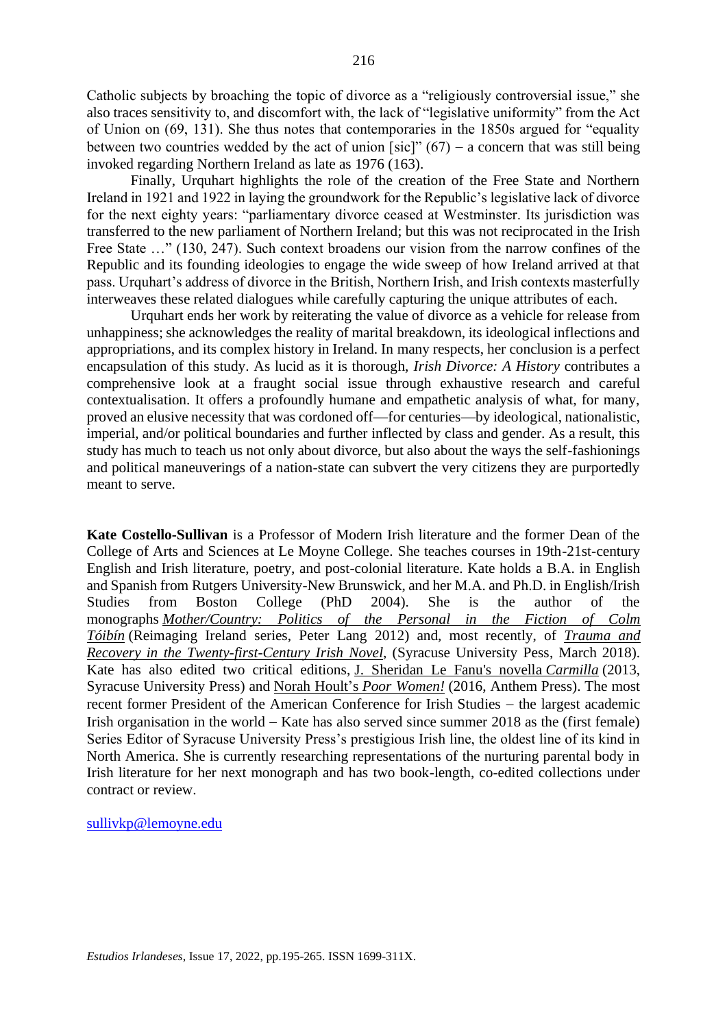Catholic subjects by broaching the topic of divorce as a "religiously controversial issue," she also traces sensitivity to, and discomfort with, the lack of "legislative uniformity" from the Act of Union on (69, 131). She thus notes that contemporaries in the 1850s argued for "equality between two countries wedded by the act of union [sic]" (67) – a concern that was still being invoked regarding Northern Ireland as late as 1976 (163).

Finally, Urquhart highlights the role of the creation of the Free State and Northern Ireland in 1921 and 1922 in laying the groundwork for the Republic's legislative lack of divorce for the next eighty years: "parliamentary divorce ceased at Westminster. Its jurisdiction was transferred to the new parliament of Northern Ireland; but this was not reciprocated in the Irish Free State …" (130, 247). Such context broadens our vision from the narrow confines of the Republic and its founding ideologies to engage the wide sweep of how Ireland arrived at that pass. Urquhart's address of divorce in the British, Northern Irish, and Irish contexts masterfully interweaves these related dialogues while carefully capturing the unique attributes of each.

Urquhart ends her work by reiterating the value of divorce as a vehicle for release from unhappiness; she acknowledges the reality of marital breakdown, its ideological inflections and appropriations, and its complex history in Ireland. In many respects, her conclusion is a perfect encapsulation of this study. As lucid as it is thorough, *Irish Divorce: A History* contributes a comprehensive look at a fraught social issue through exhaustive research and careful contextualisation. It offers a profoundly humane and empathetic analysis of what, for many, proved an elusive necessity that was cordoned off—for centuries—by ideological, nationalistic, imperial, and/or political boundaries and further inflected by class and gender. As a result, this study has much to teach us not only about divorce, but also about the ways the self-fashionings and political maneuverings of a nation-state can subvert the very citizens they are purportedly meant to serve.

**Kate Costello-Sullivan** is a Professor of Modern Irish literature and the former Dean of the College of Arts and Sciences at Le Moyne College. She teaches courses in 19th-21st-century English and Irish literature, poetry, and post-colonial literature. Kate holds a B.A. in English and Spanish from Rutgers University-New Brunswick, and her M.A. and Ph.D. in English/Irish Studies from Boston College (PhD 2004). She is the author of the monographs *Mother/Country: Politics of the Personal in the Fiction of Colm Tóibín* (Reimaging Ireland series, Peter Lang 2012) and, most recently, of *Trauma and Recovery in the Twenty-first-Century Irish Novel*, (Syracuse University Pess, March 2018). Kate has also edited two critical editions, J. Sheridan Le Fanu's novella *Carmilla* (2013, Syracuse University Press) and Norah Hoult's *Poor Women!* (2016, Anthem Press). The most recent former President of the American Conference for Irish Studies – the largest academic Irish organisation in the world – Kate has also served since summer 2018 as the (first female) Series Editor of Syracuse University Press's prestigious Irish line, the oldest line of its kind in North America. She is currently researching representations of the nurturing parental body in Irish literature for her next monograph and has two book-length, co-edited collections under contract or review.

sullivkp@lemoyne.edu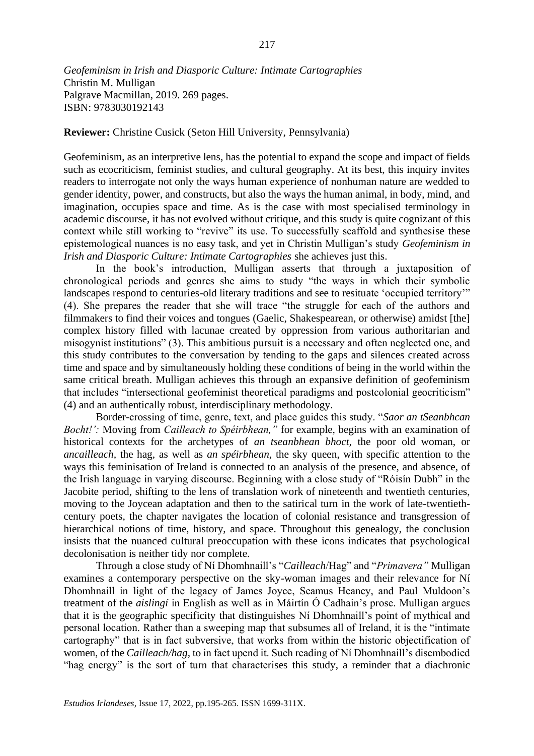*Geofeminism in Irish and Diasporic Culture: Intimate Cartographies*
Christin M. Mulligan
Palgrave Macmillan, 2019. 269 pages.
ISBN: 9783030192143

**Reviewer:** Christine Cusick (Seton Hill University, Pennsylvania)

Geofeminism, as an interpretive lens, has the potential to expand the scope and impact of fields such as ecocriticism, feminist studies, and cultural geography. At its best, this inquiry invites readers to interrogate not only the ways human experience of nonhuman nature are wedded to gender identity, power, and constructs, but also the ways the human animal, in body, mind, and imagination, occupies space and time. As is the case with most specialised terminology in academic discourse, it has not evolved without critique, and this study is quite cognizant of this context while still working to "revive" its use. To successfully scaffold and synthesise these epistemological nuances is no easy task, and yet in Christin Mulligan's study *Geofeminism in Irish and Diasporic Culture: Intimate Cartographies* she achieves just this.

In the book's introduction, Mulligan asserts that through a juxtaposition of chronological periods and genres she aims to study "the ways in which their symbolic landscapes respond to centuries-old literary traditions and see to resituate 'occupied territory'" (4). She prepares the reader that she will trace "the struggle for each of the authors and filmmakers to find their voices and tongues (Gaelic, Shakespearean, or otherwise) amidst [the] complex history filled with lacunae created by oppression from various authoritarian and misogynist institutions" (3). This ambitious pursuit is a necessary and often neglected one, and this study contributes to the conversation by tending to the gaps and silences created across time and space and by simultaneously holding these conditions of being in the world within the same critical breath. Mulligan achieves this through an expansive definition of geofeminism that includes "intersectional geofeminist theoretical paradigms and postcolonial geocriticism" (4) and an authentically robust, interdisciplinary methodology.

Border-crossing of time, genre, text, and place guides this study. "*Saor an tSeanbhcan Bocht!':* Moving from *Cailleach to Spéirbhean,"* for example, begins with an examination of historical contexts for the archetypes of *an tseanbhean bhoct*, the poor old woman, or *ancailleach*, the hag, as well as *an spéirbhean*, the sky queen, with specific attention to the ways this feminisation of Ireland is connected to an analysis of the presence, and absence, of the Irish language in varying discourse. Beginning with a close study of "Róisín Dubh" in the Jacobite period, shifting to the lens of translation work of nineteenth and twentieth centuries, moving to the Joycean adaptation and then to the satirical turn in the work of late-twentieth-century poets, the chapter navigates the location of colonial resistance and transgression of hierarchical notions of time, history, and space. Throughout this genealogy, the conclusion insists that the nuanced cultural preoccupation with these icons indicates that psychological decolonisation is neither tidy nor complete.

Through a close study of Ní Dhomhnaill's "*Cailleach*/Hag" and "*Primavera"* Mulligan examines a contemporary perspective on the sky-woman images and their relevance for Ní Dhomhnaill in light of the legacy of James Joyce, Seamus Heaney, and Paul Muldoon's treatment of the *aislingí* in English as well as in Máirtín Ó Cadhain's prose. Mulligan argues that it is the geographic specificity that distinguishes Ní Dhomhnaill's point of mythical and personal location. Rather than a sweeping map that subsumes all of Ireland, it is the "intimate cartography" that is in fact subversive, that works from within the historic objectification of women, of the *Cailleach/hag*, to in fact upend it. Such reading of Ní Dhomhnaill's disembodied "hag energy" is the sort of turn that characterises this study, a reminder that a diachronic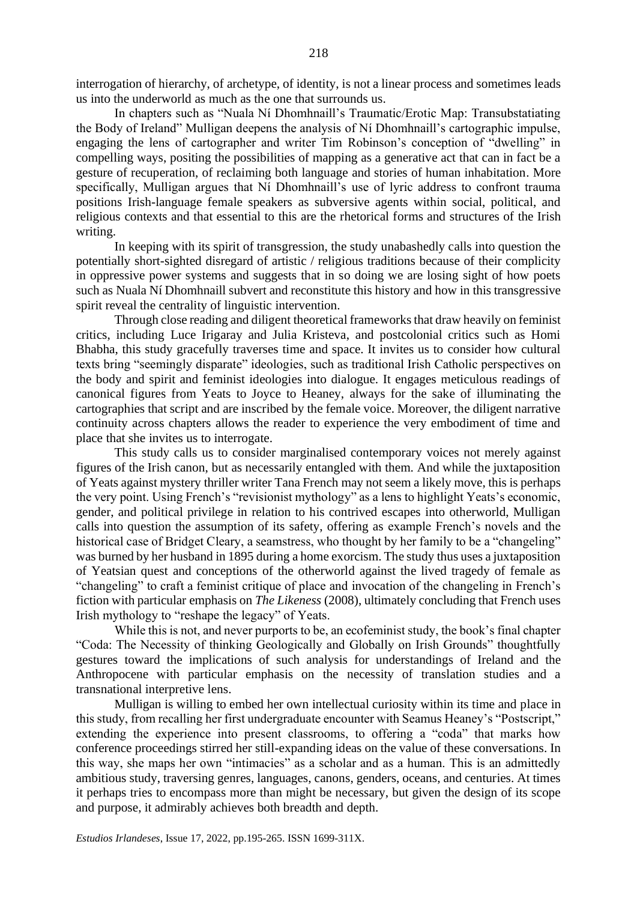interrogation of hierarchy, of archetype, of identity, is not a linear process and sometimes leads us into the underworld as much as the one that surrounds us.

In chapters such as "Nuala Ní Dhomhnaill's Traumatic/Erotic Map: Transubstatiating the Body of Ireland" Mulligan deepens the analysis of Ní Dhomhnaill's cartographic impulse, engaging the lens of cartographer and writer Tim Robinson's conception of "dwelling" in compelling ways, positing the possibilities of mapping as a generative act that can in fact be a gesture of recuperation, of reclaiming both language and stories of human inhabitation. More specifically, Mulligan argues that Ní Dhomhnaill's use of lyric address to confront trauma positions Irish-language female speakers as subversive agents within social, political, and religious contexts and that essential to this are the rhetorical forms and structures of the Irish writing.

In keeping with its spirit of transgression, the study unabashedly calls into question the potentially short-sighted disregard of artistic / religious traditions because of their complicity in oppressive power systems and suggests that in so doing we are losing sight of how poets such as Nuala Ní Dhomhnaill subvert and reconstitute this history and how in this transgressive spirit reveal the centrality of linguistic intervention.

Through close reading and diligent theoretical frameworks that draw heavily on feminist critics, including Luce Irigaray and Julia Kristeva, and postcolonial critics such as Homi Bhabha, this study gracefully traverses time and space. It invites us to consider how cultural texts bring "seemingly disparate" ideologies, such as traditional Irish Catholic perspectives on the body and spirit and feminist ideologies into dialogue. It engages meticulous readings of canonical figures from Yeats to Joyce to Heaney, always for the sake of illuminating the cartographies that script and are inscribed by the female voice. Moreover, the diligent narrative continuity across chapters allows the reader to experience the very embodiment of time and place that she invites us to interrogate.

This study calls us to consider marginalised contemporary voices not merely against figures of the Irish canon, but as necessarily entangled with them. And while the juxtaposition of Yeats against mystery thriller writer Tana French may not seem a likely move, this is perhaps the very point. Using French's "revisionist mythology" as a lens to highlight Yeats's economic, gender, and political privilege in relation to his contrived escapes into otherworld, Mulligan calls into question the assumption of its safety, offering as example French's novels and the historical case of Bridget Cleary, a seamstress, who thought by her family to be a "changeling" was burned by her husband in 1895 during a home exorcism. The study thus uses a juxtaposition of Yeatsian quest and conceptions of the otherworld against the lived tragedy of female as "changeling" to craft a feminist critique of place and invocation of the changeling in French's fiction with particular emphasis on *The Likeness* (2008), ultimately concluding that French uses Irish mythology to "reshape the legacy" of Yeats.

While this is not, and never purports to be, an ecofeminist study, the book's final chapter "Coda: The Necessity of thinking Geologically and Globally on Irish Grounds" thoughtfully gestures toward the implications of such analysis for understandings of Ireland and the Anthropocene with particular emphasis on the necessity of translation studies and a transnational interpretive lens.

Mulligan is willing to embed her own intellectual curiosity within its time and place in this study, from recalling her first undergraduate encounter with Seamus Heaney's "Postscript," extending the experience into present classrooms, to offering a "coda" that marks how conference proceedings stirred her still-expanding ideas on the value of these conversations. In this way, she maps her own "intimacies" as a scholar and as a human. This is an admittedly ambitious study, traversing genres, languages, canons, genders, oceans, and centuries. At times it perhaps tries to encompass more than might be necessary, but given the design of its scope and purpose, it admirably achieves both breadth and depth.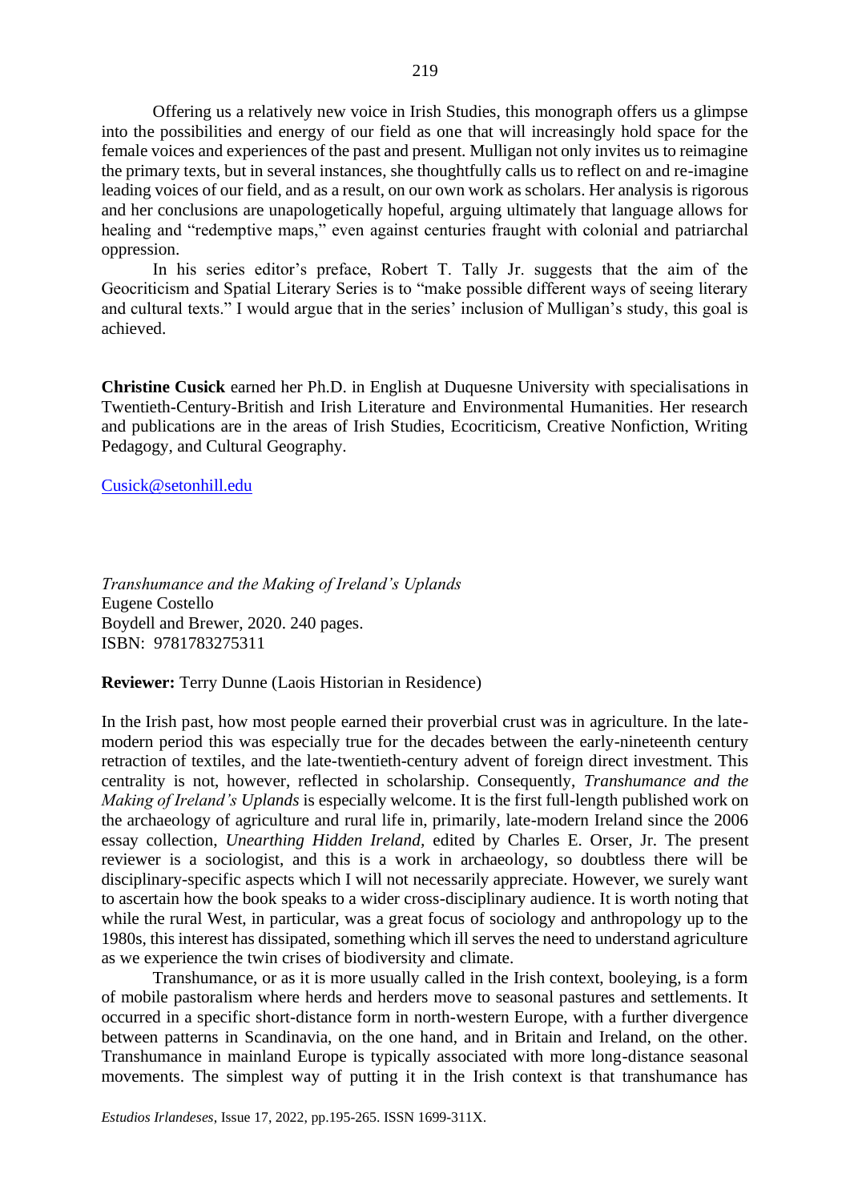Offering us a relatively new voice in Irish Studies, this monograph offers us a glimpse into the possibilities and energy of our field as one that will increasingly hold space for the female voices and experiences of the past and present. Mulligan not only invites us to reimagine the primary texts, but in several instances, she thoughtfully calls us to reflect on and re-imagine leading voices of our field, and as a result, on our own work as scholars. Her analysis is rigorous and her conclusions are unapologetically hopeful, arguing ultimately that language allows for healing and "redemptive maps," even against centuries fraught with colonial and patriarchal oppression.

In his series editor's preface, Robert T. Tally Jr. suggests that the aim of the Geocriticism and Spatial Literary Series is to "make possible different ways of seeing literary and cultural texts." I would argue that in the series' inclusion of Mulligan's study, this goal is achieved.

**Christine Cusick** earned her Ph.D. in English at Duquesne University with specialisations in Twentieth-Century-British and Irish Literature and Environmental Humanities. Her research and publications are in the areas of Irish Studies, Ecocriticism, Creative Nonfiction, Writing Pedagogy, and Cultural Geography.

Cusick@setonhill.edu

*Transhumance and the Making of Ireland's Uplands*
Eugene Costello
Boydell and Brewer, 2020. 240 pages.
ISBN: 9781783275311

**Reviewer:** Terry Dunne (Laois Historian in Residence)

In the Irish past, how most people earned their proverbial crust was in agriculture. In the late-modern period this was especially true for the decades between the early-nineteenth century retraction of textiles, and the late-twentieth-century advent of foreign direct investment. This centrality is not, however, reflected in scholarship. Consequently, *Transhumance and the Making of Ireland's Uplands* is especially welcome. It is the first full-length published work on the archaeology of agriculture and rural life in, primarily, late-modern Ireland since the 2006 essay collection, *Unearthing Hidden Ireland,* edited by Charles E. Orser, Jr. The present reviewer is a sociologist, and this is a work in archaeology, so doubtless there will be disciplinary-specific aspects which I will not necessarily appreciate. However, we surely want to ascertain how the book speaks to a wider cross-disciplinary audience. It is worth noting that while the rural West, in particular, was a great focus of sociology and anthropology up to the 1980s, this interest has dissipated, something which ill serves the need to understand agriculture as we experience the twin crises of biodiversity and climate.

Transhumance, or as it is more usually called in the Irish context, booleying, is a form of mobile pastoralism where herds and herders move to seasonal pastures and settlements. It occurred in a specific short-distance form in north-western Europe, with a further divergence between patterns in Scandinavia, on the one hand, and in Britain and Ireland, on the other. Transhumance in mainland Europe is typically associated with more long-distance seasonal movements. The simplest way of putting it in the Irish context is that transhumance has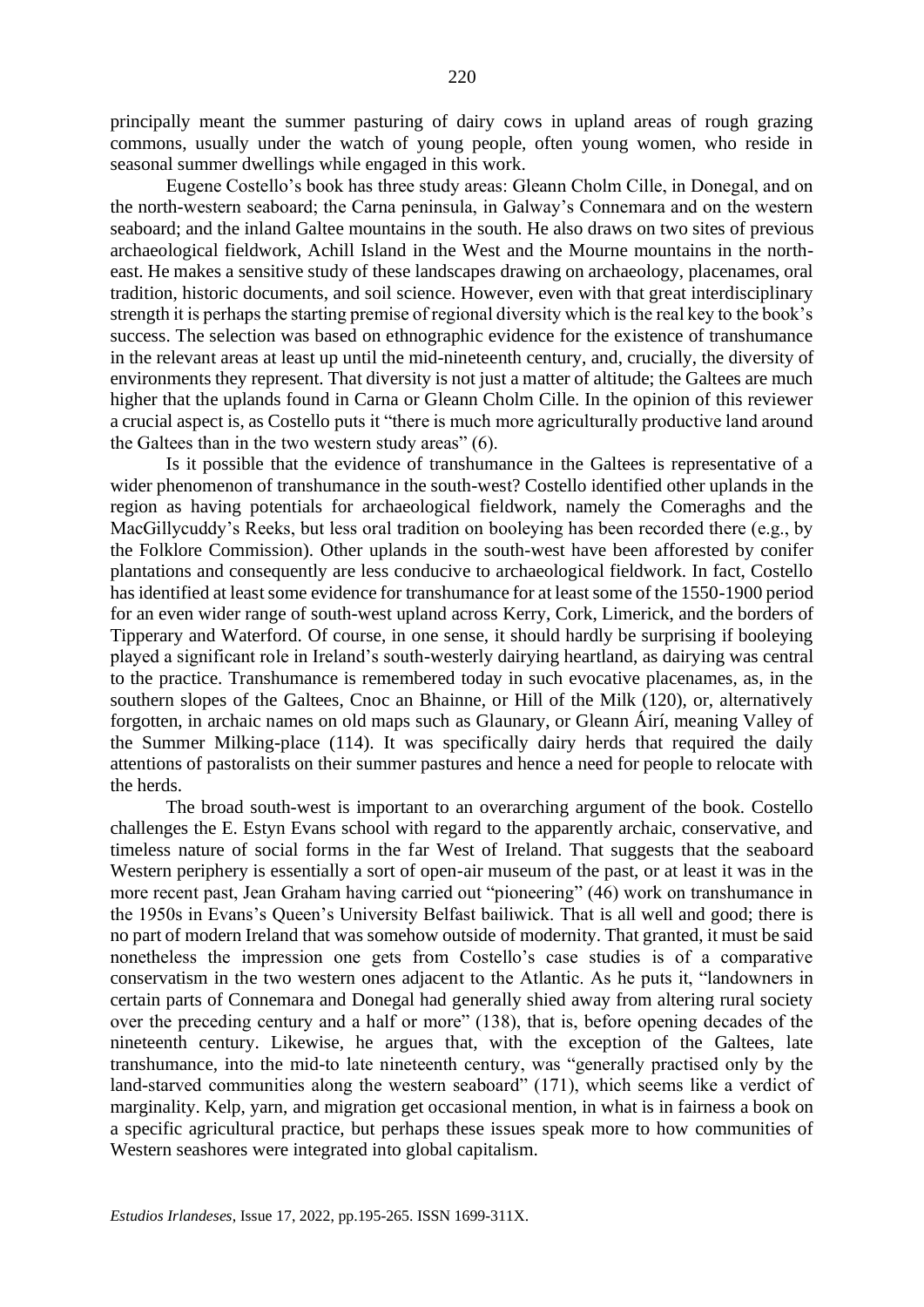principally meant the summer pasturing of dairy cows in upland areas of rough grazing commons, usually under the watch of young people, often young women, who reside in seasonal summer dwellings while engaged in this work.

Eugene Costello's book has three study areas: Gleann Cholm Cille, in Donegal, and on the north-western seaboard; the Carna peninsula, in Galway's Connemara and on the western seaboard; and the inland Galtee mountains in the south. He also draws on two sites of previous archaeological fieldwork, Achill Island in the West and the Mourne mountains in the north-east. He makes a sensitive study of these landscapes drawing on archaeology, placenames, oral tradition, historic documents, and soil science. However, even with that great interdisciplinary strength it is perhaps the starting premise of regional diversity which is the real key to the book's success. The selection was based on ethnographic evidence for the existence of transhumance in the relevant areas at least up until the mid-nineteenth century, and, crucially, the diversity of environments they represent. That diversity is not just a matter of altitude; the Galtees are much higher that the uplands found in Carna or Gleann Cholm Cille. In the opinion of this reviewer a crucial aspect is, as Costello puts it "there is much more agriculturally productive land around the Galtees than in the two western study areas" (6).

Is it possible that the evidence of transhumance in the Galtees is representative of a wider phenomenon of transhumance in the south-west? Costello identified other uplands in the region as having potentials for archaeological fieldwork, namely the Comeraghs and the MacGillycuddy's Reeks, but less oral tradition on booleying has been recorded there (e.g., by the Folklore Commission). Other uplands in the south-west have been afforested by conifer plantations and consequently are less conducive to archaeological fieldwork. In fact, Costello has identified at least some evidence for transhumance for at least some of the 1550-1900 period for an even wider range of south-west upland across Kerry, Cork, Limerick, and the borders of Tipperary and Waterford. Of course, in one sense, it should hardly be surprising if booleying played a significant role in Ireland's south-westerly dairying heartland, as dairying was central to the practice. Transhumance is remembered today in such evocative placenames, as, in the southern slopes of the Galtees, Cnoc an Bhainne, or Hill of the Milk (120), or, alternatively forgotten, in archaic names on old maps such as Glaunary, or Gleann Áirí, meaning Valley of the Summer Milking-place (114). It was specifically dairy herds that required the daily attentions of pastoralists on their summer pastures and hence a need for people to relocate with the herds.

The broad south-west is important to an overarching argument of the book. Costello challenges the E. Estyn Evans school with regard to the apparently archaic, conservative, and timeless nature of social forms in the far West of Ireland. That suggests that the seaboard Western periphery is essentially a sort of open-air museum of the past, or at least it was in the more recent past, Jean Graham having carried out "pioneering" (46) work on transhumance in the 1950s in Evans's Queen's University Belfast bailiwick. That is all well and good; there is no part of modern Ireland that was somehow outside of modernity. That granted, it must be said nonetheless the impression one gets from Costello's case studies is of a comparative conservatism in the two western ones adjacent to the Atlantic. As he puts it, "landowners in certain parts of Connemara and Donegal had generally shied away from altering rural society over the preceding century and a half or more" (138), that is, before opening decades of the nineteenth century. Likewise, he argues that, with the exception of the Galtees, late transhumance, into the mid-to late nineteenth century, was "generally practised only by the land-starved communities along the western seaboard" (171), which seems like a verdict of marginality. Kelp, yarn, and migration get occasional mention, in what is in fairness a book on a specific agricultural practice, but perhaps these issues speak more to how communities of Western seashores were integrated into global capitalism.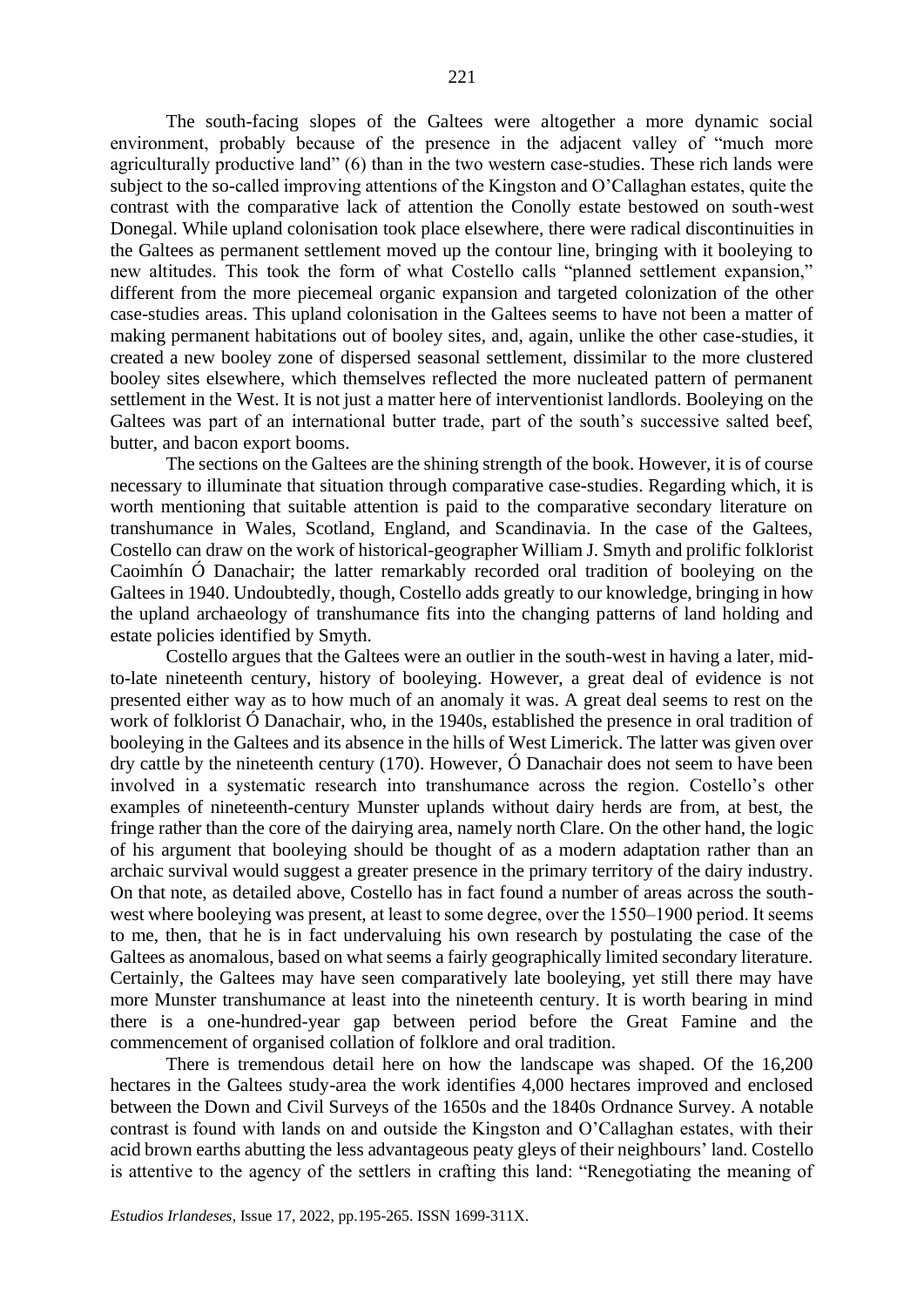The south-facing slopes of the Galtees were altogether a more dynamic social environment, probably because of the presence in the adjacent valley of "much more agriculturally productive land" (6) than in the two western case-studies. These rich lands were subject to the so-called improving attentions of the Kingston and O'Callaghan estates, quite the contrast with the comparative lack of attention the Conolly estate bestowed on south-west Donegal. While upland colonisation took place elsewhere, there were radical discontinuities in the Galtees as permanent settlement moved up the contour line, bringing with it booleying to new altitudes. This took the form of what Costello calls "planned settlement expansion," different from the more piecemeal organic expansion and targeted colonization of the other case-studies areas. This upland colonisation in the Galtees seems to have not been a matter of making permanent habitations out of booley sites, and, again, unlike the other case-studies, it created a new booley zone of dispersed seasonal settlement, dissimilar to the more clustered booley sites elsewhere, which themselves reflected the more nucleated pattern of permanent settlement in the West. It is not just a matter here of interventionist landlords. Booleying on the Galtees was part of an international butter trade, part of the south's successive salted beef, butter, and bacon export booms.

The sections on the Galtees are the shining strength of the book. However, it is of course necessary to illuminate that situation through comparative case-studies. Regarding which, it is worth mentioning that suitable attention is paid to the comparative secondary literature on transhumance in Wales, Scotland, England, and Scandinavia. In the case of the Galtees, Costello can draw on the work of historical-geographer William J. Smyth and prolific folklorist Caoimhín Ó Danachair; the latter remarkably recorded oral tradition of booleying on the Galtees in 1940. Undoubtedly, though, Costello adds greatly to our knowledge, bringing in how the upland archaeology of transhumance fits into the changing patterns of land holding and estate policies identified by Smyth.

Costello argues that the Galtees were an outlier in the south-west in having a later, mid-to-late nineteenth century, history of booleying. However, a great deal of evidence is not presented either way as to how much of an anomaly it was. A great deal seems to rest on the work of folklorist Ó Danachair, who, in the 1940s, established the presence in oral tradition of booleying in the Galtees and its absence in the hills of West Limerick. The latter was given over dry cattle by the nineteenth century (170). However, Ó Danachair does not seem to have been involved in a systematic research into transhumance across the region. Costello's other examples of nineteenth-century Munster uplands without dairy herds are from, at best, the fringe rather than the core of the dairying area, namely north Clare. On the other hand, the logic of his argument that booleying should be thought of as a modern adaptation rather than an archaic survival would suggest a greater presence in the primary territory of the dairy industry. On that note, as detailed above, Costello has in fact found a number of areas across the south-west where booleying was present, at least to some degree, over the 1550–1900 period. It seems to me, then, that he is in fact undervaluing his own research by postulating the case of the Galtees as anomalous, based on what seems a fairly geographically limited secondary literature. Certainly, the Galtees may have seen comparatively late booleying, yet still there may have more Munster transhumance at least into the nineteenth century. It is worth bearing in mind there is a one-hundred-year gap between period before the Great Famine and the commencement of organised collation of folklore and oral tradition.

There is tremendous detail here on how the landscape was shaped. Of the 16,200 hectares in the Galtees study-area the work identifies 4,000 hectares improved and enclosed between the Down and Civil Surveys of the 1650s and the 1840s Ordnance Survey. A notable contrast is found with lands on and outside the Kingston and O'Callaghan estates, with their acid brown earths abutting the less advantageous peaty gleys of their neighbours' land. Costello is attentive to the agency of the settlers in crafting this land: "Renegotiating the meaning of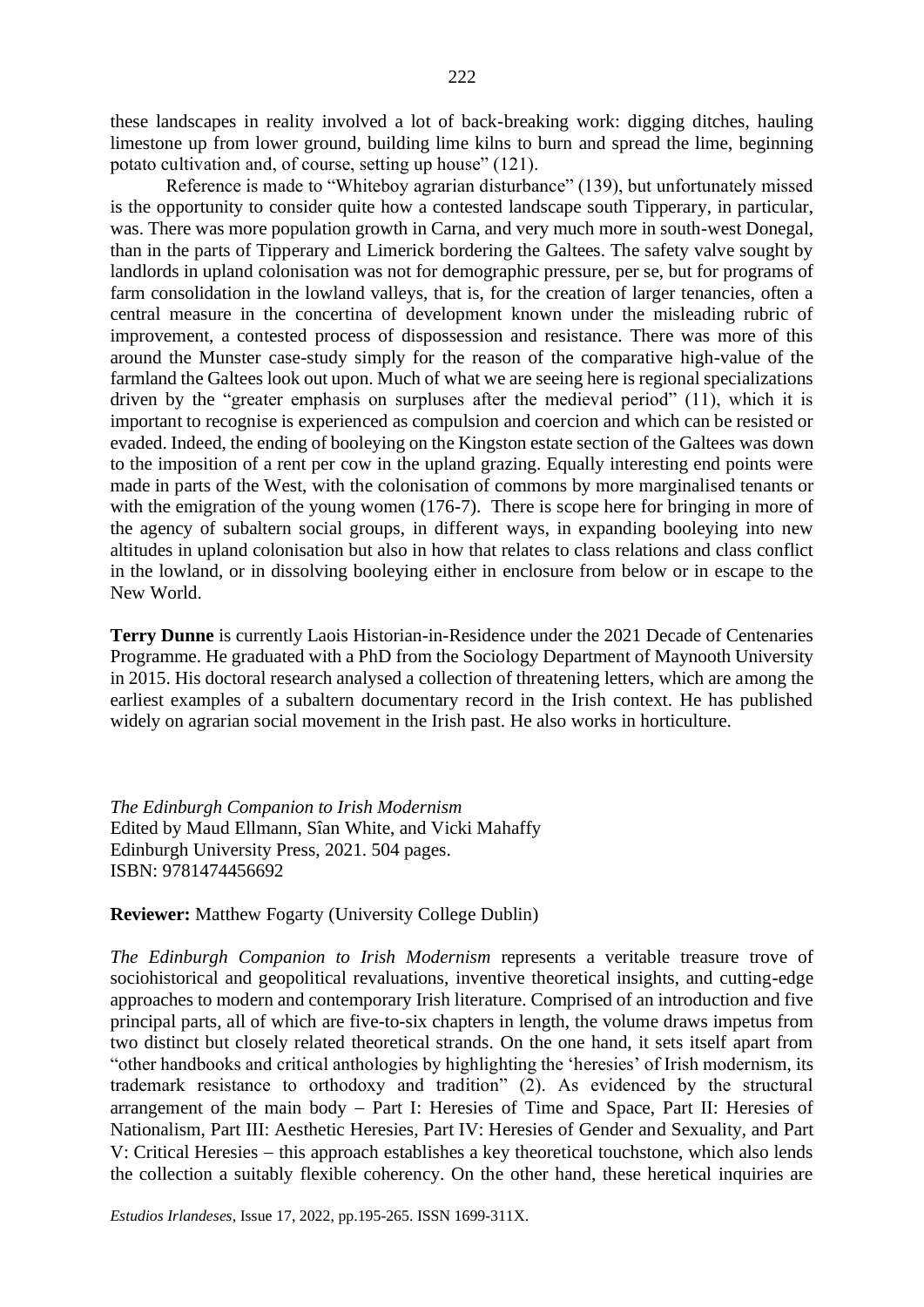these landscapes in reality involved a lot of back-breaking work: digging ditches, hauling limestone up from lower ground, building lime kilns to burn and spread the lime, beginning potato cultivation and, of course, setting up house" (121).

Reference is made to "Whiteboy agrarian disturbance" (139), but unfortunately missed is the opportunity to consider quite how a contested landscape south Tipperary, in particular, was. There was more population growth in Carna, and very much more in south-west Donegal, than in the parts of Tipperary and Limerick bordering the Galtees. The safety valve sought by landlords in upland colonisation was not for demographic pressure, per se, but for programs of farm consolidation in the lowland valleys, that is, for the creation of larger tenancies, often a central measure in the concertina of development known under the misleading rubric of improvement, a contested process of dispossession and resistance. There was more of this around the Munster case-study simply for the reason of the comparative high-value of the farmland the Galtees look out upon. Much of what we are seeing here is regional specializations driven by the "greater emphasis on surpluses after the medieval period" (11), which it is important to recognise is experienced as compulsion and coercion and which can be resisted or evaded. Indeed, the ending of booleying on the Kingston estate section of the Galtees was down to the imposition of a rent per cow in the upland grazing. Equally interesting end points were made in parts of the West, with the colonisation of commons by more marginalised tenants or with the emigration of the young women (176-7). There is scope here for bringing in more of the agency of subaltern social groups, in different ways, in expanding booleying into new altitudes in upland colonisation but also in how that relates to class relations and class conflict in the lowland, or in dissolving booleying either in enclosure from below or in escape to the New World.

**Terry Dunne** is currently Laois Historian-in-Residence under the 2021 Decade of Centenaries Programme. He graduated with a PhD from the Sociology Department of Maynooth University in 2015. His doctoral research analysed a collection of threatening letters, which are among the earliest examples of a subaltern documentary record in the Irish context. He has published widely on agrarian social movement in the Irish past. He also works in horticulture.

*The Edinburgh Companion to Irish Modernism*
Edited by Maud Ellmann, Sîan White, and Vicki Mahaffy
Edinburgh University Press, 2021. 504 pages.
ISBN: 9781474456692

**Reviewer:** Matthew Fogarty (University College Dublin)

*The Edinburgh Companion to Irish Modernism* represents a veritable treasure trove of sociohistorical and geopolitical revaluations, inventive theoretical insights, and cutting-edge approaches to modern and contemporary Irish literature. Comprised of an introduction and five principal parts, all of which are five-to-six chapters in length, the volume draws impetus from two distinct but closely related theoretical strands. On the one hand, it sets itself apart from "other handbooks and critical anthologies by highlighting the 'heresies' of Irish modernism, its trademark resistance to orthodoxy and tradition" (2). As evidenced by the structural arrangement of the main body – Part I: Heresies of Time and Space, Part II: Heresies of Nationalism, Part III: Aesthetic Heresies, Part IV: Heresies of Gender and Sexuality, and Part V: Critical Heresies – this approach establishes a key theoretical touchstone, which also lends the collection a suitably flexible coherency. On the other hand, these heretical inquiries are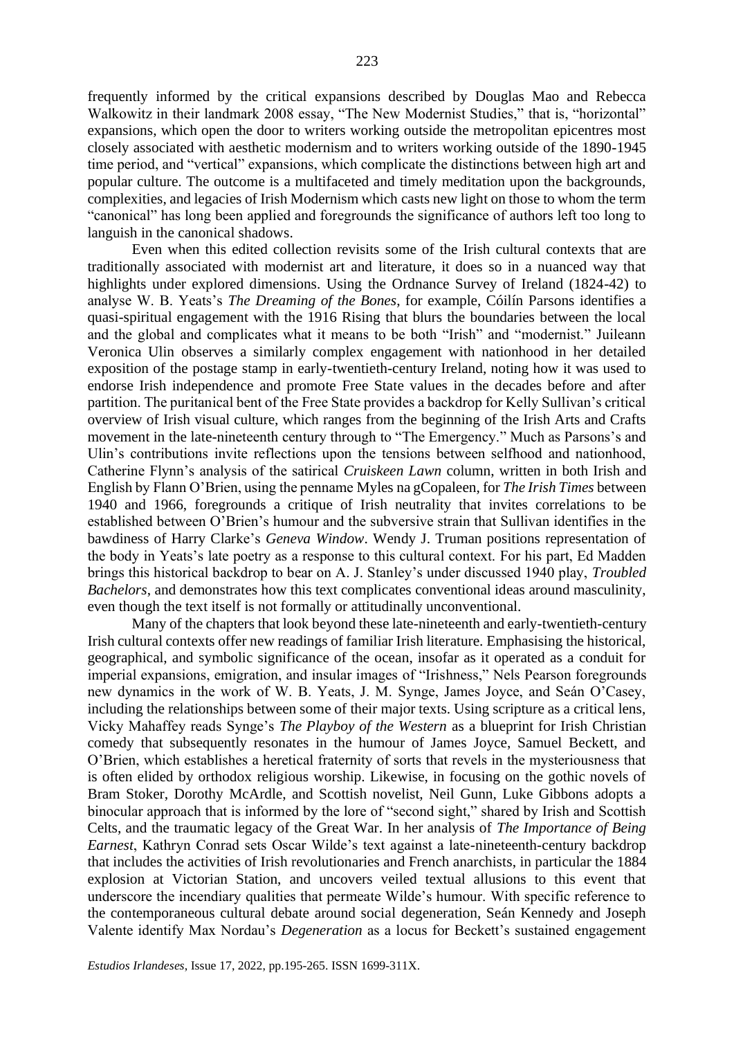frequently informed by the critical expansions described by Douglas Mao and Rebecca Walkowitz in their landmark 2008 essay, "The New Modernist Studies," that is, "horizontal" expansions, which open the door to writers working outside the metropolitan epicentres most closely associated with aesthetic modernism and to writers working outside of the 1890-1945 time period, and "vertical" expansions, which complicate the distinctions between high art and popular culture. The outcome is a multifaceted and timely meditation upon the backgrounds, complexities, and legacies of Irish Modernism which casts new light on those to whom the term "canonical" has long been applied and foregrounds the significance of authors left too long to languish in the canonical shadows.

Even when this edited collection revisits some of the Irish cultural contexts that are traditionally associated with modernist art and literature, it does so in a nuanced way that highlights under explored dimensions. Using the Ordnance Survey of Ireland (1824-42) to analyse W. B. Yeats's *The Dreaming of the Bones*, for example, Cóilín Parsons identifies a quasi-spiritual engagement with the 1916 Rising that blurs the boundaries between the local and the global and complicates what it means to be both "Irish" and "modernist." Juileann Veronica Ulin observes a similarly complex engagement with nationhood in her detailed exposition of the postage stamp in early-twentieth-century Ireland, noting how it was used to endorse Irish independence and promote Free State values in the decades before and after partition. The puritanical bent of the Free State provides a backdrop for Kelly Sullivan's critical overview of Irish visual culture, which ranges from the beginning of the Irish Arts and Crafts movement in the late-nineteenth century through to "The Emergency." Much as Parsons's and Ulin's contributions invite reflections upon the tensions between selfhood and nationhood, Catherine Flynn's analysis of the satirical *Cruiskeen Lawn* column, written in both Irish and English by Flann O'Brien, using the penname Myles na gCopaleen, for *The Irish Times* between 1940 and 1966, foregrounds a critique of Irish neutrality that invites correlations to be established between O'Brien's humour and the subversive strain that Sullivan identifies in the bawdiness of Harry Clarke's *Geneva Window*. Wendy J. Truman positions representation of the body in Yeats's late poetry as a response to this cultural context. For his part, Ed Madden brings this historical backdrop to bear on A. J. Stanley's under discussed 1940 play, *Troubled Bachelors*, and demonstrates how this text complicates conventional ideas around masculinity, even though the text itself is not formally or attitudinally unconventional.

Many of the chapters that look beyond these late-nineteenth and early-twentieth-century Irish cultural contexts offer new readings of familiar Irish literature. Emphasising the historical, geographical, and symbolic significance of the ocean, insofar as it operated as a conduit for imperial expansions, emigration, and insular images of "Irishness," Nels Pearson foregrounds new dynamics in the work of W. B. Yeats, J. M. Synge, James Joyce, and Seán O'Casey, including the relationships between some of their major texts. Using scripture as a critical lens, Vicky Mahaffey reads Synge's *The Playboy of the Western* as a blueprint for Irish Christian comedy that subsequently resonates in the humour of James Joyce, Samuel Beckett, and O'Brien, which establishes a heretical fraternity of sorts that revels in the mysteriousness that is often elided by orthodox religious worship. Likewise, in focusing on the gothic novels of Bram Stoker, Dorothy McArdle, and Scottish novelist, Neil Gunn, Luke Gibbons adopts a binocular approach that is informed by the lore of "second sight," shared by Irish and Scottish Celts, and the traumatic legacy of the Great War. In her analysis of *The Importance of Being Earnest*, Kathryn Conrad sets Oscar Wilde's text against a late-nineteenth-century backdrop that includes the activities of Irish revolutionaries and French anarchists, in particular the 1884 explosion at Victorian Station, and uncovers veiled textual allusions to this event that underscore the incendiary qualities that permeate Wilde's humour. With specific reference to the contemporaneous cultural debate around social degeneration, Seán Kennedy and Joseph Valente identify Max Nordau's *Degeneration* as a locus for Beckett's sustained engagement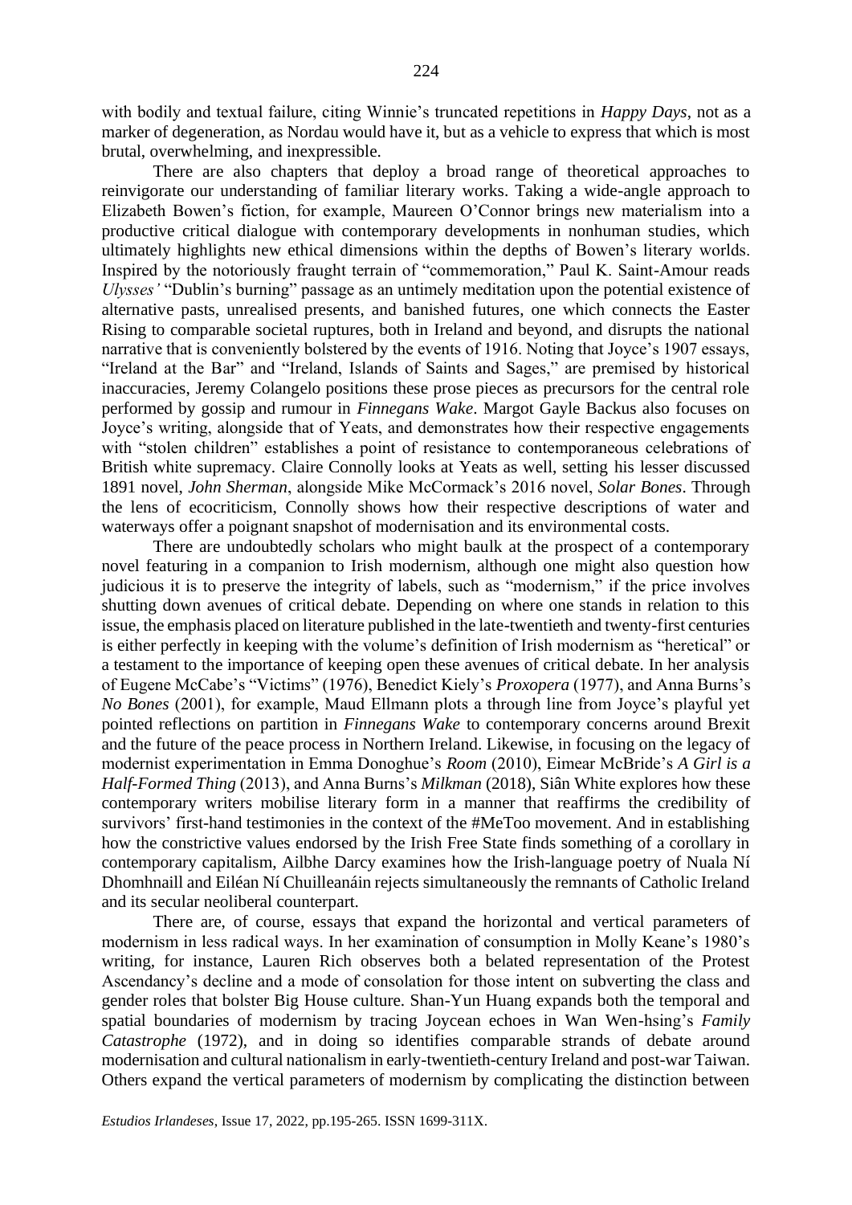with bodily and textual failure, citing Winnie's truncated repetitions in *Happy Days*, as not a marker of degeneration, as Nordau would have it, but as a vehicle to express that which is most brutal, overwhelming, and inexpressible.

There are also chapters that deploy a broad range of theoretical approaches to reinvigorate our understanding of familiar literary works. Taking a wide-angle approach to Elizabeth Bowen's fiction, for example, Maureen O'Connor brings new materialism into a productive critical dialogue with contemporary developments in nonhuman studies, which ultimately highlights new ethical dimensions within the depths of Bowen's literary worlds. Inspired by the notoriously fraught terrain of "commemoration," Paul K. Saint-Amour reads *Ulysses'* "Dublin's burning" passage as an untimely meditation upon the potential existence of alternative pasts, unrealised presents, and banished futures, one which connects the Easter Rising to comparable societal ruptures, both in Ireland and beyond, and disrupts the national narrative that is conveniently bolstered by the events of 1916. Noting that Joyce's 1907 essays, "Ireland at the Bar" and "Ireland, Islands of Saints and Sages," are premised by historical inaccuracies, Jeremy Colangelo positions these prose pieces as precursors for the central role performed by gossip and rumour in *Finnegans Wake*. Margot Gayle Backus also focuses on Joyce's writing, alongside that of Yeats, and demonstrates how their respective engagements with "stolen children" establishes a point of resistance to contemporaneous celebrations of British white supremacy. Claire Connolly looks at Yeats as well, setting his lesser discussed 1891 novel, *John Sherman*, alongside Mike McCormack's 2016 novel, *Solar Bones*. Through the lens of ecocriticism, Connolly shows how their respective descriptions of water and waterways offer a poignant snapshot of modernisation and its environmental costs.

There are undoubtedly scholars who might baulk at the prospect of a contemporary novel featuring in a companion to Irish modernism, although one might also question how judicious it is to preserve the integrity of labels, such as "modernism," if the price involves shutting down avenues of critical debate. Depending on where one stands in relation to this issue, the emphasis placed on literature published in the late-twentieth and twenty-first centuries is either perfectly in keeping with the volume's definition of Irish modernism as "heretical" or a testament to the importance of keeping open these avenues of critical debate. In her analysis of Eugene McCabe's "Victims" (1976), Benedict Kiely's *Proxopera* (1977), and Anna Burns's *No Bones* (2001), for example, Maud Ellmann plots a through line from Joyce's playful yet pointed reflections on partition in *Finnegans Wake* to contemporary concerns around Brexit and the future of the peace process in Northern Ireland. Likewise, in focusing on the legacy of modernist experimentation in Emma Donoghue's *Room* (2010), Eimear McBride's *A Girl is a Half-Formed Thing* (2013), and Anna Burns's *Milkman* (2018), Siân White explores how these contemporary writers mobilise literary form in a manner that reaffirms the credibility of survivors' first-hand testimonies in the context of the #MeToo movement. And in establishing how the constrictive values endorsed by the Irish Free State finds something of a corollary in contemporary capitalism, Ailbhe Darcy examines how the Irish-language poetry of Nuala Ní Dhomhnaill and Eiléan Ní Chuilleanáin rejects simultaneously the remnants of Catholic Ireland and its secular neoliberal counterpart.

There are, of course, essays that expand the horizontal and vertical parameters of modernism in less radical ways. In her examination of consumption in Molly Keane's 1980's writing, for instance, Lauren Rich observes both a belated representation of the Protest Ascendancy's decline and a mode of consolation for those intent on subverting the class and gender roles that bolster Big House culture. Shan-Yun Huang expands both the temporal and spatial boundaries of modernism by tracing Joycean echoes in Wan Wen-hsing's *Family Catastrophe* (1972), and in doing so identifies comparable strands of debate around modernisation and cultural nationalism in early-twentieth-century Ireland and post-war Taiwan. Others expand the vertical parameters of modernism by complicating the distinction between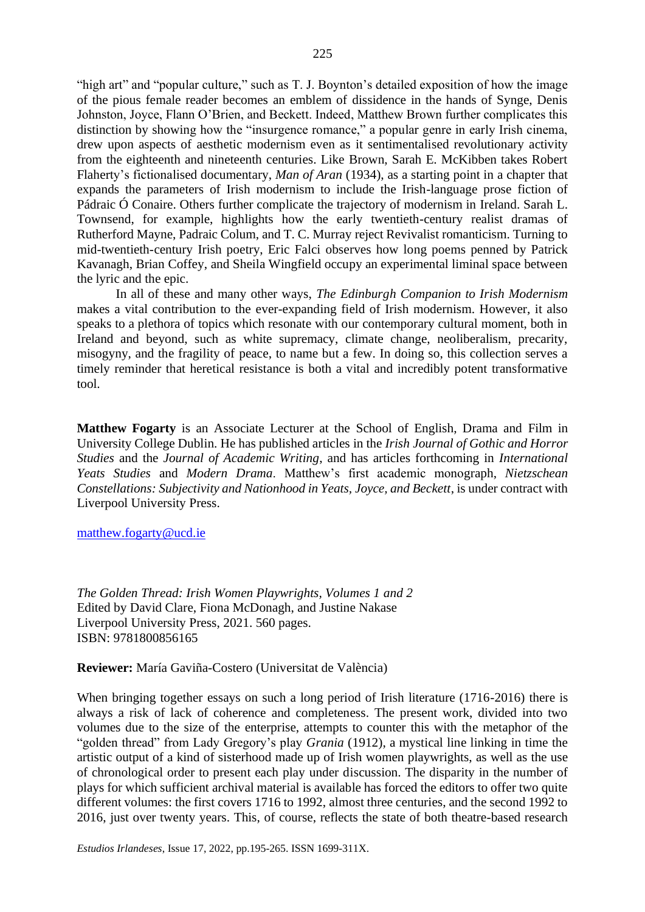"high art" and "popular culture," such as T. J. Boynton's detailed exposition of how the image of the pious female reader becomes an emblem of dissidence in the hands of Synge, Denis Johnston, Joyce, Flann O'Brien, and Beckett. Indeed, Matthew Brown further complicates this distinction by showing how the "insurgence romance," a popular genre in early Irish cinema, drew upon aspects of aesthetic modernism even as it sentimentalised revolutionary activity from the eighteenth and nineteenth centuries. Like Brown, Sarah E. McKibben takes Robert Flaherty's fictionalised documentary, *Man of Aran* (1934), as a starting point in a chapter that expands the parameters of Irish modernism to include the Irish-language prose fiction of Pádraic Ó Conaire. Others further complicate the trajectory of modernism in Ireland. Sarah L. Townsend, for example, highlights how the early twentieth-century realist dramas of Rutherford Mayne, Padraic Colum, and T. C. Murray reject Revivalist romanticism. Turning to mid-twentieth-century Irish poetry, Eric Falci observes how long poems penned by Patrick Kavanagh, Brian Coffey, and Sheila Wingfield occupy an experimental liminal space between the lyric and the epic.

In all of these and many other ways, *The Edinburgh Companion to Irish Modernism* makes a vital contribution to the ever-expanding field of Irish modernism. However, it also speaks to a plethora of topics which resonate with our contemporary cultural moment, both in Ireland and beyond, such as white supremacy, climate change, neoliberalism, precarity, misogyny, and the fragility of peace, to name but a few. In doing so, this collection serves a timely reminder that heretical resistance is both a vital and incredibly potent transformative tool.

**Matthew Fogarty** is an Associate Lecturer at the School of English, Drama and Film in University College Dublin. He has published articles in the *Irish Journal of Gothic and Horror Studies* and the *Journal of Academic Writing*, and has articles forthcoming in *International Yeats Studies* and *Modern Drama*. Matthew's first academic monograph, *Nietzschean Constellations: Subjectivity and Nationhood in Yeats, Joyce, and Beckett*, is under contract with Liverpool University Press.

matthew.fogarty@ucd.ie

*The Golden Thread: Irish Women Playwrights, Volumes 1 and 2*
Edited by David Clare, Fiona McDonagh, and Justine Nakase
Liverpool University Press, 2021. 560 pages.
ISBN: 9781800856165

**Reviewer:** María Gaviña-Costero (Universitat de València)

When bringing together essays on such a long period of Irish literature (1716-2016) there is always a risk of lack of coherence and completeness. The present work, divided into two volumes due to the size of the enterprise, attempts to counter this with the metaphor of the "golden thread" from Lady Gregory's play *Grania* (1912), a mystical line linking in time the artistic output of a kind of sisterhood made up of Irish women playwrights, as well as the use of chronological order to present each play under discussion. The disparity in the number of plays for which sufficient archival material is available has forced the editors to offer two quite different volumes: the first covers 1716 to 1992, almost three centuries, and the second 1992 to 2016, just over twenty years. This, of course, reflects the state of both theatre-based research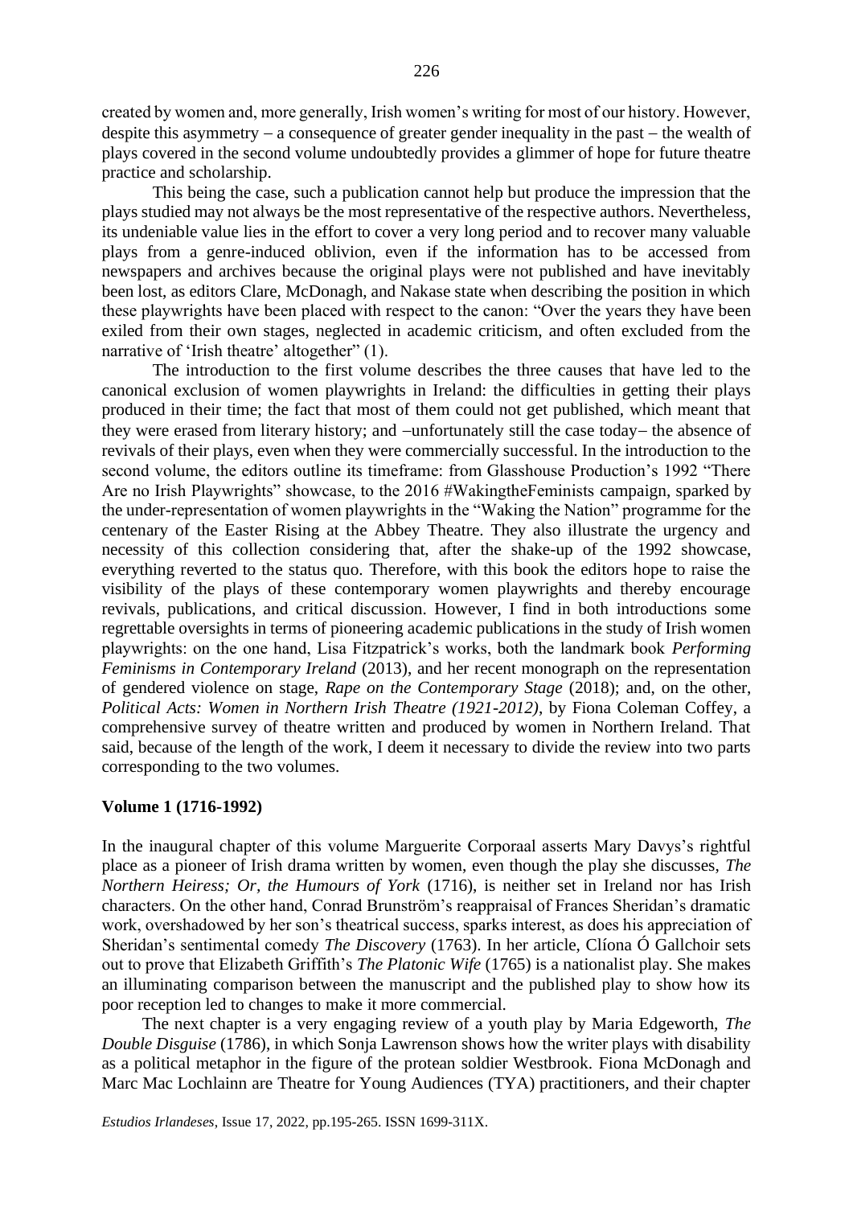created by women and, more generally, Irish women's writing for most of our history. However, despite this asymmetry – a consequence of greater gender inequality in the past – the wealth of plays covered in the second volume undoubtedly provides a glimmer of hope for future theatre practice and scholarship.

This being the case, such a publication cannot help but produce the impression that the plays studied may not always be the most representative of the respective authors. Nevertheless, its undeniable value lies in the effort to cover a very long period and to recover many valuable plays from a genre-induced oblivion, even if the information has to be accessed from newspapers and archives because the original plays were not published and have inevitably been lost, as editors Clare, McDonagh, and Nakase state when describing the position in which these playwrights have been placed with respect to the canon: "Over the years they have been exiled from their own stages, neglected in academic criticism, and often excluded from the narrative of 'Irish theatre' altogether" (1).

The introduction to the first volume describes the three causes that have led to the canonical exclusion of women playwrights in Ireland: the difficulties in getting their plays produced in their time; the fact that most of them could not get published, which meant that they were erased from literary history; and –unfortunately still the case today– the absence of revivals of their plays, even when they were commercially successful. In the introduction to the second volume, the editors outline its timeframe: from Glasshouse Production's 1992 "There Are no Irish Playwrights" showcase, to the 2016 #WakingtheFeminists campaign, sparked by the under-representation of women playwrights in the "Waking the Nation" programme for the centenary of the Easter Rising at the Abbey Theatre. They also illustrate the urgency and necessity of this collection considering that, after the shake-up of the 1992 showcase, everything reverted to the status quo. Therefore, with this book the editors hope to raise the visibility of the plays of these contemporary women playwrights and thereby encourage revivals, publications, and critical discussion. However, I find in both introductions some regrettable oversights in terms of pioneering academic publications in the study of Irish women playwrights: on the one hand, Lisa Fitzpatrick's works, both the landmark book *Performing Feminisms in Contemporary Ireland* (2013), and her recent monograph on the representation of gendered violence on stage, *Rape on the Contemporary Stage* (2018); and, on the other, *Political Acts: Women in Northern Irish Theatre (1921-2012)*, by Fiona Coleman Coffey, a comprehensive survey of theatre written and produced by women in Northern Ireland. That said, because of the length of the work, I deem it necessary to divide the review into two parts corresponding to the two volumes.

**Volume 1 (1716-1992)**

In the inaugural chapter of this volume Marguerite Corporaal asserts Mary Davys's rightful place as a pioneer of Irish drama written by women, even though the play she discusses, *The Northern Heiress; Or, the Humours of York* (1716), is neither set in Ireland nor has Irish characters. On the other hand, Conrad Brunström's reappraisal of Frances Sheridan's dramatic work, overshadowed by her son's theatrical success, sparks interest, as does his appreciation of Sheridan's sentimental comedy *The Discovery* (1763). In her article, Clíona Ó Gallchoir sets out to prove that Elizabeth Griffith's *The Platonic Wife* (1765) is a nationalist play. She makes an illuminating comparison between the manuscript and the published play to show how its poor reception led to changes to make it more commercial.

The next chapter is a very engaging review of a youth play by Maria Edgeworth, *The Double Disguise* (1786), in which Sonja Lawrenson shows how the writer plays with disability as a political metaphor in the figure of the protean soldier Westbrook. Fiona McDonagh and Marc Mac Lochlainn are Theatre for Young Audiences (TYA) practitioners, and their chapter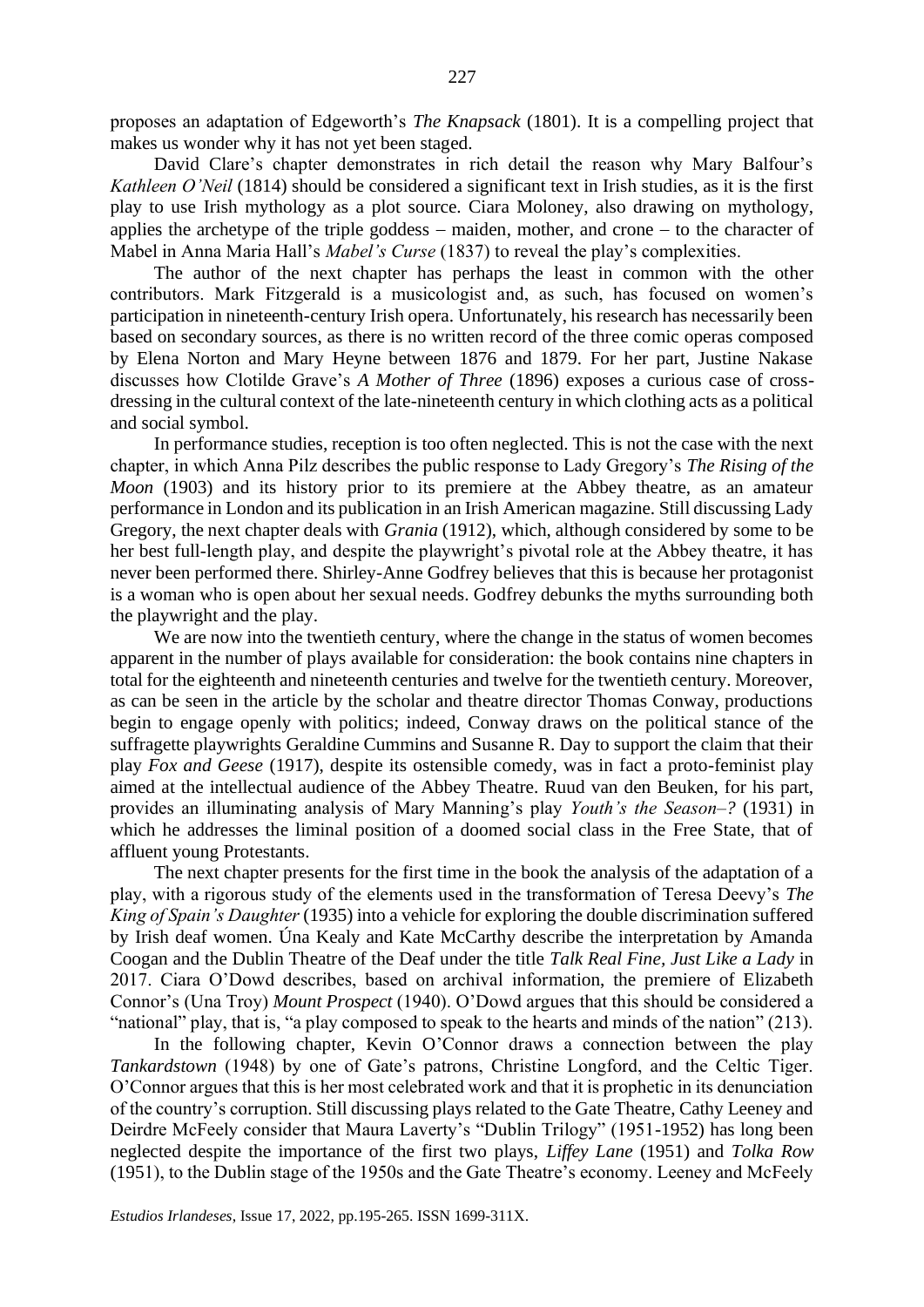proposes an adaptation of Edgeworth's *The Knapsack* (1801). It is a compelling project that makes us wonder why it has not yet been staged.

David Clare's chapter demonstrates in rich detail the reason why Mary Balfour's *Kathleen O'Neil* (1814) should be considered a significant text in Irish studies, as it is the first play to use Irish mythology as a plot source. Ciara Moloney, also drawing on mythology, applies the archetype of the triple goddess – maiden, mother, and crone – to the character of Mabel in Anna Maria Hall's *Mabel's Curse* (1837) to reveal the play's complexities.

The author of the next chapter has perhaps the least in common with the other contributors. Mark Fitzgerald is a musicologist and, as such, has focused on women's participation in nineteenth-century Irish opera. Unfortunately, his research has necessarily been based on secondary sources, as there is no written record of the three comic operas composed by Elena Norton and Mary Heyne between 1876 and 1879. For her part, Justine Nakase discusses how Clotilde Grave's *A Mother of Three* (1896) exposes a curious case of cross-dressing in the cultural context of the late-nineteenth century in which clothing acts as a political and social symbol.

In performance studies, reception is too often neglected. This is not the case with the next chapter, in which Anna Pilz describes the public response to Lady Gregory's *The Rising of the Moon* (1903) and its history prior to its premiere at the Abbey theatre, as an amateur performance in London and its publication in an Irish American magazine. Still discussing Lady Gregory, the next chapter deals with *Grania* (1912), which, although considered by some to be her best full-length play, and despite the playwright's pivotal role at the Abbey theatre, it has never been performed there. Shirley-Anne Godfrey believes that this is because her protagonist is a woman who is open about her sexual needs. Godfrey debunks the myths surrounding both the playwright and the play.

We are now into the twentieth century, where the change in the status of women becomes apparent in the number of plays available for consideration: the book contains nine chapters in total for the eighteenth and nineteenth centuries and twelve for the twentieth century. Moreover, as can be seen in the article by the scholar and theatre director Thomas Conway, productions begin to engage openly with politics; indeed, Conway draws on the political stance of the suffragette playwrights Geraldine Cummins and Susanne R. Day to support the claim that their play *Fox and Geese* (1917), despite its ostensible comedy, was in fact a proto-feminist play aimed at the intellectual audience of the Abbey Theatre. Ruud van den Beuken, for his part, provides an illuminating analysis of Mary Manning's play *Youth's the Season–?* (1931) in which he addresses the liminal position of a doomed social class in the Free State, that of affluent young Protestants.

The next chapter presents for the first time in the book the analysis of the adaptation of a play, with a rigorous study of the elements used in the transformation of Teresa Deevy's *The King of Spain's Daughter* (1935) into a vehicle for exploring the double discrimination suffered by Irish deaf women. Úna Kealy and Kate McCarthy describe the interpretation by Amanda Coogan and the Dublin Theatre of the Deaf under the title *Talk Real Fine, Just Like a Lady* in 2017. Ciara O'Dowd describes, based on archival information, the premiere of Elizabeth Connor's (Una Troy) *Mount Prospect* (1940). O'Dowd argues that this should be considered a "national" play, that is, "a play composed to speak to the hearts and minds of the nation" (213).

In the following chapter, Kevin O'Connor draws a connection between the play *Tankardstown* (1948) by one of Gate's patrons, Christine Longford, and the Celtic Tiger. O'Connor argues that this is her most celebrated work and that it is prophetic in its denunciation of the country's corruption. Still discussing plays related to the Gate Theatre, Cathy Leeney and Deirdre McFeely consider that Maura Laverty's "Dublin Trilogy" (1951-1952) has long been neglected despite the importance of the first two plays, *Liffey Lane* (1951) and *Tolka Row* (1951), to the Dublin stage of the 1950s and the Gate Theatre's economy. Leeney and McFeely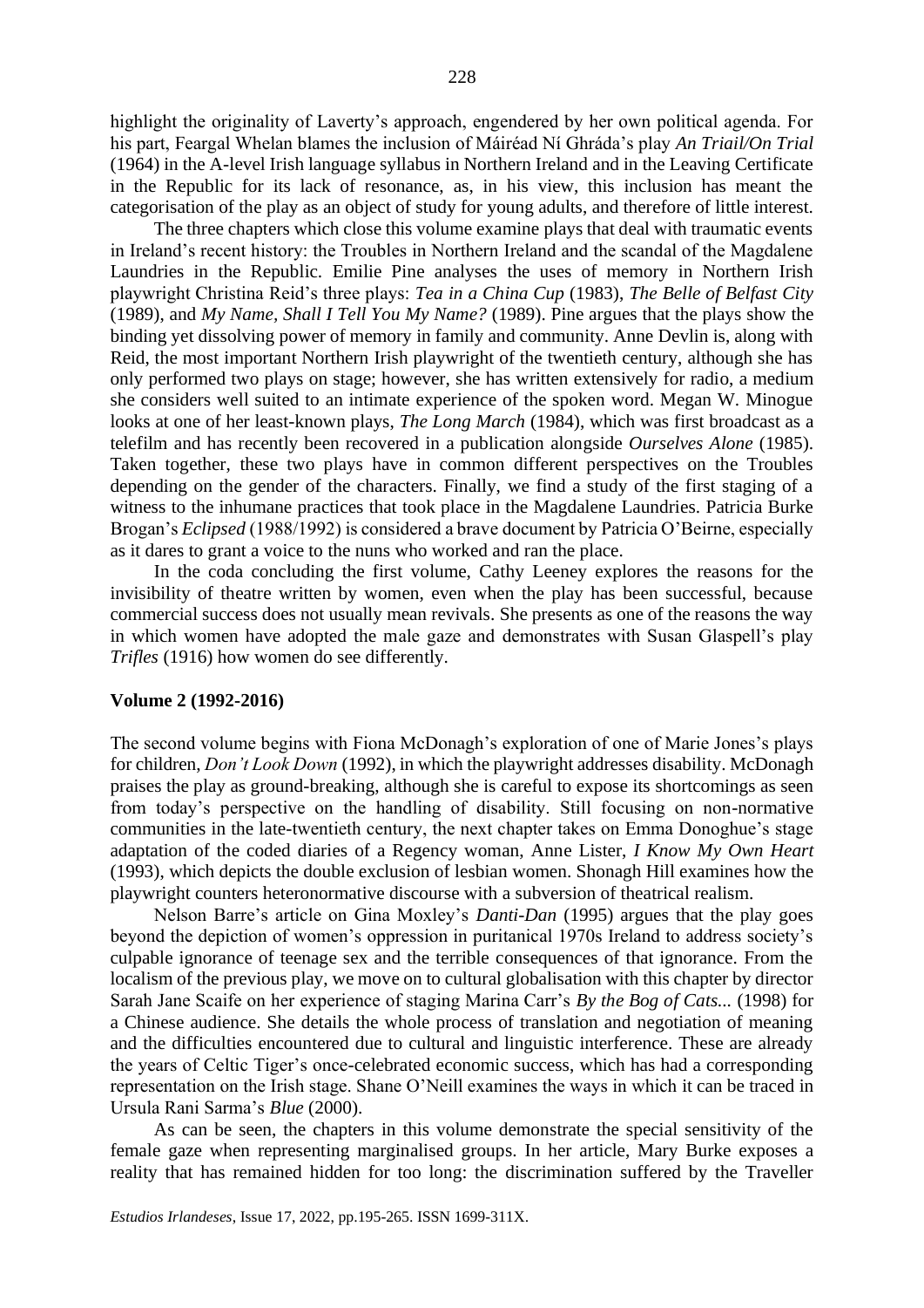highlight the originality of Laverty's approach, engendered by her own political agenda. For his part, Feargal Whelan blames the inclusion of Máiréad Ní Ghráda's play *An Triail/On Trial* (1964) in the A-level Irish language syllabus in Northern Ireland and in the Leaving Certificate in the Republic for its lack of resonance, as, in his view, this inclusion has meant the categorisation of the play as an object of study for young adults, and therefore of little interest.

The three chapters which close this volume examine plays that deal with traumatic events in Ireland's recent history: the Troubles in Northern Ireland and the scandal of the Magdalene Laundries in the Republic. Emilie Pine analyses the uses of memory in Northern Irish playwright Christina Reid's three plays: *Tea in a China Cup* (1983), *The Belle of Belfast City* (1989), and *My Name, Shall I Tell You My Name?* (1989). Pine argues that the plays show the binding yet dissolving power of memory in family and community. Anne Devlin is, along with Reid, the most important Northern Irish playwright of the twentieth century, although she has only performed two plays on stage; however, she has written extensively for radio, a medium she considers well suited to an intimate experience of the spoken word. Megan W. Minogue looks at one of her least-known plays, *The Long March* (1984), which was first broadcast as a telefilm and has recently been recovered in a publication alongside *Ourselves Alone* (1985). Taken together, these two plays have in common different perspectives on the Troubles depending on the gender of the characters. Finally, we find a study of the first staging of a witness to the inhumane practices that took place in the Magdalene Laundries. Patricia Burke Brogan's *Eclipsed* (1988/1992) is considered a brave document by Patricia O'Beirne, especially as it dares to grant a voice to the nuns who worked and ran the place.

In the coda concluding the first volume, Cathy Leeney explores the reasons for the invisibility of theatre written by women, even when the play has been successful, because commercial success does not usually mean revivals. She presents as one of the reasons the way in which women have adopted the male gaze and demonstrates with Susan Glaspell's play *Trifles* (1916) how women do see differently.

**Volume 2 (1992-2016)**

The second volume begins with Fiona McDonagh's exploration of one of Marie Jones's plays for children, *Don't Look Down* (1992), in which the playwright addresses disability. McDonagh praises the play as ground-breaking, although she is careful to expose its shortcomings as seen from today's perspective on the handling of disability. Still focusing on non-normative communities in the late-twentieth century, the next chapter takes on Emma Donoghue's stage adaptation of the coded diaries of a Regency woman, Anne Lister, *I Know My Own Heart* (1993), which depicts the double exclusion of lesbian women. Shonagh Hill examines how the playwright counters heteronormative discourse with a subversion of theatrical realism.

Nelson Barre's article on Gina Moxley's *Danti-Dan* (1995) argues that the play goes beyond the depiction of women's oppression in puritanical 1970s Ireland to address society's culpable ignorance of teenage sex and the terrible consequences of that ignorance. From the localism of the previous play, we move on to cultural globalisation with this chapter by director Sarah Jane Scaife on her experience of staging Marina Carr's *By the Bog of Cats...* (1998) for a Chinese audience. She details the whole process of translation and negotiation of meaning and the difficulties encountered due to cultural and linguistic interference. These are already the years of Celtic Tiger's once-celebrated economic success, which has had a corresponding representation on the Irish stage. Shane O'Neill examines the ways in which it can be traced in Ursula Rani Sarma's *Blue* (2000).

As can be seen, the chapters in this volume demonstrate the special sensitivity of the female gaze when representing marginalised groups. In her article, Mary Burke exposes a reality that has remained hidden for too long: the discrimination suffered by the Traveller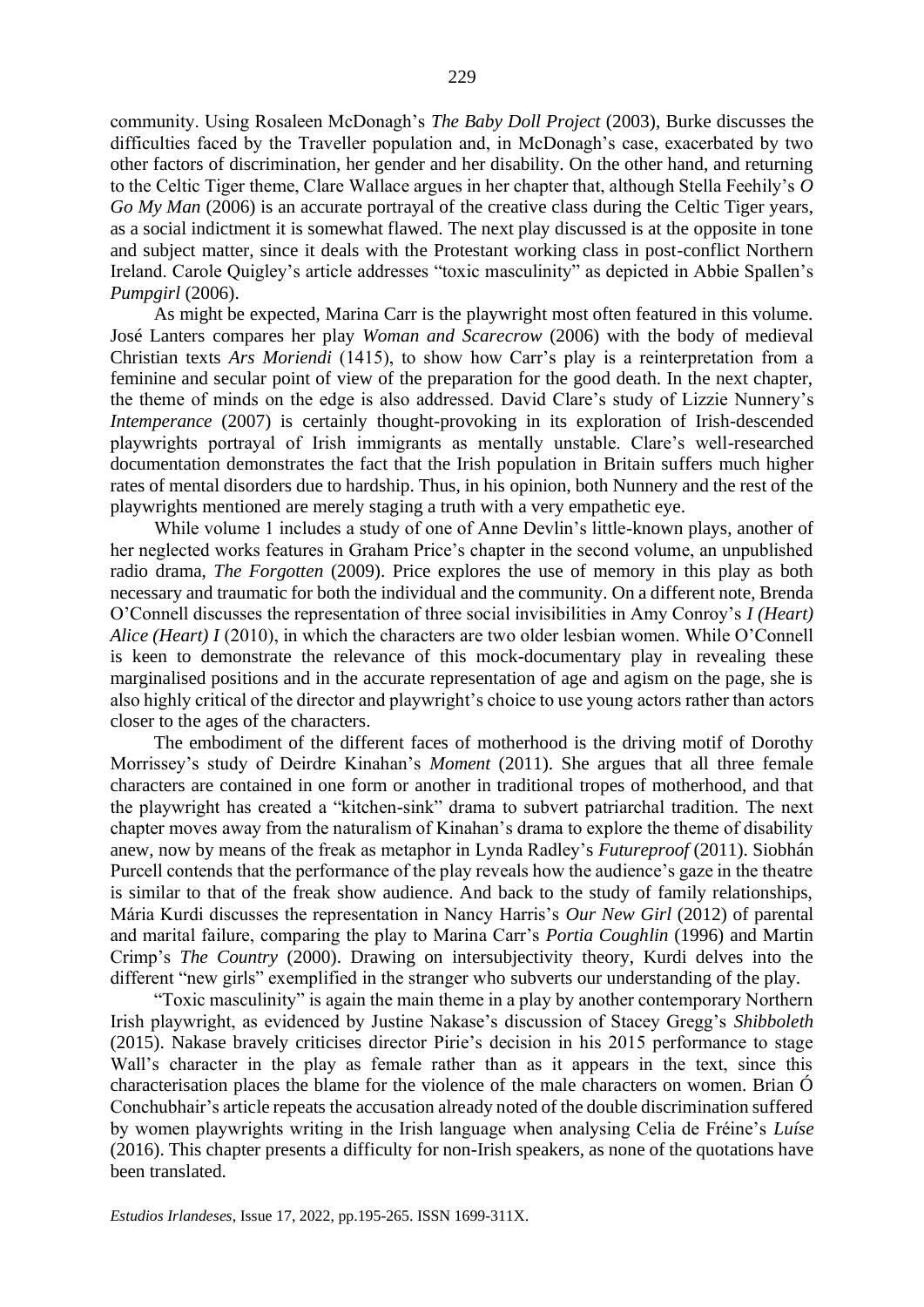community. Using Rosaleen McDonagh's *The Baby Doll Project* (2003), Burke discusses the difficulties faced by the Traveller population and, in McDonagh's case, exacerbated by two other factors of discrimination, her gender and her disability. On the other hand, and returning to the Celtic Tiger theme, Clare Wallace argues in her chapter that, although Stella Feehily's *O Go My Man* (2006) is an accurate portrayal of the creative class during the Celtic Tiger years, as a social indictment it is somewhat flawed. The next play discussed is at the opposite in tone and subject matter, since it deals with the Protestant working class in post-conflict Northern Ireland. Carole Quigley's article addresses "toxic masculinity" as depicted in Abbie Spallen's *Pumpgirl* (2006).

As might be expected, Marina Carr is the playwright most often featured in this volume. José Lanters compares her play *Woman and Scarecrow* (2006) with the body of medieval Christian texts *Ars Moriendi* (1415), to show how Carr's play is a reinterpretation from a feminine and secular point of view of the preparation for the good death. In the next chapter, the theme of minds on the edge is also addressed. David Clare's study of Lizzie Nunnery's *Intemperance* (2007) is certainly thought-provoking in its exploration of Irish-descended playwrights portrayal of Irish immigrants as mentally unstable. Clare's well-researched documentation demonstrates the fact that the Irish population in Britain suffers much higher rates of mental disorders due to hardship. Thus, in his opinion, both Nunnery and the rest of the playwrights mentioned are merely staging a truth with a very empathetic eye.

While volume 1 includes a study of one of Anne Devlin's little-known plays, another of her neglected works features in Graham Price's chapter in the second volume, an unpublished radio drama, *The Forgotten* (2009). Price explores the use of memory in this play as both necessary and traumatic for both the individual and the community. On a different note, Brenda O'Connell discusses the representation of three social invisibilities in Amy Conroy's *I (Heart) Alice (Heart) I* (2010), in which the characters are two older lesbian women. While O'Connell is keen to demonstrate the relevance of this mock-documentary play in revealing these marginalised positions and in the accurate representation of age and agism on the page, she is also highly critical of the director and playwright's choice to use young actors rather than actors closer to the ages of the characters.

The embodiment of the different faces of motherhood is the driving motif of Dorothy Morrissey's study of Deirdre Kinahan's *Moment* (2011). She argues that all three female characters are contained in one form or another in traditional tropes of motherhood, and that the playwright has created a "kitchen-sink" drama to subvert patriarchal tradition. The next chapter moves away from the naturalism of Kinahan's drama to explore the theme of disability anew, now by means of the freak as metaphor in Lynda Radley's *Futureproof* (2011). Siobhán Purcell contends that the performance of the play reveals how the audience's gaze in the theatre is similar to that of the freak show audience. And back to the study of family relationships, Mária Kurdi discusses the representation in Nancy Harris's *Our New Girl* (2012) of parental and marital failure, comparing the play to Marina Carr's *Portia Coughlin* (1996) and Martin Crimp's *The Country* (2000). Drawing on intersubjectivity theory, Kurdi delves into the different "new girls" exemplified in the stranger who subverts our understanding of the play.

"Toxic masculinity" is again the main theme in a play by another contemporary Northern Irish playwright, as evidenced by Justine Nakase's discussion of Stacey Gregg's *Shibboleth* (2015). Nakase bravely criticises director Pirie's decision in his 2015 performance to stage Wall's character in the play as female rather than as it appears in the text, since this characterisation places the blame for the violence of the male characters on women. Brian Ó Conchubhair's article repeats the accusation already noted of the double discrimination suffered by women playwrights writing in the Irish language when analysing Celia de Fréine's *Luíse* (2016). This chapter presents a difficulty for non-Irish speakers, as none of the quotations have been translated.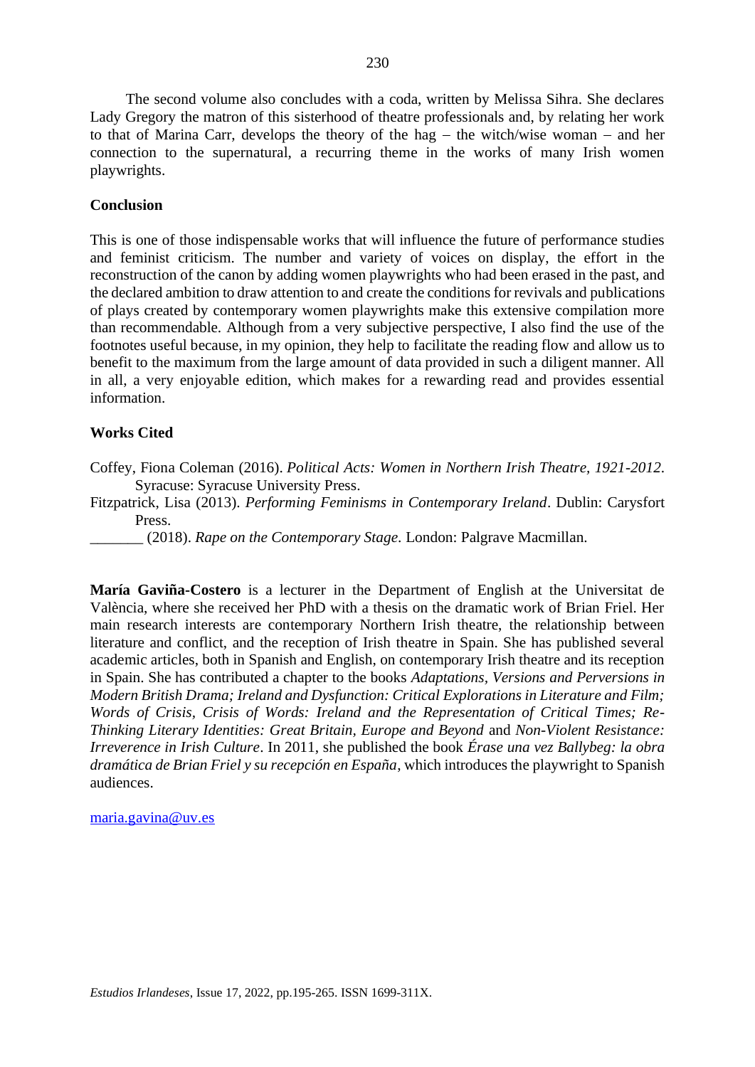The second volume also concludes with a coda, written by Melissa Sihra. She declares Lady Gregory the matron of this sisterhood of theatre professionals and, by relating her work to that of Marina Carr, develops the theory of the hag – the witch/wise woman – and her connection to the supernatural, a recurring theme in the works of many Irish women playwrights.

**Conclusion**

This is one of those indispensable works that will influence the future of performance studies and feminist criticism. The number and variety of voices on display, the effort in the reconstruction of the canon by adding women playwrights who had been erased in the past, and the declared ambition to draw attention to and create the conditions for revivals and publications of plays created by contemporary women playwrights make this extensive compilation more than recommendable. Although from a very subjective perspective, I also find the use of the footnotes useful because, in my opinion, they help to facilitate the reading flow and allow us to benefit to the maximum from the large amount of data provided in such a diligent manner. All in all, a very enjoyable edition, which makes for a rewarding read and provides essential information.

**Works Cited**

Coffey, Fiona Coleman (2016). *Political Acts: Women in Northern Irish Theatre, 1921-2012*. Syracuse: Syracuse University Press.

Fitzpatrick, Lisa (2013). *Performing Feminisms in Contemporary Ireland*. Dublin: Carysfort Press.

_______ (2018). *Rape on the Contemporary Stage*. London: Palgrave Macmillan.

**María Gaviña-Costero** is a lecturer in the Department of English at the Universitat de València, where she received her PhD with a thesis on the dramatic work of Brian Friel. Her main research interests are contemporary Northern Irish theatre, the relationship between literature and conflict, and the reception of Irish theatre in Spain. She has published several academic articles, both in Spanish and English, on contemporary Irish theatre and its reception in Spain. She has contributed a chapter to the books *Adaptations, Versions and Perversions in Modern British Drama; Ireland and Dysfunction: Critical Explorations in Literature and Film; Words of Crisis, Crisis of Words: Ireland and the Representation of Critical Times; Re-Thinking Literary Identities: Great Britain, Europe and Beyond* and *Non-Violent Resistance: Irreverence in Irish Culture*. In 2011, she published the book *Érase una vez Ballybeg: la obra dramática de Brian Friel y su recepción en España*, which introduces the playwright to Spanish audiences.

maria.gavina@uv.es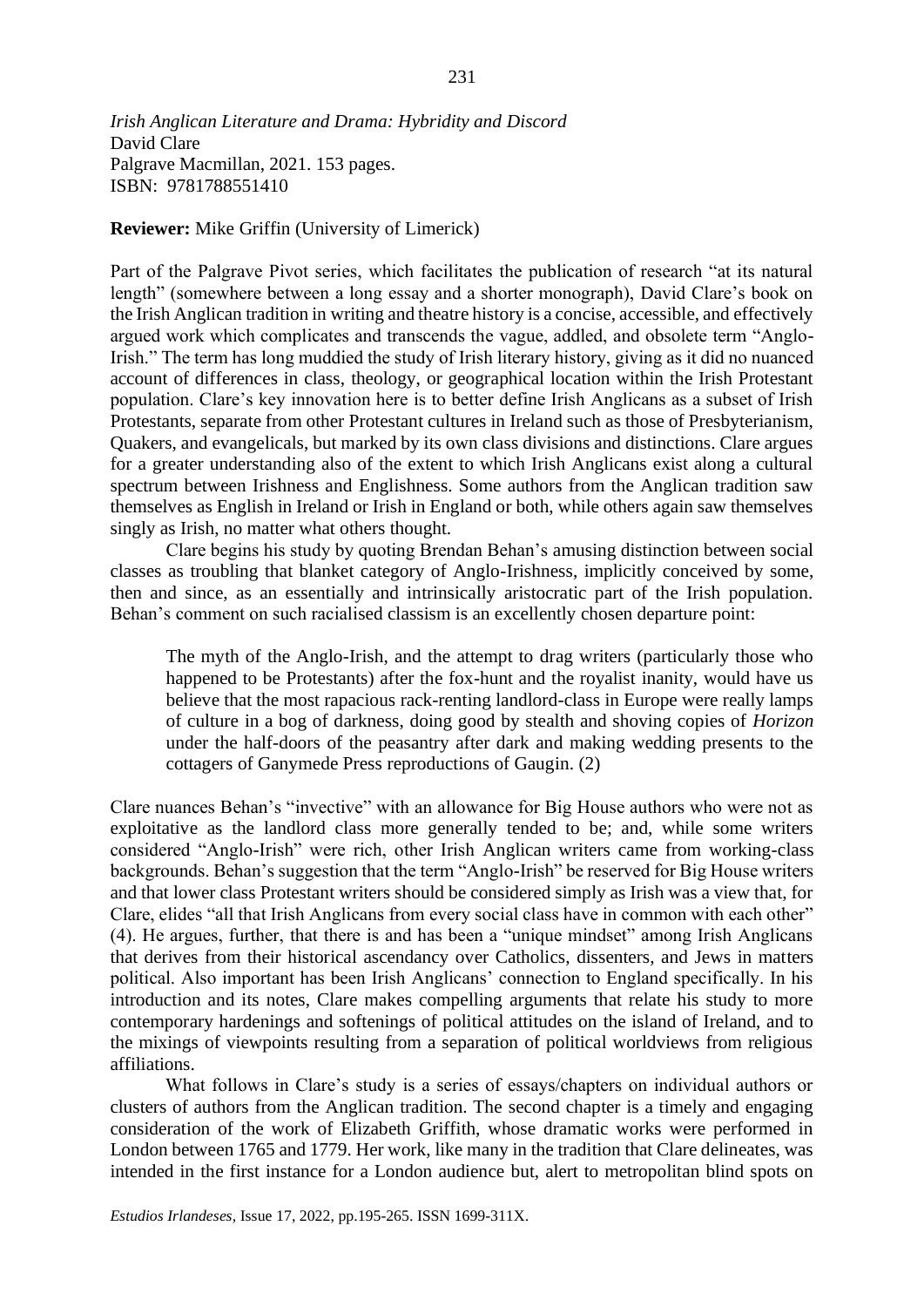*Irish Anglican Literature and Drama: Hybridity and Discord*
David Clare
Palgrave Macmillan, 2021. 153 pages.
ISBN: 9781788551410

**Reviewer:** Mike Griffin (University of Limerick)

Part of the Palgrave Pivot series, which facilitates the publication of research "at its natural length" (somewhere between a long essay and a shorter monograph), David Clare's book on the Irish Anglican tradition in writing and theatre history is a concise, accessible, and effectively argued work which complicates and transcends the vague, addled, and obsolete term "Anglo-Irish." The term has long muddied the study of Irish literary history, giving as it did no nuanced account of differences in class, theology, or geographical location within the Irish Protestant population. Clare's key innovation here is to better define Irish Anglicans as a subset of Irish Protestants, separate from other Protestant cultures in Ireland such as those of Presbyterianism, Quakers, and evangelicals, but marked by its own class divisions and distinctions. Clare argues for a greater understanding also of the extent to which Irish Anglicans exist along a cultural spectrum between Irishness and Englishness. Some authors from the Anglican tradition saw themselves as English in Ireland or Irish in England or both, while others again saw themselves singly as Irish, no matter what others thought.

Clare begins his study by quoting Brendan Behan's amusing distinction between social classes as troubling that blanket category of Anglo-Irishness, implicitly conceived by some, then and since, as an essentially and intrinsically aristocratic part of the Irish population. Behan's comment on such racialised classism is an excellently chosen departure point:

> The myth of the Anglo-Irish, and the attempt to drag writers (particularly those who happened to be Protestants) after the fox-hunt and the royalist inanity, would have us believe that the most rapacious rack-renting landlord-class in Europe were really lamps of culture in a bog of darkness, doing good by stealth and shoving copies of *Horizon* under the half-doors of the peasantry after dark and making wedding presents to the cottagers of Ganymede Press reproductions of Gaugin. (2)

Clare nuances Behan's "invective" with an allowance for Big House authors who were not as exploitative as the landlord class more generally tended to be; and, while some writers considered "Anglo-Irish" were rich, other Irish Anglican writers came from working-class backgrounds. Behan's suggestion that the term "Anglo-Irish" be reserved for Big House writers and that lower class Protestant writers should be considered simply as Irish was a view that, for Clare, elides "all that Irish Anglicans from every social class have in common with each other" (4). He argues, further, that there is and has been a "unique mindset" among Irish Anglicans that derives from their historical ascendancy over Catholics, dissenters, and Jews in matters political. Also important has been Irish Anglicans' connection to England specifically. In his introduction and its notes, Clare makes compelling arguments that relate his study to more contemporary hardenings and softenings of political attitudes on the island of Ireland, and to the mixings of viewpoints resulting from a separation of political worldviews from religious affiliations.

What follows in Clare's study is a series of essays/chapters on individual authors or clusters of authors from the Anglican tradition. The second chapter is a timely and engaging consideration of the work of Elizabeth Griffith, whose dramatic works were performed in London between 1765 and 1779. Her work, like many in the tradition that Clare delineates, was intended in the first instance for a London audience but, alert to metropolitan blind spots on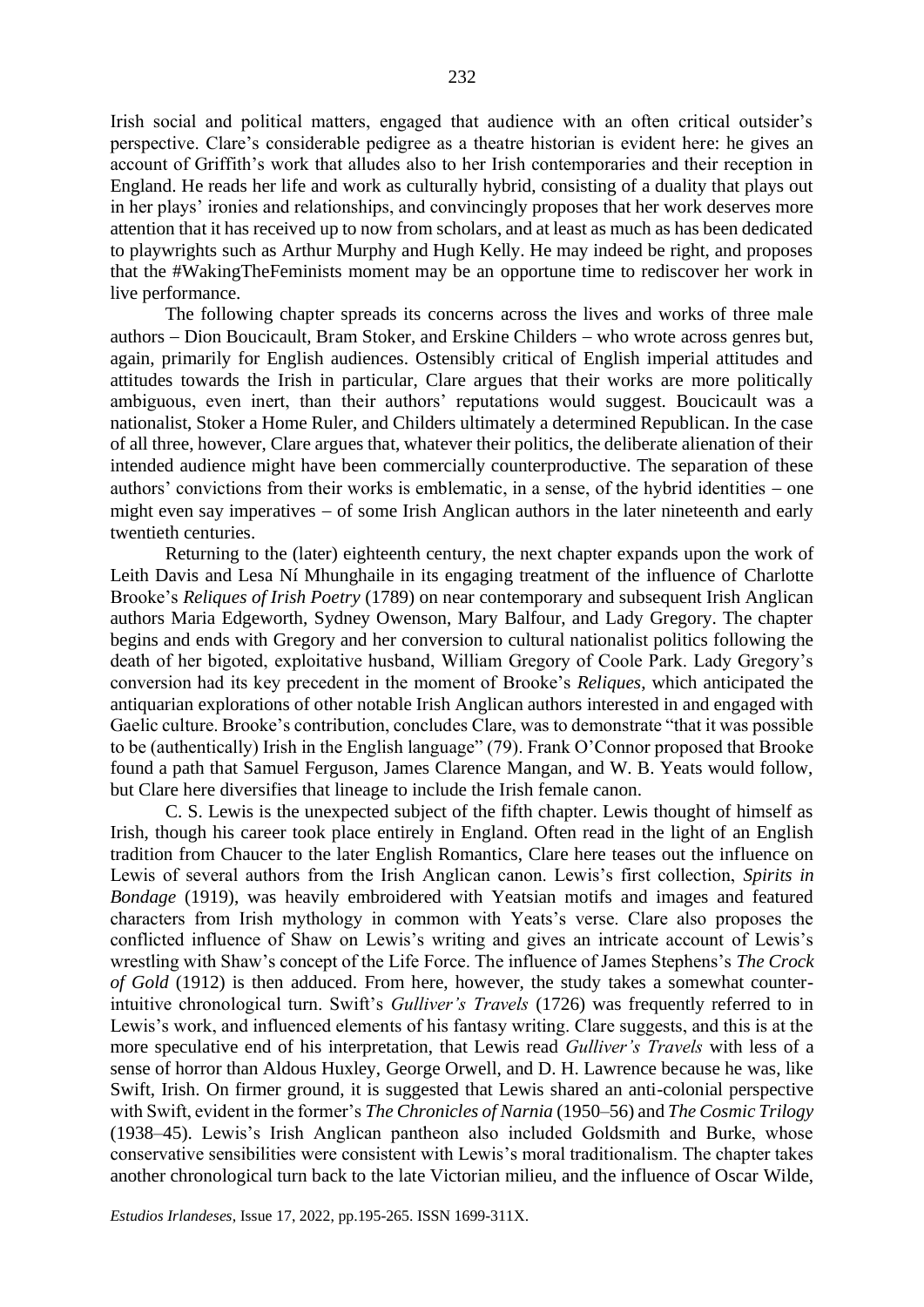Irish social and political matters, engaged that audience with an often critical outsider's perspective. Clare's considerable pedigree as a theatre historian is evident here: he gives an account of Griffith's work that alludes also to her Irish contemporaries and their reception in England. He reads her life and work as culturally hybrid, consisting of a duality that plays out in her plays' ironies and relationships, and convincingly proposes that her work deserves more attention that it has received up to now from scholars, and at least as much as has been dedicated to playwrights such as Arthur Murphy and Hugh Kelly. He may indeed be right, and proposes that the #WakingTheFeminists moment may be an opportune time to rediscover her work in live performance.

The following chapter spreads its concerns across the lives and works of three male authors – Dion Boucicault, Bram Stoker, and Erskine Childers – who wrote across genres but, again, primarily for English audiences. Ostensibly critical of English imperial attitudes and attitudes towards the Irish in particular, Clare argues that their works are more politically ambiguous, even inert, than their authors' reputations would suggest. Boucicault was a nationalist, Stoker a Home Ruler, and Childers ultimately a determined Republican. In the case of all three, however, Clare argues that, whatever their politics, the deliberate alienation of their intended audience might have been commercially counterproductive. The separation of these authors' convictions from their works is emblematic, in a sense, of the hybrid identities – one might even say imperatives – of some Irish Anglican authors in the later nineteenth and early twentieth centuries.

Returning to the (later) eighteenth century, the next chapter expands upon the work of Leith Davis and Lesa Ní Mhunghaile in its engaging treatment of the influence of Charlotte Brooke's *Reliques of Irish Poetry* (1789) on near contemporary and subsequent Irish Anglican authors Maria Edgeworth, Sydney Owenson, Mary Balfour, and Lady Gregory. The chapter begins and ends with Gregory and her conversion to cultural nationalist politics following the death of her bigoted, exploitative husband, William Gregory of Coole Park. Lady Gregory's conversion had its key precedent in the moment of Brooke's *Reliques*, which anticipated the antiquarian explorations of other notable Irish Anglican authors interested in and engaged with Gaelic culture. Brooke's contribution, concludes Clare, was to demonstrate "that it was possible to be (authentically) Irish in the English language" (79). Frank O'Connor proposed that Brooke found a path that Samuel Ferguson, James Clarence Mangan, and W. B. Yeats would follow, but Clare here diversifies that lineage to include the Irish female canon.

C. S. Lewis is the unexpected subject of the fifth chapter. Lewis thought of himself as Irish, though his career took place entirely in England. Often read in the light of an English tradition from Chaucer to the later English Romantics, Clare here teases out the influence on Lewis of several authors from the Irish Anglican canon. Lewis's first collection, *Spirits in Bondage* (1919), was heavily embroidered with Yeatsian motifs and images and featured characters from Irish mythology in common with Yeats's verse. Clare also proposes the conflicted influence of Shaw on Lewis's writing and gives an intricate account of Lewis's wrestling with Shaw's concept of the Life Force. The influence of James Stephens's *The Crock of Gold* (1912) is then adduced. From here, however, the study takes a somewhat counter-intuitive chronological turn. Swift's *Gulliver's Travels* (1726) was frequently referred to in Lewis's work, and influenced elements of his fantasy writing. Clare suggests, and this is at the more speculative end of his interpretation, that Lewis read *Gulliver's Travels* with less of a sense of horror than Aldous Huxley, George Orwell, and D. H. Lawrence because he was, like Swift, Irish. On firmer ground, it is suggested that Lewis shared an anti-colonial perspective with Swift, evident in the former's *The Chronicles of Narnia* (1950–56) and *The Cosmic Trilogy* (1938–45). Lewis's Irish Anglican pantheon also included Goldsmith and Burke, whose conservative sensibilities were consistent with Lewis's moral traditionalism. The chapter takes another chronological turn back to the late Victorian milieu, and the influence of Oscar Wilde,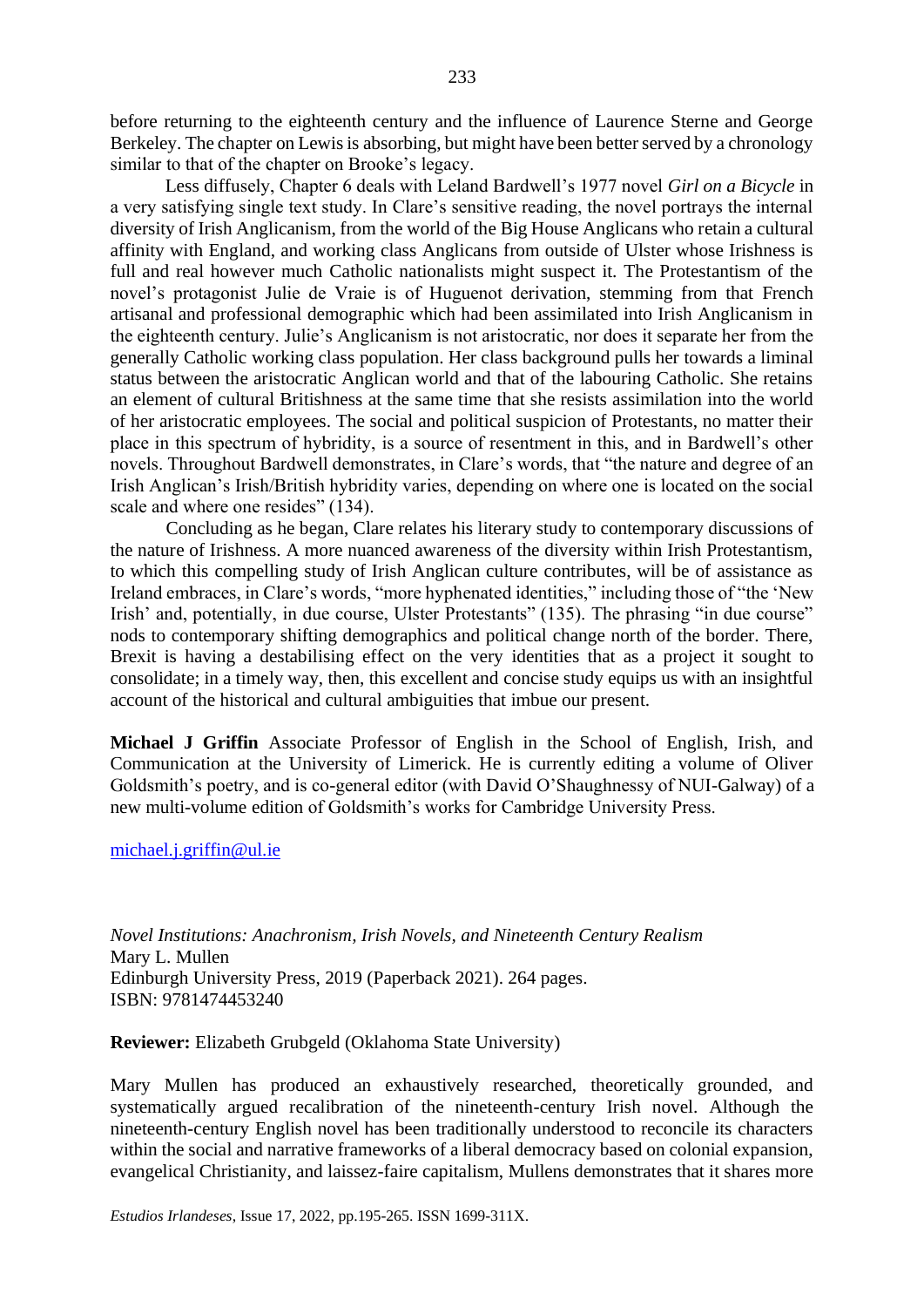before returning to the eighteenth century and the influence of Laurence Sterne and George Berkeley. The chapter on Lewis is absorbing, but might have been better served by a chronology similar to that of the chapter on Brooke's legacy.

Less diffusely, Chapter 6 deals with Leland Bardwell's 1977 novel *Girl on a Bicycle* in a very satisfying single text study. In Clare's sensitive reading, the novel portrays the internal diversity of Irish Anglicanism, from the world of the Big House Anglicans who retain a cultural affinity with England, and working class Anglicans from outside of Ulster whose Irishness is full and real however much Catholic nationalists might suspect it. The Protestantism of the novel's protagonist Julie de Vraie is of Huguenot derivation, stemming from that French artisanal and professional demographic which had been assimilated into Irish Anglicanism in the eighteenth century. Julie's Anglicanism is not aristocratic, nor does it separate her from the generally Catholic working class population. Her class background pulls her towards a liminal status between the aristocratic Anglican world and that of the labouring Catholic. She retains an element of cultural Britishness at the same time that she resists assimilation into the world of her aristocratic employees. The social and political suspicion of Protestants, no matter their place in this spectrum of hybridity, is a source of resentment in this, and in Bardwell's other novels. Throughout Bardwell demonstrates, in Clare's words, that "the nature and degree of an Irish Anglican's Irish/British hybridity varies, depending on where one is located on the social scale and where one resides" (134).

Concluding as he began, Clare relates his literary study to contemporary discussions of the nature of Irishness. A more nuanced awareness of the diversity within Irish Protestantism, to which this compelling study of Irish Anglican culture contributes, will be of assistance as Ireland embraces, in Clare's words, "more hyphenated identities," including those of "the 'New Irish' and, potentially, in due course, Ulster Protestants" (135). The phrasing "in due course" nods to contemporary shifting demographics and political change north of the border. There, Brexit is having a destabilising effect on the very identities that as a project it sought to consolidate; in a timely way, then, this excellent and concise study equips us with an insightful account of the historical and cultural ambiguities that imbue our present.

**Michael J Griffin** Associate Professor of English in the School of English, Irish, and Communication at the University of Limerick. He is currently editing a volume of Oliver Goldsmith's poetry, and is co-general editor (with David O'Shaughnessy of NUI-Galway) of a new multi-volume edition of Goldsmith's works for Cambridge University Press.

michael.j.griffin@ul.ie

*Novel Institutions: Anachronism, Irish Novels, and Nineteenth Century Realism*
Mary L. Mullen
Edinburgh University Press, 2019 (Paperback 2021). 264 pages.
ISBN: 9781474453240

**Reviewer:** Elizabeth Grubgeld (Oklahoma State University)

Mary Mullen has produced an exhaustively researched, theoretically grounded, and systematically argued recalibration of the nineteenth-century Irish novel. Although the nineteenth-century English novel has been traditionally understood to reconcile its characters within the social and narrative frameworks of a liberal democracy based on colonial expansion, evangelical Christianity, and laissez-faire capitalism, Mullens demonstrates that it shares more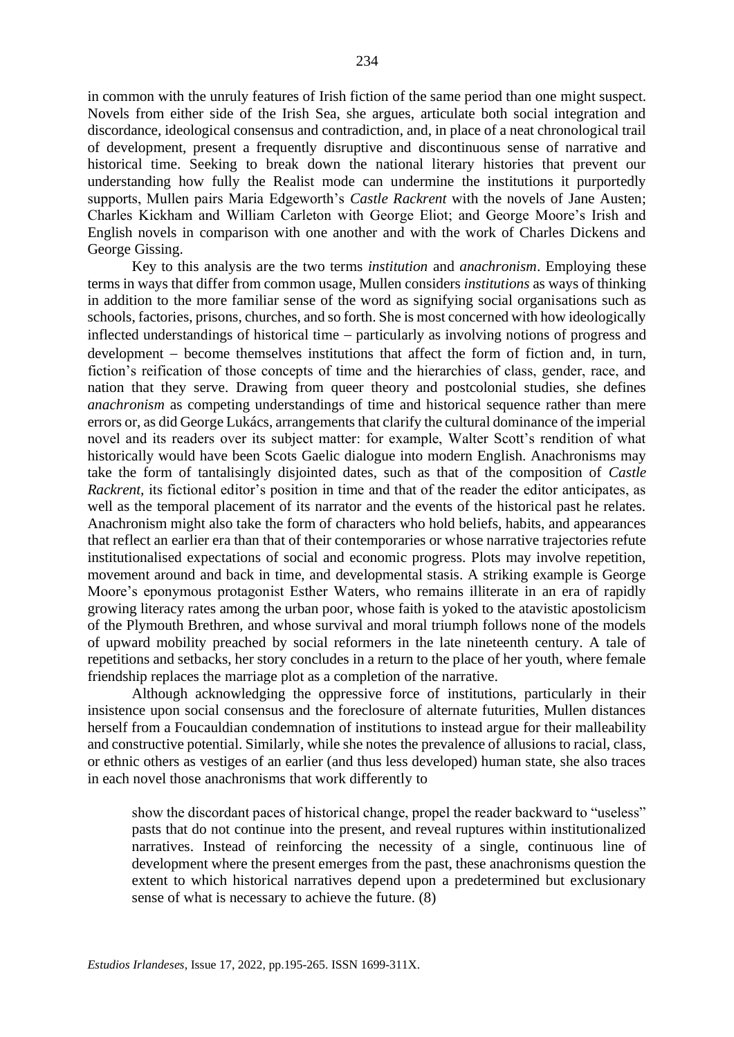in common with the unruly features of Irish fiction of the same period than one might suspect. Novels from either side of the Irish Sea, she argues, articulate both social integration and discordance, ideological consensus and contradiction, and, in place of a neat chronological trail of development, present a frequently disruptive and discontinuous sense of narrative and historical time. Seeking to break down the national literary histories that prevent our understanding how fully the Realist mode can undermine the institutions it purportedly supports, Mullen pairs Maria Edgeworth's *Castle Rackrent* with the novels of Jane Austen; Charles Kickham and William Carleton with George Eliot; and George Moore's Irish and English novels in comparison with one another and with the work of Charles Dickens and George Gissing.

Key to this analysis are the two terms *institution* and *anachronism*. Employing these terms in ways that differ from common usage, Mullen considers *institutions* as ways of thinking in addition to the more familiar sense of the word as signifying social organisations such as schools, factories, prisons, churches, and so forth. She is most concerned with how ideologically inflected understandings of historical time – particularly as involving notions of progress and development – become themselves institutions that affect the form of fiction and, in turn, fiction's reification of those concepts of time and the hierarchies of class, gender, race, and nation that they serve. Drawing from queer theory and postcolonial studies, she defines *anachronism* as competing understandings of time and historical sequence rather than mere errors or, as did George Lukács, arrangements that clarify the cultural dominance of the imperial novel and its readers over its subject matter: for example, Walter Scott's rendition of what historically would have been Scots Gaelic dialogue into modern English. Anachronisms may take the form of tantalisingly disjointed dates, such as that of the composition of *Castle Rackrent*, its fictional editor's position in time and that of the reader the editor anticipates, as well as the temporal placement of its narrator and the events of the historical past he relates. Anachronism might also take the form of characters who hold beliefs, habits, and appearances that reflect an earlier era than that of their contemporaries or whose narrative trajectories refute institutionalised expectations of social and economic progress. Plots may involve repetition, movement around and back in time, and developmental stasis. A striking example is George Moore's eponymous protagonist Esther Waters, who remains illiterate in an era of rapidly growing literacy rates among the urban poor, whose faith is yoked to the atavistic apostolicism of the Plymouth Brethren, and whose survival and moral triumph follows none of the models of upward mobility preached by social reformers in the late nineteenth century. A tale of repetitions and setbacks, her story concludes in a return to the place of her youth, where female friendship replaces the marriage plot as a completion of the narrative.

Although acknowledging the oppressive force of institutions, particularly in their insistence upon social consensus and the foreclosure of alternate futurities, Mullen distances herself from a Foucauldian condemnation of institutions to instead argue for their malleability and constructive potential. Similarly, while she notes the prevalence of allusions to racial, class, or ethnic others as vestiges of an earlier (and thus less developed) human state, she also traces in each novel those anachronisms that work differently to

> show the discordant paces of historical change, propel the reader backward to "useless" pasts that do not continue into the present, and reveal ruptures within institutionalized narratives. Instead of reinforcing the necessity of a single, continuous line of development where the present emerges from the past, these anachronisms question the extent to which historical narratives depend upon a predetermined but exclusionary sense of what is necessary to achieve the future. (8)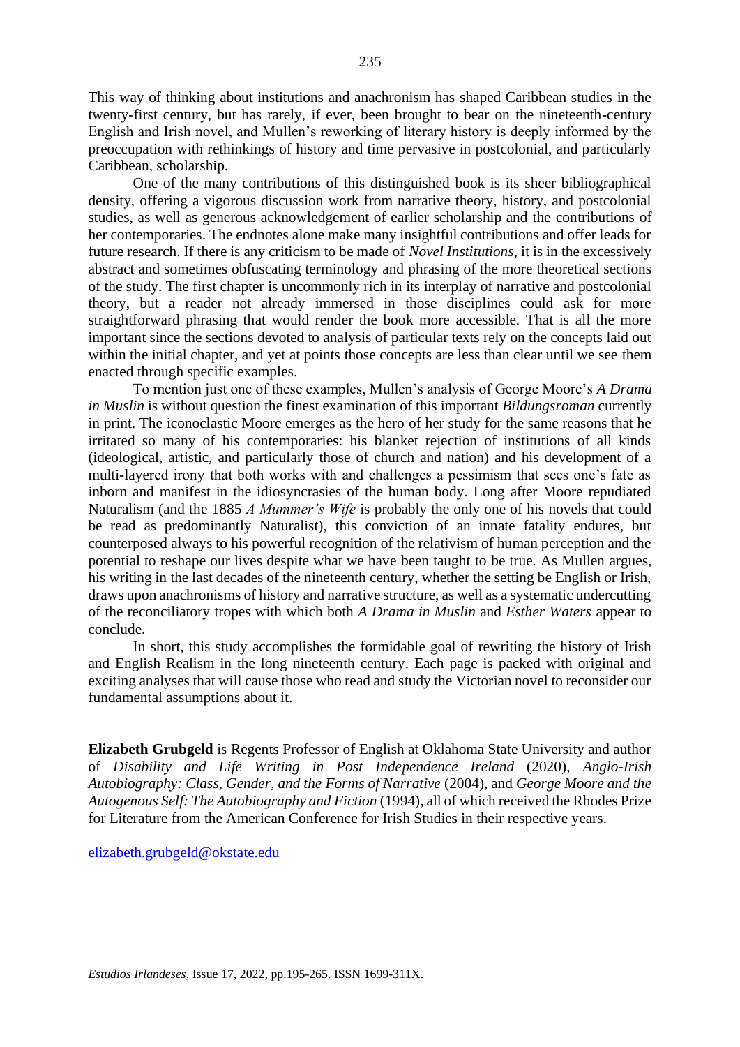This way of thinking about institutions and anachronism has shaped Caribbean studies in the twenty-first century, but has rarely, if ever, been brought to bear on the nineteenth-century English and Irish novel, and Mullen's reworking of literary history is deeply informed by the preoccupation with rethinkings of history and time pervasive in postcolonial, and particularly Caribbean, scholarship.

One of the many contributions of this distinguished book is its sheer bibliographical density, offering a vigorous discussion work from narrative theory, history, and postcolonial studies, as well as generous acknowledgement of earlier scholarship and the contributions of her contemporaries. The endnotes alone make many insightful contributions and offer leads for future research. If there is any criticism to be made of *Novel Institutions*, it is in the excessively abstract and sometimes obfuscating terminology and phrasing of the more theoretical sections of the study. The first chapter is uncommonly rich in its interplay of narrative and postcolonial theory, but a reader not already immersed in those disciplines could ask for more straightforward phrasing that would render the book more accessible. That is all the more important since the sections devoted to analysis of particular texts rely on the concepts laid out within the initial chapter, and yet at points those concepts are less than clear until we see them enacted through specific examples.

To mention just one of these examples, Mullen's analysis of George Moore's *A Drama in Muslin* is without question the finest examination of this important *Bildungsroman* currently in print. The iconoclastic Moore emerges as the hero of her study for the same reasons that he irritated so many of his contemporaries: his blanket rejection of institutions of all kinds (ideological, artistic, and particularly those of church and nation) and his development of a multi-layered irony that both works with and challenges a pessimism that sees one's fate as inborn and manifest in the idiosyncrasies of the human body. Long after Moore repudiated Naturalism (and the 1885 *A Mummer's Wife* is probably the only one of his novels that could be read as predominantly Naturalist), this conviction of an innate fatality endures, but counterposed always to his powerful recognition of the relativism of human perception and the potential to reshape our lives despite what we have been taught to be true. As Mullen argues, his writing in the last decades of the nineteenth century, whether the setting be English or Irish, draws upon anachronisms of history and narrative structure, as well as a systematic undercutting of the reconciliatory tropes with which both *A Drama in Muslin* and *Esther Waters* appear to conclude.

In short, this study accomplishes the formidable goal of rewriting the history of Irish and English Realism in the long nineteenth century. Each page is packed with original and exciting analyses that will cause those who read and study the Victorian novel to reconsider our fundamental assumptions about it.

**Elizabeth Grubgeld** is Regents Professor of English at Oklahoma State University and author of *Disability and Life Writing in Post Independence Ireland* (2020), *Anglo-Irish Autobiography: Class, Gender, and the Forms of Narrative* (2004), and *George Moore and the Autogenous Self: The Autobiography and Fiction* (1994), all of which received the Rhodes Prize for Literature from the American Conference for Irish Studies in their respective years.

elizabeth.grubgeld@okstate.edu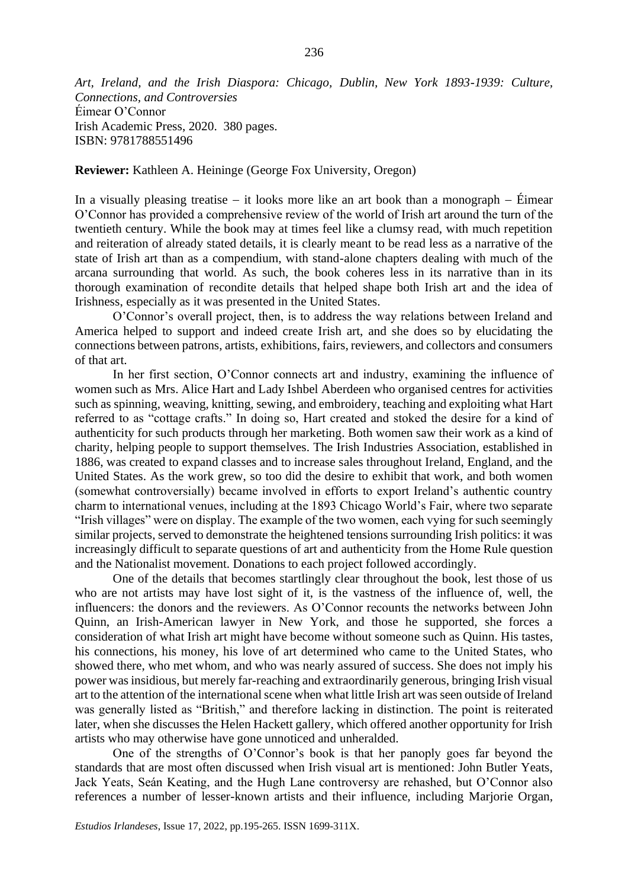*Art, Ireland, and the Irish Diaspora: Chicago, Dublin, New York 1893-1939: Culture, Connections, and Controversies*
Éimear O'Connor
Irish Academic Press, 2020. 380 pages.
ISBN: 9781788551496

**Reviewer:** Kathleen A. Heininge (George Fox University, Oregon)

In a visually pleasing treatise – it looks more like an art book than a monograph – Éimear O'Connor has provided a comprehensive review of the world of Irish art around the turn of the twentieth century. While the book may at times feel like a clumsy read, with much repetition and reiteration of already stated details, it is clearly meant to be read less as a narrative of the state of Irish art than as a compendium, with stand-alone chapters dealing with much of the arcana surrounding that world. As such, the book coheres less in its narrative than in its thorough examination of recondite details that helped shape both Irish art and the idea of Irishness, especially as it was presented in the United States.

O'Connor's overall project, then, is to address the way relations between Ireland and America helped to support and indeed create Irish art, and she does so by elucidating the connections between patrons, artists, exhibitions, fairs, reviewers, and collectors and consumers of that art.

In her first section, O'Connor connects art and industry, examining the influence of women such as Mrs. Alice Hart and Lady Ishbel Aberdeen who organised centres for activities such as spinning, weaving, knitting, sewing, and embroidery, teaching and exploiting what Hart referred to as "cottage crafts." In doing so, Hart created and stoked the desire for a kind of authenticity for such products through her marketing. Both women saw their work as a kind of charity, helping people to support themselves. The Irish Industries Association, established in 1886, was created to expand classes and to increase sales throughout Ireland, England, and the United States. As the work grew, so too did the desire to exhibit that work, and both women (somewhat controversially) became involved in efforts to export Ireland's authentic country charm to international venues, including at the 1893 Chicago World's Fair, where two separate "Irish villages" were on display. The example of the two women, each vying for such seemingly similar projects, served to demonstrate the heightened tensions surrounding Irish politics: it was increasingly difficult to separate questions of art and authenticity from the Home Rule question and the Nationalist movement. Donations to each project followed accordingly.

One of the details that becomes startlingly clear throughout the book, lest those of us who are not artists may have lost sight of it, is the vastness of the influence of, well, the influencers: the donors and the reviewers. As O'Connor recounts the networks between John Quinn, an Irish-American lawyer in New York, and those he supported, she forces a consideration of what Irish art might have become without someone such as Quinn. His tastes, his connections, his money, his love of art determined who came to the United States, who showed there, who met whom, and who was nearly assured of success. She does not imply his power was insidious, but merely far-reaching and extraordinarily generous, bringing Irish visual art to the attention of the international scene when what little Irish art was seen outside of Ireland was generally listed as "British," and therefore lacking in distinction. The point is reiterated later, when she discusses the Helen Hackett gallery, which offered another opportunity for Irish artists who may otherwise have gone unnoticed and unheralded.

One of the strengths of O'Connor's book is that her panoply goes far beyond the standards that are most often discussed when Irish visual art is mentioned: John Butler Yeats, Jack Yeats, Seán Keating, and the Hugh Lane controversy are rehashed, but O'Connor also references a number of lesser-known artists and their influence, including Marjorie Organ,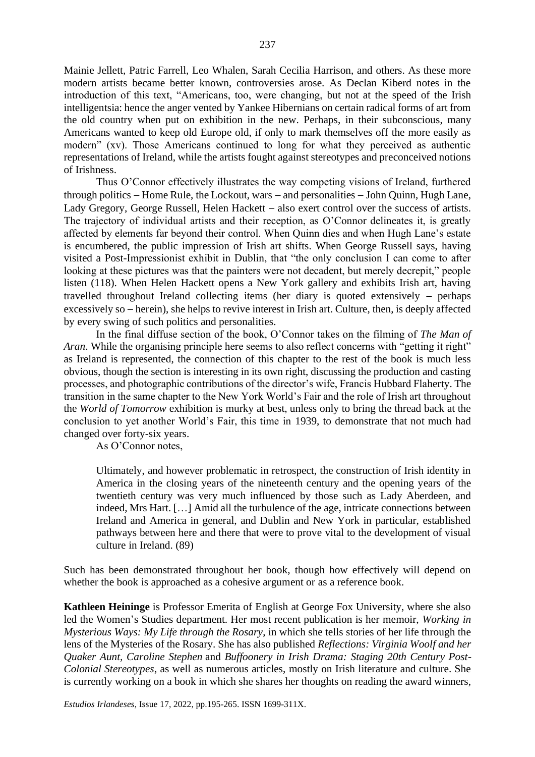Mainie Jellett, Patric Farrell, Leo Whalen, Sarah Cecilia Harrison, and others. As these more modern artists became better known, controversies arose. As Declan Kiberd notes in the introduction of this text, "Americans, too, were changing, but not at the speed of the Irish intelligentsia: hence the anger vented by Yankee Hibernians on certain radical forms of art from the old country when put on exhibition in the new. Perhaps, in their subconscious, many Americans wanted to keep old Europe old, if only to mark themselves off the more easily as modern" (xv). Those Americans continued to long for what they perceived as authentic representations of Ireland, while the artists fought against stereotypes and preconceived notions of Irishness.

Thus O'Connor effectively illustrates the way competing visions of Ireland, furthered through politics – Home Rule, the Lockout, wars – and personalities – John Quinn, Hugh Lane, Lady Gregory, George Russell, Helen Hackett – also exert control over the success of artists. The trajectory of individual artists and their reception, as O'Connor delineates it, is greatly affected by elements far beyond their control. When Quinn dies and when Hugh Lane's estate is encumbered, the public impression of Irish art shifts. When George Russell says, having visited a Post-Impressionist exhibit in Dublin, that "the only conclusion I can come to after looking at these pictures was that the painters were not decadent, but merely decrepit," people listen (118). When Helen Hackett opens a New York gallery and exhibits Irish art, having travelled throughout Ireland collecting items (her diary is quoted extensively – perhaps excessively so – herein), she helps to revive interest in Irish art. Culture, then, is deeply affected by every swing of such politics and personalities.

In the final diffuse section of the book, O'Connor takes on the filming of *The Man of Aran*. While the organising principle here seems to also reflect concerns with "getting it right" as Ireland is represented, the connection of this chapter to the rest of the book is much less obvious, though the section is interesting in its own right, discussing the production and casting processes, and photographic contributions of the director's wife, Francis Hubbard Flaherty. The transition in the same chapter to the New York World's Fair and the role of Irish art throughout the *World of Tomorrow* exhibition is murky at best, unless only to bring the thread back at the conclusion to yet another World's Fair, this time in 1939, to demonstrate that not much had changed over forty-six years.

As O'Connor notes,

> Ultimately, and however problematic in retrospect, the construction of Irish identity in America in the closing years of the nineteenth century and the opening years of the twentieth century was very much influenced by those such as Lady Aberdeen, and indeed, Mrs Hart. […] Amid all the turbulence of the age, intricate connections between Ireland and America in general, and Dublin and New York in particular, established pathways between here and there that were to prove vital to the development of visual culture in Ireland. (89)

Such has been demonstrated throughout her book, though how effectively will depend on whether the book is approached as a cohesive argument or as a reference book.

**Kathleen Heininge** is Professor Emerita of English at George Fox University, where she also led the Women's Studies department. Her most recent publication is her memoir, *Working in Mysterious Ways: My Life through the Rosary*, in which she tells stories of her life through the lens of the Mysteries of the Rosary. She has also published *Reflections: Virginia Woolf and her Quaker Aunt, Caroline Stephen* and *Buffoonery in Irish Drama: Staging 20th Century Post-Colonial Stereotypes*, as well as numerous articles, mostly on Irish literature and culture. She is currently working on a book in which she shares her thoughts on reading the award winners,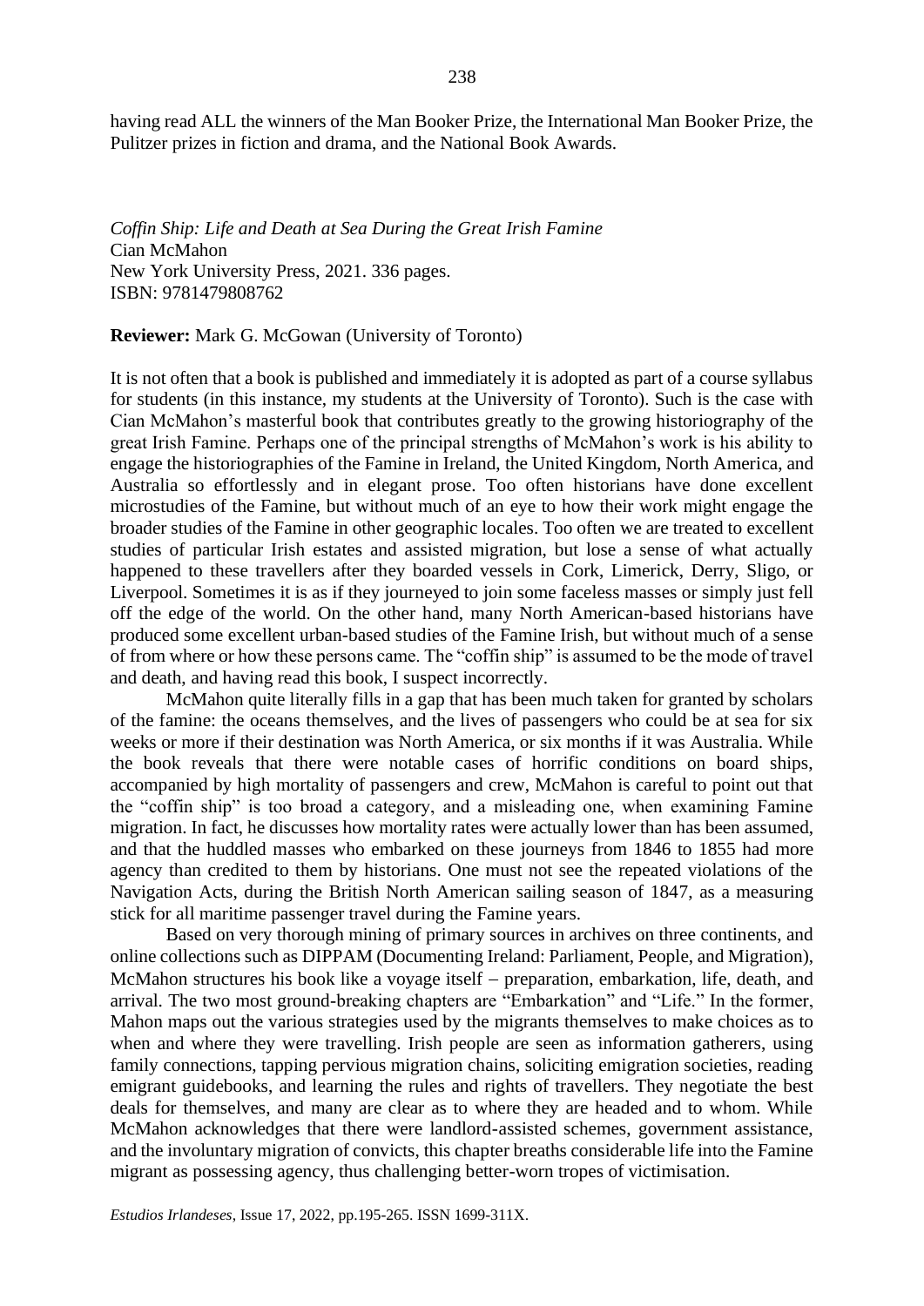having read ALL the winners of the Man Booker Prize, the International Man Booker Prize, the Pulitzer prizes in fiction and drama, and the National Book Awards.

*Coffin Ship: Life and Death at Sea During the Great Irish Famine*
Cian McMahon
New York University Press, 2021. 336 pages.
ISBN: 9781479808762

**Reviewer:** Mark G. McGowan (University of Toronto)

It is not often that a book is published and immediately it is adopted as part of a course syllabus for students (in this instance, my students at the University of Toronto). Such is the case with Cian McMahon's masterful book that contributes greatly to the growing historiography of the great Irish Famine. Perhaps one of the principal strengths of McMahon's work is his ability to engage the historiographies of the Famine in Ireland, the United Kingdom, North America, and Australia so effortlessly and in elegant prose. Too often historians have done excellent microstudies of the Famine, but without much of an eye to how their work might engage the broader studies of the Famine in other geographic locales. Too often we are treated to excellent studies of particular Irish estates and assisted migration, but lose a sense of what actually happened to these travellers after they boarded vessels in Cork, Limerick, Derry, Sligo, or Liverpool. Sometimes it is as if they journeyed to join some faceless masses or simply just fell off the edge of the world. On the other hand, many North American-based historians have produced some excellent urban-based studies of the Famine Irish, but without much of a sense of from where or how these persons came. The "coffin ship" is assumed to be the mode of travel and death, and having read this book, I suspect incorrectly.

McMahon quite literally fills in a gap that has been much taken for granted by scholars of the famine: the oceans themselves, and the lives of passengers who could be at sea for six weeks or more if their destination was North America, or six months if it was Australia. While the book reveals that there were notable cases of horrific conditions on board ships, accompanied by high mortality of passengers and crew, McMahon is careful to point out that the "coffin ship" is too broad a category, and a misleading one, when examining Famine migration. In fact, he discusses how mortality rates were actually lower than has been assumed, and that the huddled masses who embarked on these journeys from 1846 to 1855 had more agency than credited to them by historians. One must not see the repeated violations of the Navigation Acts, during the British North American sailing season of 1847, as a measuring stick for all maritime passenger travel during the Famine years.

Based on very thorough mining of primary sources in archives on three continents, and online collections such as DIPPAM (Documenting Ireland: Parliament, People, and Migration), McMahon structures his book like a voyage itself – preparation, embarkation, life, death, and arrival. The two most ground-breaking chapters are "Embarkation" and "Life." In the former, Mahon maps out the various strategies used by the migrants themselves to make choices as to when and where they were travelling. Irish people are seen as information gatherers, using family connections, tapping pervious migration chains, soliciting emigration societies, reading emigrant guidebooks, and learning the rules and rights of travellers. They negotiate the best deals for themselves, and many are clear as to where they are headed and to whom. While McMahon acknowledges that there were landlord-assisted schemes, government assistance, and the involuntary migration of convicts, this chapter breaths considerable life into the Famine migrant as possessing agency, thus challenging better-worn tropes of victimisation.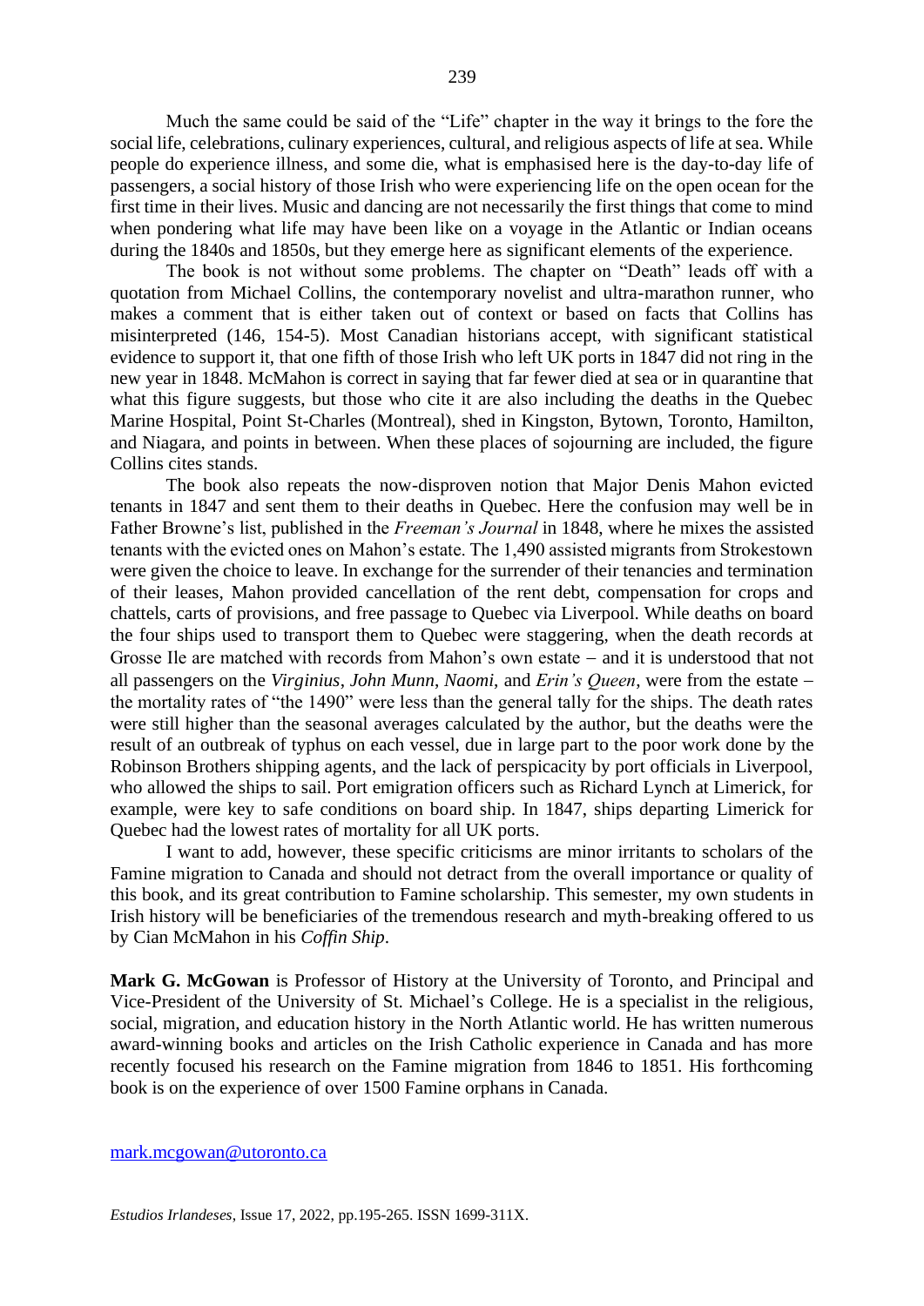Much the same could be said of the "Life" chapter in the way it brings to the fore the social life, celebrations, culinary experiences, cultural, and religious aspects of life at sea. While people do experience illness, and some die, what is emphasised here is the day-to-day life of passengers, a social history of those Irish who were experiencing life on the open ocean for the first time in their lives. Music and dancing are not necessarily the first things that come to mind when pondering what life may have been like on a voyage in the Atlantic or Indian oceans during the 1840s and 1850s, but they emerge here as significant elements of the experience.

The book is not without some problems. The chapter on "Death" leads off with a quotation from Michael Collins, the contemporary novelist and ultra-marathon runner, who makes a comment that is either taken out of context or based on facts that Collins has misinterpreted (146, 154-5). Most Canadian historians accept, with significant statistical evidence to support it, that one fifth of those Irish who left UK ports in 1847 did not ring in the new year in 1848. McMahon is correct in saying that far fewer died at sea or in quarantine that what this figure suggests, but those who cite it are also including the deaths in the Quebec Marine Hospital, Point St-Charles (Montreal), shed in Kingston, Bytown, Toronto, Hamilton, and Niagara, and points in between. When these places of sojourning are included, the figure Collins cites stands.

The book also repeats the now-disproven notion that Major Denis Mahon evicted tenants in 1847 and sent them to their deaths in Quebec. Here the confusion may well be in Father Browne's list, published in the *Freeman's Journal* in 1848, where he mixes the assisted tenants with the evicted ones on Mahon's estate. The 1,490 assisted migrants from Strokestown were given the choice to leave. In exchange for the surrender of their tenancies and termination of their leases, Mahon provided cancellation of the rent debt, compensation for crops and chattels, carts of provisions, and free passage to Quebec via Liverpool. While deaths on board the four ships used to transport them to Quebec were staggering, when the death records at Grosse Ile are matched with records from Mahon's own estate – and it is understood that not all passengers on the *Virginius*, *John Munn*, *Naomi*, and *Erin's Queen*, were from the estate – the mortality rates of "the 1490" were less than the general tally for the ships. The death rates were still higher than the seasonal averages calculated by the author, but the deaths were the result of an outbreak of typhus on each vessel, due in large part to the poor work done by the Robinson Brothers shipping agents, and the lack of perspicacity by port officials in Liverpool, who allowed the ships to sail. Port emigration officers such as Richard Lynch at Limerick, for example, were key to safe conditions on board ship. In 1847, ships departing Limerick for Quebec had the lowest rates of mortality for all UK ports.

I want to add, however, these specific criticisms are minor irritants to scholars of the Famine migration to Canada and should not detract from the overall importance or quality of this book, and its great contribution to Famine scholarship. This semester, my own students in Irish history will be beneficiaries of the tremendous research and myth-breaking offered to us by Cian McMahon in his *Coffin Ship*.

**Mark G. McGowan** is Professor of History at the University of Toronto, and Principal and Vice-President of the University of St. Michael's College. He is a specialist in the religious, social, migration, and education history in the North Atlantic world. He has written numerous award-winning books and articles on the Irish Catholic experience in Canada and has more recently focused his research on the Famine migration from 1846 to 1851. His forthcoming book is on the experience of over 1500 Famine orphans in Canada.

mark.mcgowan@utoronto.ca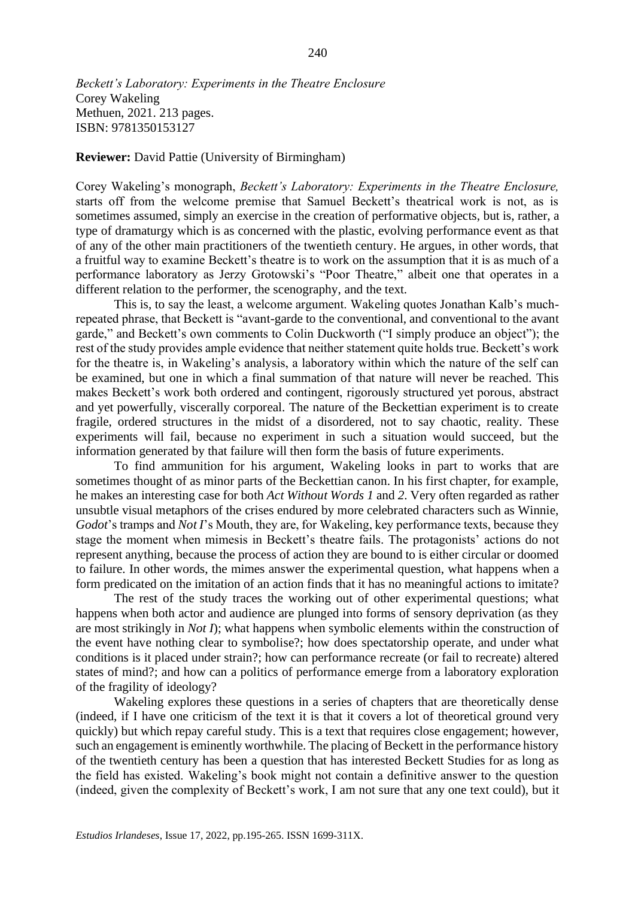*Beckett's Laboratory: Experiments in the Theatre Enclosure*
Corey Wakeling
Methuen, 2021. 213 pages.
ISBN: 9781350153127

**Reviewer:** David Pattie (University of Birmingham)

Corey Wakeling's monograph, *Beckett's Laboratory: Experiments in the Theatre Enclosure,* starts off from the welcome premise that Samuel Beckett's theatrical work is not, as is sometimes assumed, simply an exercise in the creation of performative objects, but is, rather, a type of dramaturgy which is as concerned with the plastic, evolving performance event as that of any of the other main practitioners of the twentieth century. He argues, in other words, that a fruitful way to examine Beckett's theatre is to work on the assumption that it is as much of a performance laboratory as Jerzy Grotowski's "Poor Theatre," albeit one that operates in a different relation to the performer, the scenography, and the text.

This is, to say the least, a welcome argument. Wakeling quotes Jonathan Kalb's much-repeated phrase, that Beckett is "avant-garde to the conventional, and conventional to the avant garde," and Beckett's own comments to Colin Duckworth ("I simply produce an object"); the rest of the study provides ample evidence that neither statement quite holds true. Beckett's work for the theatre is, in Wakeling's analysis, a laboratory within which the nature of the self can be examined, but one in which a final summation of that nature will never be reached. This makes Beckett's work both ordered and contingent, rigorously structured yet porous, abstract and yet powerfully, viscerally corporeal. The nature of the Beckettian experiment is to create fragile, ordered structures in the midst of a disordered, not to say chaotic, reality. These experiments will fail, because no experiment in such a situation would succeed, but the information generated by that failure will then form the basis of future experiments.

To find ammunition for his argument, Wakeling looks in part to works that are sometimes thought of as minor parts of the Beckettian canon. In his first chapter, for example, he makes an interesting case for both *Act Without Words 1* and *2*. Very often regarded as rather unsubtle visual metaphors of the crises endured by more celebrated characters such as Winnie, *Godot*'s tramps and *Not I*'s Mouth, they are, for Wakeling, key performance texts, because they stage the moment when mimesis in Beckett's theatre fails. The protagonists' actions do not represent anything, because the process of action they are bound to is either circular or doomed to failure. In other words, the mimes answer the experimental question, what happens when a form predicated on the imitation of an action finds that it has no meaningful actions to imitate?

The rest of the study traces the working out of other experimental questions; what happens when both actor and audience are plunged into forms of sensory deprivation (as they are most strikingly in *Not I*); what happens when symbolic elements within the construction of the event have nothing clear to symbolise?; how does spectatorship operate, and under what conditions is it placed under strain?; how can performance recreate (or fail to recreate) altered states of mind?; and how can a politics of performance emerge from a laboratory exploration of the fragility of ideology?

Wakeling explores these questions in a series of chapters that are theoretically dense (indeed, if I have one criticism of the text it is that it covers a lot of theoretical ground very quickly) but which repay careful study. This is a text that requires close engagement; however, such an engagement is eminently worthwhile. The placing of Beckett in the performance history of the twentieth century has been a question that has interested Beckett Studies for as long as the field has existed. Wakeling's book might not contain a definitive answer to the question (indeed, given the complexity of Beckett's work, I am not sure that any one text could), but it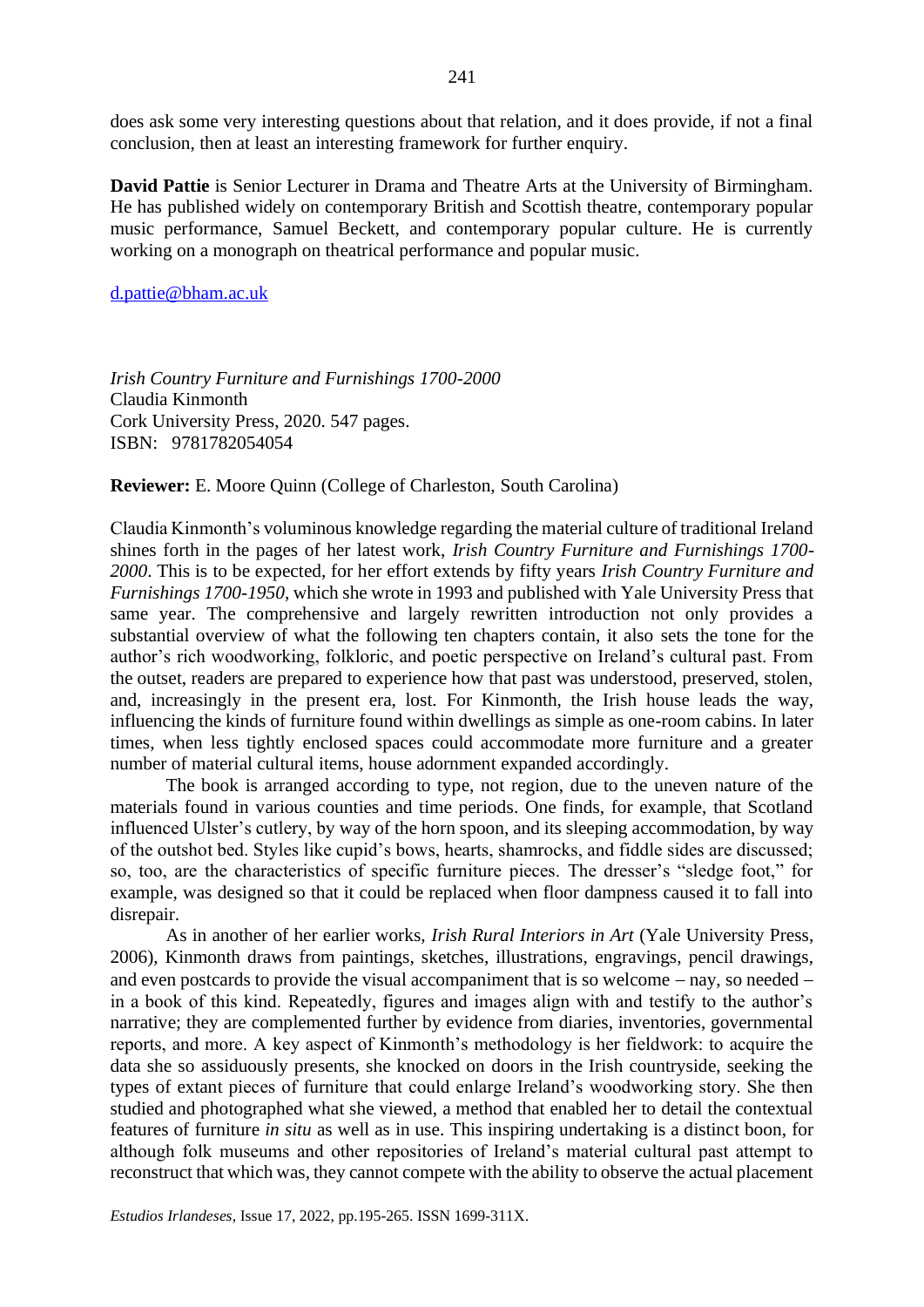does ask some very interesting questions about that relation, and it does provide, if not a final conclusion, then at least an interesting framework for further enquiry.

**David Pattie** is Senior Lecturer in Drama and Theatre Arts at the University of Birmingham. He has published widely on contemporary British and Scottish theatre, contemporary popular music performance, Samuel Beckett, and contemporary popular culture. He is currently working on a monograph on theatrical performance and popular music.

d.pattie@bham.ac.uk

*Irish Country Furniture and Furnishings 1700-2000*
Claudia Kinmonth
Cork University Press, 2020. 547 pages.
ISBN: 9781782054054

**Reviewer:** E. Moore Quinn (College of Charleston, South Carolina)

Claudia Kinmonth's voluminous knowledge regarding the material culture of traditional Ireland shines forth in the pages of her latest work, *Irish Country Furniture and Furnishings 1700-2000*. This is to be expected, for her effort extends by fifty years *Irish Country Furniture and Furnishings 1700-1950*, which she wrote in 1993 and published with Yale University Press that same year. The comprehensive and largely rewritten introduction not only provides a substantial overview of what the following ten chapters contain, it also sets the tone for the author's rich woodworking, folkloric, and poetic perspective on Ireland's cultural past. From the outset, readers are prepared to experience how that past was understood, preserved, stolen, and, increasingly in the present era, lost. For Kinmonth, the Irish house leads the way, influencing the kinds of furniture found within dwellings as simple as one-room cabins. In later times, when less tightly enclosed spaces could accommodate more furniture and a greater number of material cultural items, house adornment expanded accordingly.

The book is arranged according to type, not region, due to the uneven nature of the materials found in various counties and time periods. One finds, for example, that Scotland influenced Ulster's cutlery, by way of the horn spoon, and its sleeping accommodation, by way of the outshot bed. Styles like cupid's bows, hearts, shamrocks, and fiddle sides are discussed; so, too, are the characteristics of specific furniture pieces. The dresser's "sledge foot," for example, was designed so that it could be replaced when floor dampness caused it to fall into disrepair.

As in another of her earlier works, *Irish Rural Interiors in Art* (Yale University Press, 2006), Kinmonth draws from paintings, sketches, illustrations, engravings, pencil drawings, and even postcards to provide the visual accompaniment that is so welcome – nay, so needed – in a book of this kind. Repeatedly, figures and images align with and testify to the author's narrative; they are complemented further by evidence from diaries, inventories, governmental reports, and more. A key aspect of Kinmonth's methodology is her fieldwork: to acquire the data she so assiduously presents, she knocked on doors in the Irish countryside, seeking the types of extant pieces of furniture that could enlarge Ireland's woodworking story. She then studied and photographed what she viewed, a method that enabled her to detail the contextual features of furniture *in situ* as well as in use. This inspiring undertaking is a distinct boon, for although folk museums and other repositories of Ireland's material cultural past attempt to reconstruct that which was, they cannot compete with the ability to observe the actual placement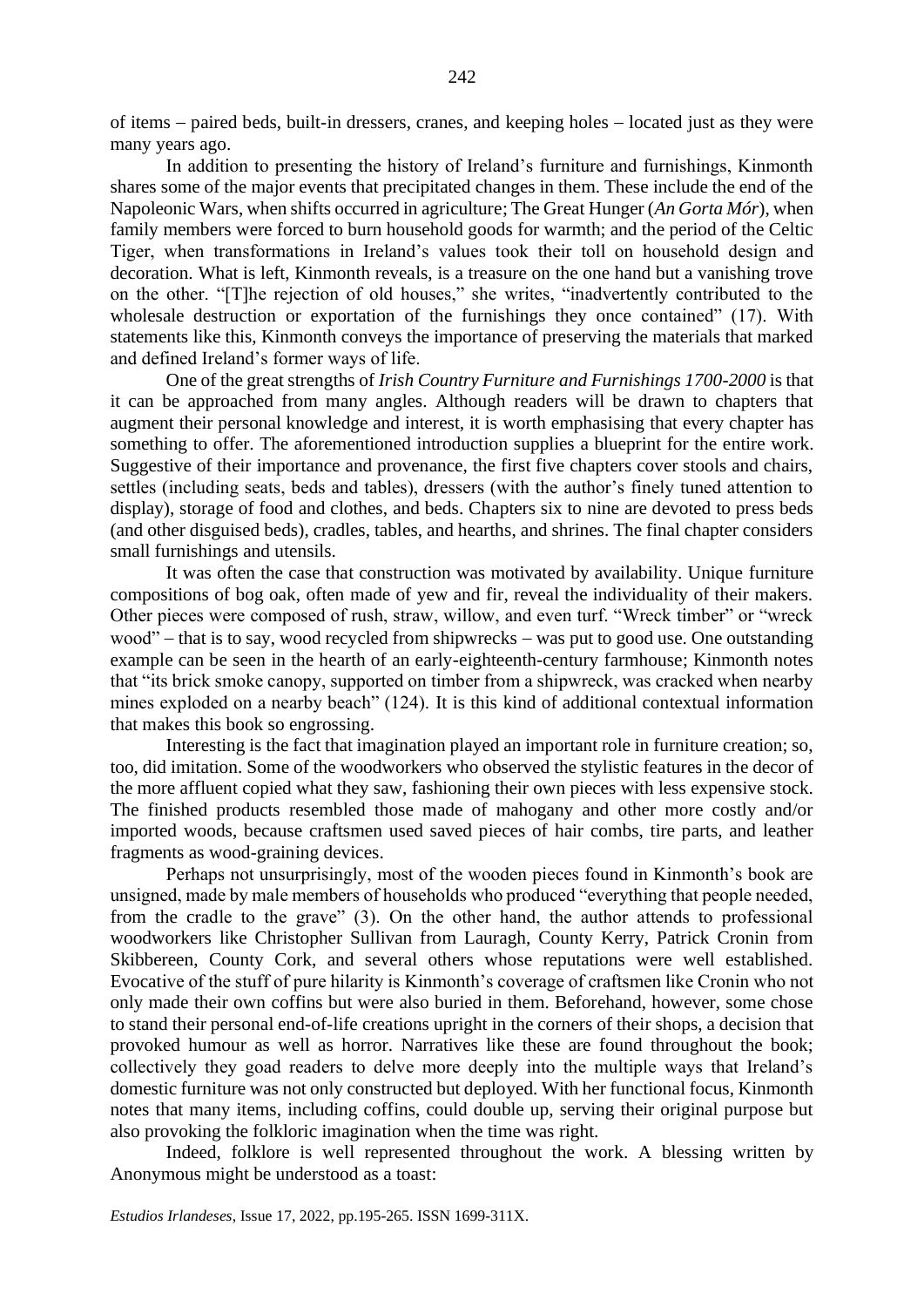of items – paired beds, built-in dressers, cranes, and keeping holes – located just as they were many years ago.

In addition to presenting the history of Ireland's furniture and furnishings, Kinmonth shares some of the major events that precipitated changes in them. These include the end of the Napoleonic Wars, when shifts occurred in agriculture; The Great Hunger (*An Gorta Mór*), when family members were forced to burn household goods for warmth; and the period of the Celtic Tiger, when transformations in Ireland's values took their toll on household design and decoration. What is left, Kinmonth reveals, is a treasure on the one hand but a vanishing trove on the other. "[T]he rejection of old houses," she writes, "inadvertently contributed to the wholesale destruction or exportation of the furnishings they once contained" (17). With statements like this, Kinmonth conveys the importance of preserving the materials that marked and defined Ireland's former ways of life.

One of the great strengths of *Irish Country Furniture and Furnishings 1700-2000* is that it can be approached from many angles. Although readers will be drawn to chapters that augment their personal knowledge and interest, it is worth emphasising that every chapter has something to offer. The aforementioned introduction supplies a blueprint for the entire work. Suggestive of their importance and provenance, the first five chapters cover stools and chairs, settles (including seats, beds and tables), dressers (with the author's finely tuned attention to display), storage of food and clothes, and beds. Chapters six to nine are devoted to press beds (and other disguised beds), cradles, tables, and hearths, and shrines. The final chapter considers small furnishings and utensils.

It was often the case that construction was motivated by availability. Unique furniture compositions of bog oak, often made of yew and fir, reveal the individuality of their makers. Other pieces were composed of rush, straw, willow, and even turf. "Wreck timber" or "wreck wood" – that is to say, wood recycled from shipwrecks – was put to good use. One outstanding example can be seen in the hearth of an early-eighteenth-century farmhouse; Kinmonth notes that "its brick smoke canopy, supported on timber from a shipwreck, was cracked when nearby mines exploded on a nearby beach" (124). It is this kind of additional contextual information that makes this book so engrossing.

Interesting is the fact that imagination played an important role in furniture creation; so, too, did imitation. Some of the woodworkers who observed the stylistic features in the decor of the more affluent copied what they saw, fashioning their own pieces with less expensive stock. The finished products resembled those made of mahogany and other more costly and/or imported woods, because craftsmen used saved pieces of hair combs, tire parts, and leather fragments as wood-graining devices.

Perhaps not unsurprisingly, most of the wooden pieces found in Kinmonth's book are unsigned, made by male members of households who produced "everything that people needed, from the cradle to the grave" (3). On the other hand, the author attends to professional woodworkers like Christopher Sullivan from Lauragh, County Kerry, Patrick Cronin from Skibbereen, County Cork, and several others whose reputations were well established. Evocative of the stuff of pure hilarity is Kinmonth's coverage of craftsmen like Cronin who not only made their own coffins but were also buried in them. Beforehand, however, some chose to stand their personal end-of-life creations upright in the corners of their shops, a decision that provoked humour as well as horror. Narratives like these are found throughout the book; collectively they goad readers to delve more deeply into the multiple ways that Ireland's domestic furniture was not only constructed but deployed. With her functional focus, Kinmonth notes that many items, including coffins, could double up, serving their original purpose but also provoking the folkloric imagination when the time was right.

Indeed, folklore is well represented throughout the work. A blessing written by Anonymous might be understood as a toast: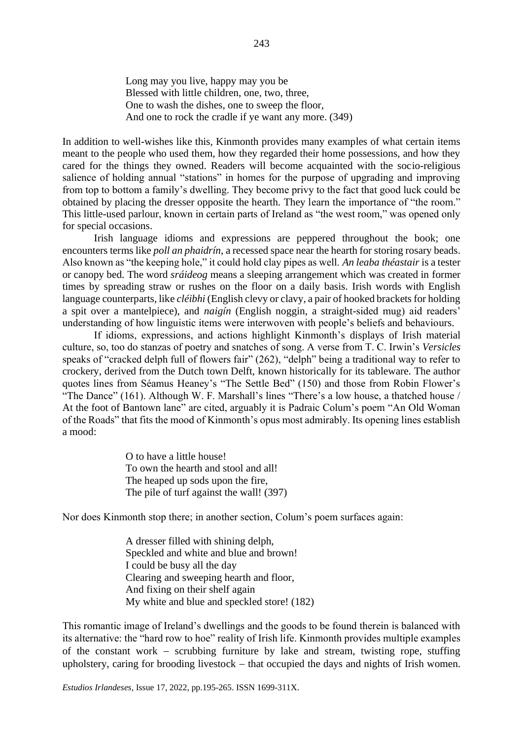> Long may you live, happy may you be
> Blessed with little children, one, two, three,
> One to wash the dishes, one to sweep the floor,
> And one to rock the cradle if ye want any more. (349)

In addition to well-wishes like this, Kinmonth provides many examples of what certain items meant to the people who used them, how they regarded their home possessions, and how they cared for the things they owned. Readers will become acquainted with the socio-religious salience of holding annual "stations" in homes for the purpose of upgrading and improving from top to bottom a family's dwelling. They become privy to the fact that good luck could be obtained by placing the dresser opposite the hearth. They learn the importance of "the room." This little-used parlour, known in certain parts of Ireland as "the west room," was opened only for special occasions.

Irish language idioms and expressions are peppered throughout the book; one encounters terms like *poll an phaidrín*, a recessed space near the hearth for storing rosary beads. Also known as "the keeping hole," it could hold clay pipes as well. *An leaba théastair* is a tester or canopy bed. The word *sráideog* means a sleeping arrangement which was created in former times by spreading straw or rushes on the floor on a daily basis. Irish words with English language counterparts, like *cléibhi* (English clevy or clavy, a pair of hooked brackets for holding a spit over a mantelpiece), and *naigín* (English noggin, a straight-sided mug) aid readers' understanding of how linguistic items were interwoven with people's beliefs and behaviours.

If idioms, expressions, and actions highlight Kinmonth's displays of Irish material culture, so, too do stanzas of poetry and snatches of song. A verse from T. C. Irwin's *Versicles* speaks of "cracked delph full of flowers fair" (262), "delph" being a traditional way to refer to crockery, derived from the Dutch town Delft, known historically for its tableware. The author quotes lines from Séamus Heaney's "The Settle Bed" (150) and those from Robin Flower's "The Dance" (161). Although W. F. Marshall's lines "There's a low house, a thatched house / At the foot of Bantown lane" are cited, arguably it is Padraic Colum's poem "An Old Woman of the Roads" that fits the mood of Kinmonth's opus most admirably. Its opening lines establish a mood:

> O to have a little house!
> To own the hearth and stool and all!
> The heaped up sods upon the fire,
> The pile of turf against the wall! (397)

Nor does Kinmonth stop there; in another section, Colum's poem surfaces again:

> A dresser filled with shining delph,
> Speckled and white and blue and brown!
> I could be busy all the day
> Clearing and sweeping hearth and floor,
> And fixing on their shelf again
> My white and blue and speckled store! (182)

This romantic image of Ireland's dwellings and the goods to be found therein is balanced with its alternative: the "hard row to hoe" reality of Irish life. Kinmonth provides multiple examples of the constant work – scrubbing furniture by lake and stream, twisting rope, stuffing upholstery, caring for brooding livestock – that occupied the days and nights of Irish women.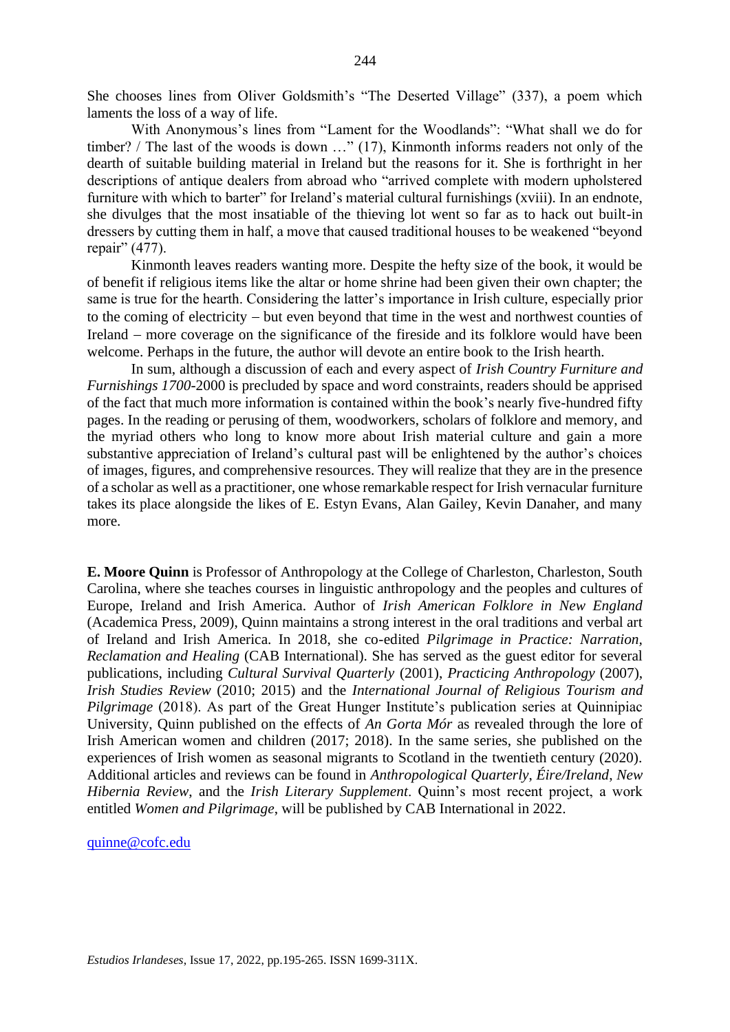She chooses lines from Oliver Goldsmith's "The Deserted Village" (337), a poem which laments the loss of a way of life.

With Anonymous's lines from "Lament for the Woodlands": "What shall we do for timber? / The last of the woods is down …" (17), Kinmonth informs readers not only of the dearth of suitable building material in Ireland but the reasons for it. She is forthright in her descriptions of antique dealers from abroad who "arrived complete with modern upholstered furniture with which to barter" for Ireland's material cultural furnishings (xviii). In an endnote, she divulges that the most insatiable of the thieving lot went so far as to hack out built-in dressers by cutting them in half, a move that caused traditional houses to be weakened "beyond repair" (477).

Kinmonth leaves readers wanting more. Despite the hefty size of the book, it would be of benefit if religious items like the altar or home shrine had been given their own chapter; the same is true for the hearth. Considering the latter's importance in Irish culture, especially prior to the coming of electricity – but even beyond that time in the west and northwest counties of Ireland – more coverage on the significance of the fireside and its folklore would have been welcome. Perhaps in the future, the author will devote an entire book to the Irish hearth.

In sum, although a discussion of each and every aspect of *Irish Country Furniture and Furnishings 1700*-2000 is precluded by space and word constraints, readers should be apprised of the fact that much more information is contained within the book's nearly five-hundred fifty pages. In the reading or perusing of them, woodworkers, scholars of folklore and memory, and the myriad others who long to know more about Irish material culture and gain a more substantive appreciation of Ireland's cultural past will be enlightened by the author's choices of images, figures, and comprehensive resources. They will realize that they are in the presence of a scholar as well as a practitioner, one whose remarkable respect for Irish vernacular furniture takes its place alongside the likes of E. Estyn Evans, Alan Gailey, Kevin Danaher, and many more.

**E. Moore Quinn** is Professor of Anthropology at the College of Charleston, Charleston, South Carolina, where she teaches courses in linguistic anthropology and the peoples and cultures of Europe, Ireland and Irish America. Author of *Irish American Folklore in New England* (Academica Press, 2009), Quinn maintains a strong interest in the oral traditions and verbal art of Ireland and Irish America. In 2018, she co-edited *Pilgrimage in Practice: Narration, Reclamation and Healing* (CAB International). She has served as the guest editor for several publications, including *Cultural Survival Quarterly* (2001), *Practicing Anthropology* (2007), *Irish Studies Review* (2010; 2015) and the *International Journal of Religious Tourism and Pilgrimage* (2018). As part of the Great Hunger Institute's publication series at Quinnipiac University, Quinn published on the effects of *An Gorta Mór* as revealed through the lore of Irish American women and children (2017; 2018). In the same series, she published on the experiences of Irish women as seasonal migrants to Scotland in the twentieth century (2020). Additional articles and reviews can be found in *Anthropological Quarterly*, *Éire/Ireland*, *New Hibernia Review*, and the *Irish Literary Supplement*. Quinn's most recent project, a work entitled *Women and Pilgrimage*, will be published by CAB International in 2022.

quinne@cofc.edu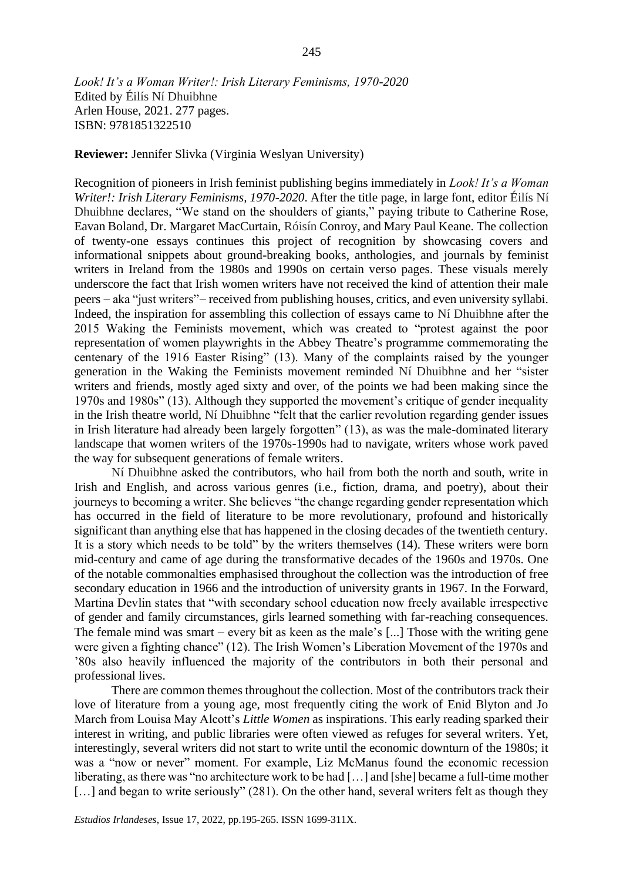*Look! It's a Woman Writer!: Irish Literary Feminisms, 1970-2020*
Edited by Éilís Ní Dhuibhne
Arlen House, 2021. 277 pages.
ISBN: 9781851322510

**Reviewer:** Jennifer Slivka (Virginia Weslyan University)

Recognition of pioneers in Irish feminist publishing begins immediately in *Look! It's a Woman Writer!: Irish Literary Feminisms, 1970-2020*. After the title page, in large font, editor Éilís Ní Dhuibhne declares, "We stand on the shoulders of giants," paying tribute to Catherine Rose, Eavan Boland, Dr. Margaret MacCurtain, Róisín Conroy, and Mary Paul Keane. The collection of twenty-one essays continues this project of recognition by showcasing covers and informational snippets about ground-breaking books, anthologies, and journals by feminist writers in Ireland from the 1980s and 1990s on certain verso pages. These visuals merely underscore the fact that Irish women writers have not received the kind of attention their male peers – aka "just writers"– received from publishing houses, critics, and even university syllabi. Indeed, the inspiration for assembling this collection of essays came to Ní Dhuibhne after the 2015 Waking the Feminists movement, which was created to "protest against the poor representation of women playwrights in the Abbey Theatre's programme commemorating the centenary of the 1916 Easter Rising" (13). Many of the complaints raised by the younger generation in the Waking the Feminists movement reminded Ní Dhuibhne and her "sister writers and friends, mostly aged sixty and over, of the points we had been making since the 1970s and 1980s" (13). Although they supported the movement's critique of gender inequality in the Irish theatre world, Ní Dhuibhne "felt that the earlier revolution regarding gender issues in Irish literature had already been largely forgotten" (13), as was the male-dominated literary landscape that women writers of the 1970s-1990s had to navigate, writers whose work paved the way for subsequent generations of female writers.

Ní Dhuibhne asked the contributors, who hail from both the north and south, write in Irish and English, and across various genres (i.e., fiction, drama, and poetry), about their journeys to becoming a writer. She believes "the change regarding gender representation which has occurred in the field of literature to be more revolutionary, profound and historically significant than anything else that has happened in the closing decades of the twentieth century. It is a story which needs to be told" by the writers themselves (14). These writers were born mid-century and came of age during the transformative decades of the 1960s and 1970s. One of the notable commonalties emphasised throughout the collection was the introduction of free secondary education in 1966 and the introduction of university grants in 1967. In the Forward, Martina Devlin states that "with secondary school education now freely available irrespective of gender and family circumstances, girls learned something with far-reaching consequences. The female mind was smart – every bit as keen as the male's [...] Those with the writing gene were given a fighting chance" (12). The Irish Women's Liberation Movement of the 1970s and '80s also heavily influenced the majority of the contributors in both their personal and professional lives.

There are common themes throughout the collection. Most of the contributors track their love of literature from a young age, most frequently citing the work of Enid Blyton and Jo March from Louisa May Alcott's *Little Women* as inspirations. This early reading sparked their interest in writing, and public libraries were often viewed as refuges for several writers. Yet, interestingly, several writers did not start to write until the economic downturn of the 1980s; it was a "now or never" moment. For example, Liz McManus found the economic recession liberating, as there was "no architecture work to be had […] and [she] became a full-time mother […] and began to write seriously" (281). On the other hand, several writers felt as though they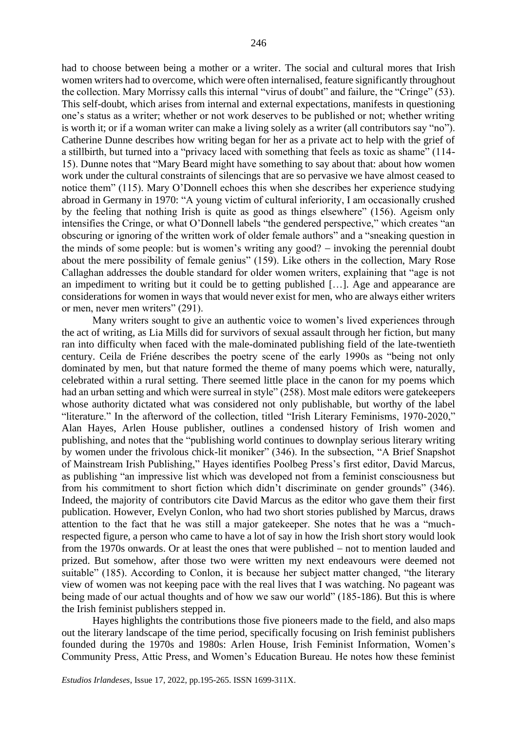had to choose between being a mother or a writer. The social and cultural mores that Irish women writers had to overcome, which were often internalised, feature significantly throughout the collection. Mary Morrissy calls this internal "virus of doubt" and failure, the "Cringe" (53). This self-doubt, which arises from internal and external expectations, manifests in questioning one's status as a writer; whether or not work deserves to be published or not; whether writing is worth it; or if a woman writer can make a living solely as a writer (all contributors say "no"). Catherine Dunne describes how writing began for her as a private act to help with the grief of a stillbirth, but turned into a "privacy laced with something that feels as toxic as shame" (114-15). Dunne notes that "Mary Beard might have something to say about that: about how women work under the cultural constraints of silencings that are so pervasive we have almost ceased to notice them" (115). Mary O'Donnell echoes this when she describes her experience studying abroad in Germany in 1970: "A young victim of cultural inferiority, I am occasionally crushed by the feeling that nothing Irish is quite as good as things elsewhere" (156). Ageism only intensifies the Cringe, or what O'Donnell labels "the gendered perspective," which creates "an obscuring or ignoring of the written work of older female authors" and a "sneaking question in the minds of some people: but is women's writing any good? – invoking the perennial doubt about the mere possibility of female genius" (159). Like others in the collection, Mary Rose Callaghan addresses the double standard for older women writers, explaining that "age is not an impediment to writing but it could be to getting published […]. Age and appearance are considerations for women in ways that would never exist for men, who are always either writers or men, never men writers" (291).

Many writers sought to give an authentic voice to women's lived experiences through the act of writing, as Lia Mills did for survivors of sexual assault through her fiction, but many ran into difficulty when faced with the male-dominated publishing field of the late-twentieth century. Ceila de Friéne describes the poetry scene of the early 1990s as "being not only dominated by men, but that nature formed the theme of many poems which were, naturally, celebrated within a rural setting. There seemed little place in the canon for my poems which had an urban setting and which were surreal in style" (258). Most male editors were gatekeepers whose authority dictated what was considered not only publishable, but worthy of the label "literature." In the afterword of the collection, titled "Irish Literary Feminisms, 1970-2020," Alan Hayes, Arlen House publisher, outlines a condensed history of Irish women and publishing, and notes that the "publishing world continues to downplay serious literary writing by women under the frivolous chick-lit moniker" (346). In the subsection, "A Brief Snapshot of Mainstream Irish Publishing," Hayes identifies Poolbeg Press's first editor, David Marcus, as publishing "an impressive list which was developed not from a feminist consciousness but from his commitment to short fiction which didn't discriminate on gender grounds" (346). Indeed, the majority of contributors cite David Marcus as the editor who gave them their first publication. However, Evelyn Conlon, who had two short stories published by Marcus, draws attention to the fact that he was still a major gatekeeper. She notes that he was a "much-respected figure, a person who came to have a lot of say in how the Irish short story would look from the 1970s onwards. Or at least the ones that were published – not to mention lauded and prized. But somehow, after those two were written my next endeavours were deemed not suitable" (185). According to Conlon, it is because her subject matter changed, "the literary view of women was not keeping pace with the real lives that I was watching. No pageant was being made of our actual thoughts and of how we saw our world" (185-186). But this is where the Irish feminist publishers stepped in.

Hayes highlights the contributions those five pioneers made to the field, and also maps out the literary landscape of the time period, specifically focusing on Irish feminist publishers founded during the 1970s and 1980s: Arlen House, Irish Feminist Information, Women's Community Press, Attic Press, and Women's Education Bureau. He notes how these feminist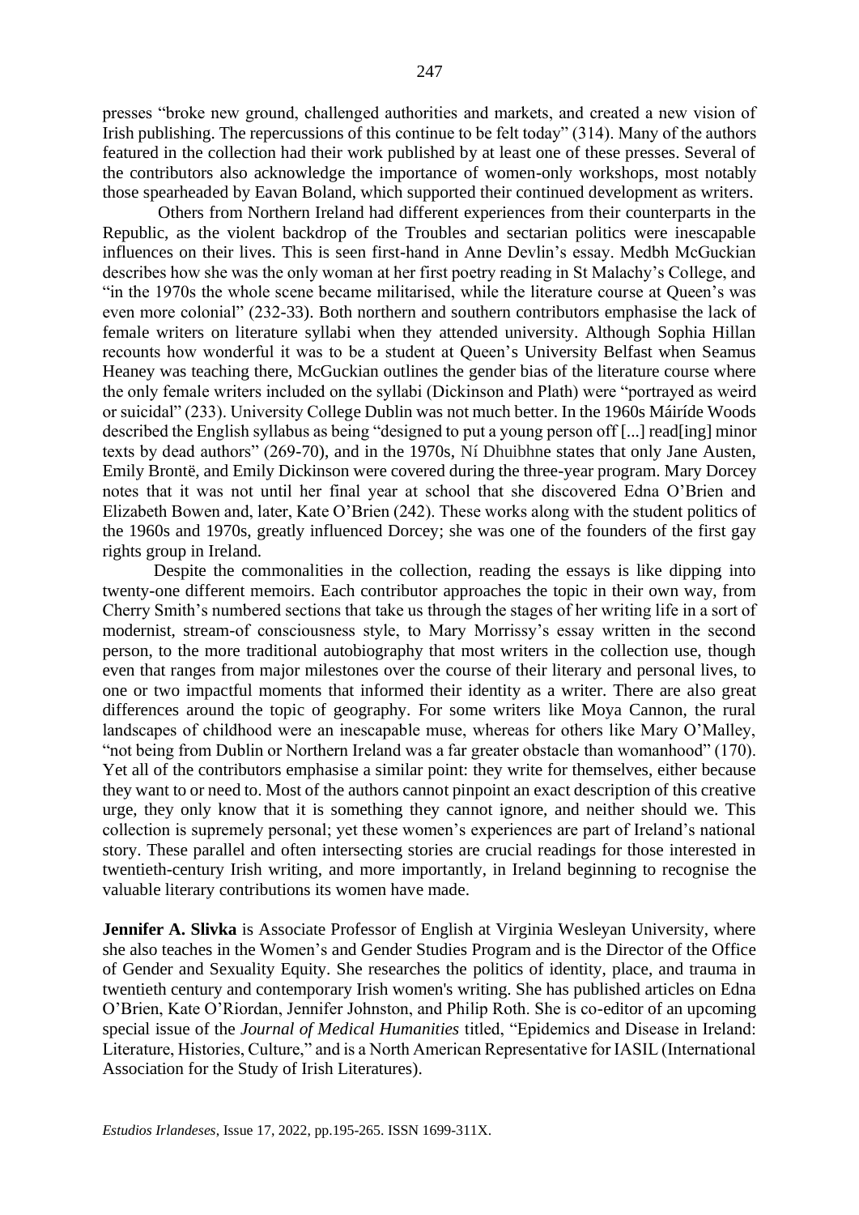presses "broke new ground, challenged authorities and markets, and created a new vision of Irish publishing. The repercussions of this continue to be felt today" (314). Many of the authors featured in the collection had their work published by at least one of these presses. Several of the contributors also acknowledge the importance of women-only workshops, most notably those spearheaded by Eavan Boland, which supported their continued development as writers.

Others from Northern Ireland had different experiences from their counterparts in the Republic, as the violent backdrop of the Troubles and sectarian politics were inescapable influences on their lives. This is seen first-hand in Anne Devlin's essay. Medbh McGuckian describes how she was the only woman at her first poetry reading in St Malachy's College, and "in the 1970s the whole scene became militarised, while the literature course at Queen's was even more colonial" (232-33). Both northern and southern contributors emphasise the lack of female writers on literature syllabi when they attended university. Although Sophia Hillan recounts how wonderful it was to be a student at Queen's University Belfast when Seamus Heaney was teaching there, McGuckian outlines the gender bias of the literature course where the only female writers included on the syllabi (Dickinson and Plath) were "portrayed as weird or suicidal" (233). University College Dublin was not much better. In the 1960s Máiríde Woods described the English syllabus as being "designed to put a young person off [...] read[ing] minor texts by dead authors" (269-70), and in the 1970s, Ní Dhuibhne states that only Jane Austen, Emily Brontë, and Emily Dickinson were covered during the three-year program. Mary Dorcey notes that it was not until her final year at school that she discovered Edna O'Brien and Elizabeth Bowen and, later, Kate O'Brien (242). These works along with the student politics of the 1960s and 1970s, greatly influenced Dorcey; she was one of the founders of the first gay rights group in Ireland.

Despite the commonalities in the collection, reading the essays is like dipping into twenty-one different memoirs. Each contributor approaches the topic in their own way, from Cherry Smith's numbered sections that take us through the stages of her writing life in a sort of modernist, stream-of consciousness style, to Mary Morrissy's essay written in the second person, to the more traditional autobiography that most writers in the collection use, though even that ranges from major milestones over the course of their literary and personal lives, to one or two impactful moments that informed their identity as a writer. There are also great differences around the topic of geography. For some writers like Moya Cannon, the rural landscapes of childhood were an inescapable muse, whereas for others like Mary O'Malley, "not being from Dublin or Northern Ireland was a far greater obstacle than womanhood" (170). Yet all of the contributors emphasise a similar point: they write for themselves, either because they want to or need to. Most of the authors cannot pinpoint an exact description of this creative urge, they only know that it is something they cannot ignore, and neither should we. This collection is supremely personal; yet these women's experiences are part of Ireland's national story. These parallel and often intersecting stories are crucial readings for those interested in twentieth-century Irish writing, and more importantly, in Ireland beginning to recognise the valuable literary contributions its women have made.

**Jennifer A. Slivka** is Associate Professor of English at Virginia Wesleyan University, where she also teaches in the Women's and Gender Studies Program and is the Director of the Office of Gender and Sexuality Equity. She researches the politics of identity, place, and trauma in twentieth century and contemporary Irish women's writing. She has published articles on Edna O'Brien, Kate O'Riordan, Jennifer Johnston, and Philip Roth. She is co-editor of an upcoming special issue of the *Journal of Medical Humanities* titled, "Epidemics and Disease in Ireland: Literature, Histories, Culture," and is a North American Representative for IASIL (International Association for the Study of Irish Literatures).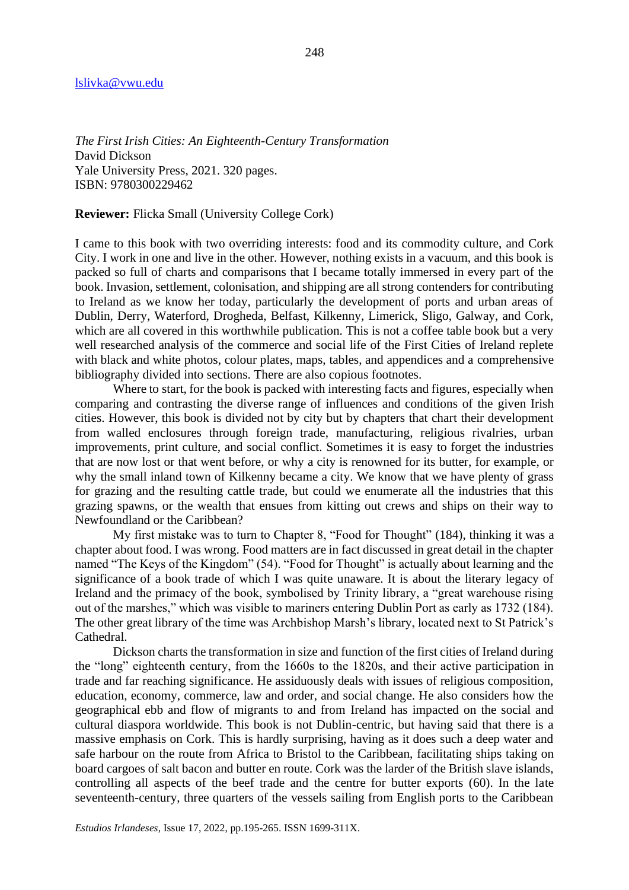lslivka@vwu.edu

*The First Irish Cities: An Eighteenth-Century Transformation*
David Dickson
Yale University Press, 2021. 320 pages.
ISBN: 9780300229462

**Reviewer:** Flicka Small (University College Cork)

I came to this book with two overriding interests: food and its commodity culture, and Cork City. I work in one and live in the other. However, nothing exists in a vacuum, and this book is packed so full of charts and comparisons that I became totally immersed in every part of the book. Invasion, settlement, colonisation, and shipping are all strong contenders for contributing to Ireland as we know her today, particularly the development of ports and urban areas of Dublin, Derry, Waterford, Drogheda, Belfast, Kilkenny, Limerick, Sligo, Galway, and Cork, which are all covered in this worthwhile publication. This is not a coffee table book but a very well researched analysis of the commerce and social life of the First Cities of Ireland replete with black and white photos, colour plates, maps, tables, and appendices and a comprehensive bibliography divided into sections. There are also copious footnotes.

Where to start, for the book is packed with interesting facts and figures, especially when comparing and contrasting the diverse range of influences and conditions of the given Irish cities. However, this book is divided not by city but by chapters that chart their development from walled enclosures through foreign trade, manufacturing, religious rivalries, urban improvements, print culture, and social conflict. Sometimes it is easy to forget the industries that are now lost or that went before, or why a city is renowned for its butter, for example, or why the small inland town of Kilkenny became a city. We know that we have plenty of grass for grazing and the resulting cattle trade, but could we enumerate all the industries that this grazing spawns, or the wealth that ensues from kitting out crews and ships on their way to Newfoundland or the Caribbean?

My first mistake was to turn to Chapter 8, "Food for Thought" (184), thinking it was a chapter about food. I was wrong. Food matters are in fact discussed in great detail in the chapter named "The Keys of the Kingdom" (54). "Food for Thought" is actually about learning and the significance of a book trade of which I was quite unaware. It is about the literary legacy of Ireland and the primacy of the book, symbolised by Trinity library, a "great warehouse rising out of the marshes," which was visible to mariners entering Dublin Port as early as 1732 (184). The other great library of the time was Archbishop Marsh's library, located next to St Patrick's Cathedral.

Dickson charts the transformation in size and function of the first cities of Ireland during the "long" eighteenth century, from the 1660s to the 1820s, and their active participation in trade and far reaching significance. He assiduously deals with issues of religious composition, education, economy, commerce, law and order, and social change. He also considers how the geographical ebb and flow of migrants to and from Ireland has impacted on the social and cultural diaspora worldwide. This book is not Dublin-centric, but having said that there is a massive emphasis on Cork. This is hardly surprising, having as it does such a deep water and safe harbour on the route from Africa to Bristol to the Caribbean, facilitating ships taking on board cargoes of salt bacon and butter en route. Cork was the larder of the British slave islands, controlling all aspects of the beef trade and the centre for butter exports (60). In the late seventeenth-century, three quarters of the vessels sailing from English ports to the Caribbean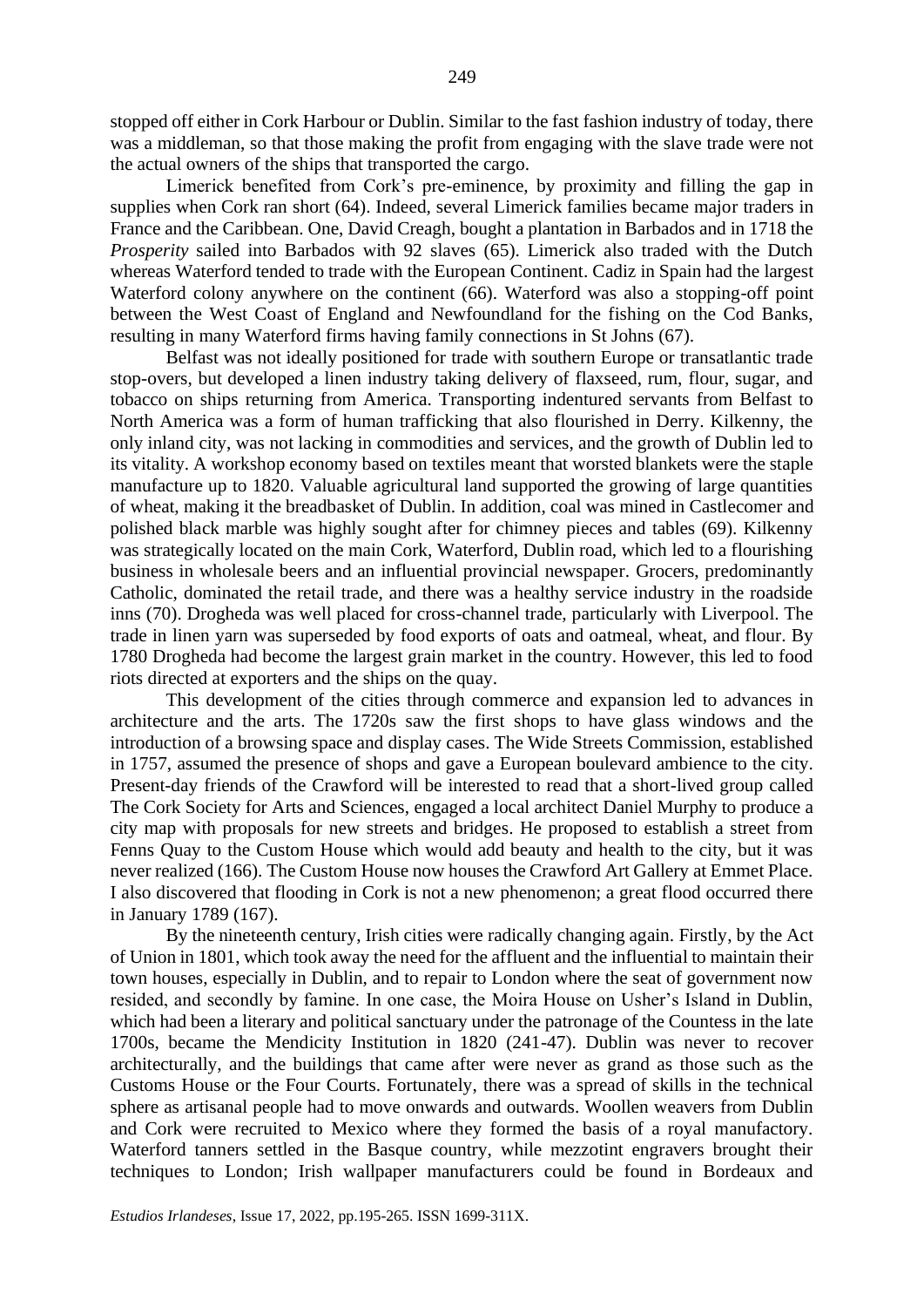stopped off either in Cork Harbour or Dublin. Similar to the fast fashion industry of today, there was a middleman, so that those making the profit from engaging with the slave trade were not the actual owners of the ships that transported the cargo.

Limerick benefited from Cork's pre-eminence, by proximity and filling the gap in supplies when Cork ran short (64). Indeed, several Limerick families became major traders in France and the Caribbean. One, David Creagh, bought a plantation in Barbados and in 1718 the *Prosperity* sailed into Barbados with 92 slaves (65). Limerick also traded with the Dutch whereas Waterford tended to trade with the European Continent. Cadiz in Spain had the largest Waterford colony anywhere on the continent (66). Waterford was also a stopping-off point between the West Coast of England and Newfoundland for the fishing on the Cod Banks, resulting in many Waterford firms having family connections in St Johns (67).

Belfast was not ideally positioned for trade with southern Europe or transatlantic trade stop-overs, but developed a linen industry taking delivery of flaxseed, rum, flour, sugar, and tobacco on ships returning from America. Transporting indentured servants from Belfast to North America was a form of human trafficking that also flourished in Derry. Kilkenny, the only inland city, was not lacking in commodities and services, and the growth of Dublin led to its vitality. A workshop economy based on textiles meant that worsted blankets were the staple manufacture up to 1820. Valuable agricultural land supported the growing of large quantities of wheat, making it the breadbasket of Dublin. In addition, coal was mined in Castlecomer and polished black marble was highly sought after for chimney pieces and tables (69). Kilkenny was strategically located on the main Cork, Waterford, Dublin road, which led to a flourishing business in wholesale beers and an influential provincial newspaper. Grocers, predominantly Catholic, dominated the retail trade, and there was a healthy service industry in the roadside inns (70). Drogheda was well placed for cross-channel trade, particularly with Liverpool. The trade in linen yarn was superseded by food exports of oats and oatmeal, wheat, and flour. By 1780 Drogheda had become the largest grain market in the country. However, this led to food riots directed at exporters and the ships on the quay.

This development of the cities through commerce and expansion led to advances in architecture and the arts. The 1720s saw the first shops to have glass windows and the introduction of a browsing space and display cases. The Wide Streets Commission, established in 1757, assumed the presence of shops and gave a European boulevard ambience to the city. Present-day friends of the Crawford will be interested to read that a short-lived group called The Cork Society for Arts and Sciences, engaged a local architect Daniel Murphy to produce a city map with proposals for new streets and bridges. He proposed to establish a street from Fenns Quay to the Custom House which would add beauty and health to the city, but it was never realized (166). The Custom House now houses the Crawford Art Gallery at Emmet Place. I also discovered that flooding in Cork is not a new phenomenon; a great flood occurred there in January 1789 (167).

By the nineteenth century, Irish cities were radically changing again. Firstly, by the Act of Union in 1801, which took away the need for the affluent and the influential to maintain their town houses, especially in Dublin, and to repair to London where the seat of government now resided, and secondly by famine. In one case, the Moira House on Usher's Island in Dublin, which had been a literary and political sanctuary under the patronage of the Countess in the late 1700s, became the Mendicity Institution in 1820 (241-47). Dublin was never to recover architecturally, and the buildings that came after were never as grand as those such as the Customs House or the Four Courts. Fortunately, there was a spread of skills in the technical sphere as artisanal people had to move onwards and outwards. Woollen weavers from Dublin and Cork were recruited to Mexico where they formed the basis of a royal manufactory. Waterford tanners settled in the Basque country, while mezzotint engravers brought their techniques to London; Irish wallpaper manufacturers could be found in Bordeaux and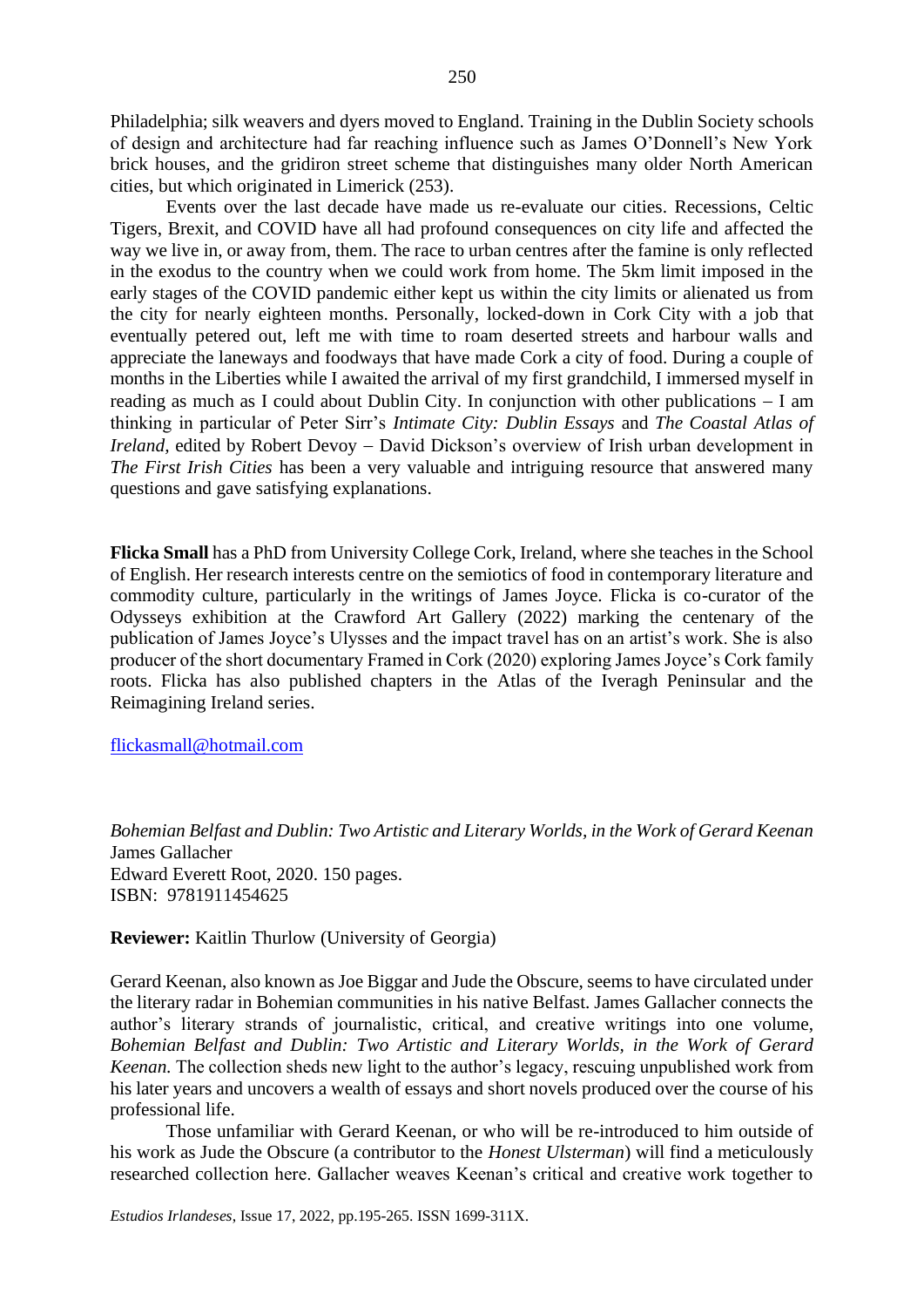Philadelphia; silk weavers and dyers moved to England. Training in the Dublin Society schools of design and architecture had far reaching influence such as James O'Donnell's New York brick houses, and the gridiron street scheme that distinguishes many older North American cities, but which originated in Limerick (253).

Events over the last decade have made us re-evaluate our cities. Recessions, Celtic Tigers, Brexit, and COVID have all had profound consequences on city life and affected the way we live in, or away from, them. The race to urban centres after the famine is only reflected in the exodus to the country when we could work from home. The 5km limit imposed in the early stages of the COVID pandemic either kept us within the city limits or alienated us from the city for nearly eighteen months. Personally, locked-down in Cork City with a job that eventually petered out, left me with time to roam deserted streets and harbour walls and appreciate the laneways and foodways that have made Cork a city of food. During a couple of months in the Liberties while I awaited the arrival of my first grandchild, I immersed myself in reading as much as I could about Dublin City. In conjunction with other publications – I am thinking in particular of Peter Sirr's *Intimate City: Dublin Essays* and *The Coastal Atlas of Ireland*, edited by Robert Devoy – David Dickson's overview of Irish urban development in *The First Irish Cities* has been a very valuable and intriguing resource that answered many questions and gave satisfying explanations.

**Flicka Small** has a PhD from University College Cork, Ireland, where she teaches in the School of English. Her research interests centre on the semiotics of food in contemporary literature and commodity culture, particularly in the writings of James Joyce. Flicka is co-curator of the Odysseys exhibition at the Crawford Art Gallery (2022) marking the centenary of the publication of James Joyce's Ulysses and the impact travel has on an artist's work. She is also producer of the short documentary Framed in Cork (2020) exploring James Joyce's Cork family roots. Flicka has also published chapters in the Atlas of the Iveragh Peninsular and the Reimagining Ireland series.

flickasmall@hotmail.com

*Bohemian Belfast and Dublin: Two Artistic and Literary Worlds, in the Work of Gerard Keenan*
James Gallacher
Edward Everett Root, 2020. 150 pages.
ISBN: 9781911454625

**Reviewer:** Kaitlin Thurlow (University of Georgia)

Gerard Keenan, also known as Joe Biggar and Jude the Obscure, seems to have circulated under the literary radar in Bohemian communities in his native Belfast. James Gallacher connects the author's literary strands of journalistic, critical, and creative writings into one volume, *Bohemian Belfast and Dublin: Two Artistic and Literary Worlds, in the Work of Gerard Keenan.* The collection sheds new light to the author's legacy, rescuing unpublished work from his later years and uncovers a wealth of essays and short novels produced over the course of his professional life.

Those unfamiliar with Gerard Keenan, or who will be re-introduced to him outside of his work as Jude the Obscure (a contributor to the *Honest Ulsterman*) will find a meticulously researched collection here. Gallacher weaves Keenan's critical and creative work together to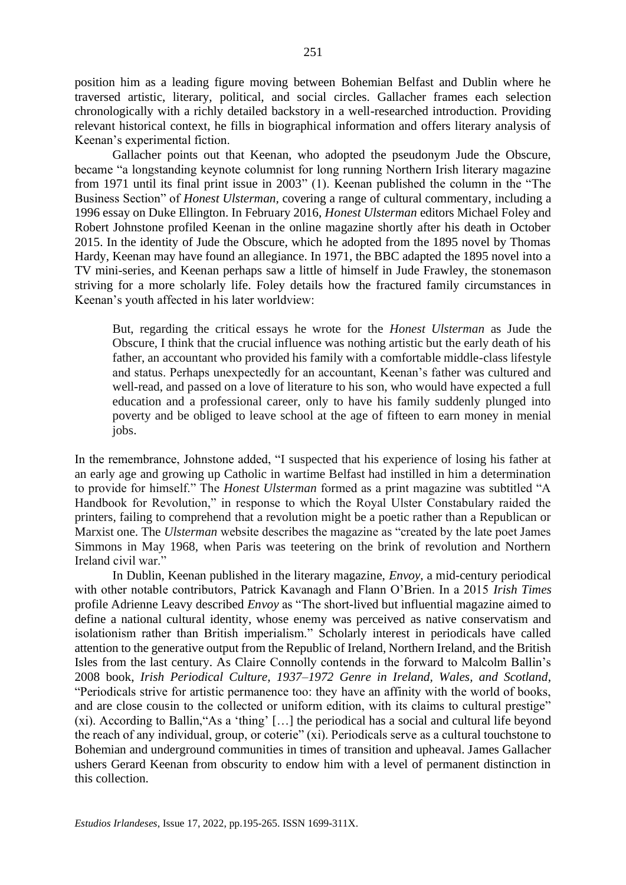position him as a leading figure moving between Bohemian Belfast and Dublin where he traversed artistic, literary, political, and social circles. Gallacher frames each selection chronologically with a richly detailed backstory in a well-researched introduction. Providing relevant historical context, he fills in biographical information and offers literary analysis of Keenan's experimental fiction.

Gallacher points out that Keenan, who adopted the pseudonym Jude the Obscure, became "a longstanding keynote columnist for long running Northern Irish literary magazine from 1971 until its final print issue in 2003" (1). Keenan published the column in the "The Business Section" of *Honest Ulsterman*, covering a range of cultural commentary, including a 1996 essay on Duke Ellington. In February 2016, *Honest Ulsterman* editors Michael Foley and Robert Johnstone profiled Keenan in the online magazine shortly after his death in October 2015. In the identity of Jude the Obscure, which he adopted from the 1895 novel by Thomas Hardy, Keenan may have found an allegiance. In 1971, the BBC adapted the 1895 novel into a TV mini-series, and Keenan perhaps saw a little of himself in Jude Frawley, the stonemason striving for a more scholarly life. Foley details how the fractured family circumstances in Keenan's youth affected in his later worldview:

> But, regarding the critical essays he wrote for the *Honest Ulsterman* as Jude the Obscure, I think that the crucial influence was nothing artistic but the early death of his father, an accountant who provided his family with a comfortable middle-class lifestyle and status. Perhaps unexpectedly for an accountant, Keenan's father was cultured and well-read, and passed on a love of literature to his son, who would have expected a full education and a professional career, only to have his family suddenly plunged into poverty and be obliged to leave school at the age of fifteen to earn money in menial jobs.

In the remembrance, Johnstone added, "I suspected that his experience of losing his father at an early age and growing up Catholic in wartime Belfast had instilled in him a determination to provide for himself." The *Honest Ulsterman* formed as a print magazine was subtitled "A Handbook for Revolution," in response to which the Royal Ulster Constabulary raided the printers, failing to comprehend that a revolution might be a poetic rather than a Republican or Marxist one. The *Ulsterman* website describes the magazine as "created by the late poet James Simmons in May 1968, when Paris was teetering on the brink of revolution and Northern Ireland civil war."

In Dublin, Keenan published in the literary magazine, *Envoy*, a mid-century periodical with other notable contributors, Patrick Kavanagh and Flann O'Brien. In a 2015 *Irish Times* profile Adrienne Leavy described *Envoy* as "The short-lived but influential magazine aimed to define a national cultural identity, whose enemy was perceived as native conservatism and isolationism rather than British imperialism." Scholarly interest in periodicals have called attention to the generative output from the Republic of Ireland, Northern Ireland, and the British Isles from the last century. As Claire Connolly contends in the forward to Malcolm Ballin's 2008 book, *Irish Periodical Culture, 1937–1972 Genre in Ireland, Wales, and Scotland*, "Periodicals strive for artistic permanence too: they have an affinity with the world of books, and are close cousin to the collected or uniform edition, with its claims to cultural prestige" (xi). According to Ballin,"As a 'thing' […] the periodical has a social and cultural life beyond the reach of any individual, group, or coterie" (xi). Periodicals serve as a cultural touchstone to Bohemian and underground communities in times of transition and upheaval. James Gallacher ushers Gerard Keenan from obscurity to endow him with a level of permanent distinction in this collection.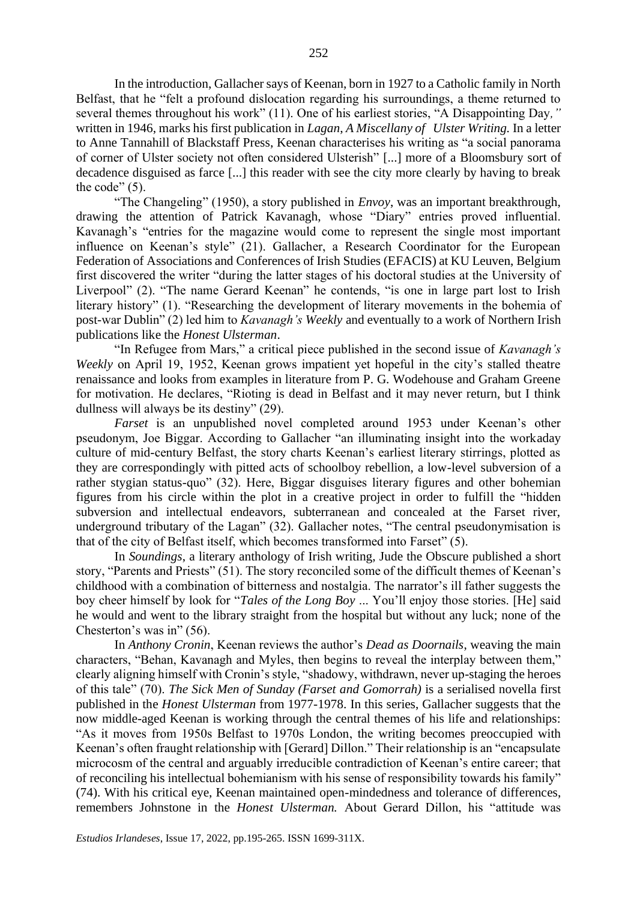In the introduction, Gallacher says of Keenan, born in 1927 to a Catholic family in North Belfast, that he "felt a profound dislocation regarding his surroundings, a theme returned to several themes throughout his work" (11). One of his earliest stories, "A Disappointing Day*,"* written in 1946, marks his first publication in *Lagan*, *A Miscellany of Ulster Writing.* In a letter to Anne Tannahill of Blackstaff Press, Keenan characterises his writing as "a social panorama of corner of Ulster society not often considered Ulsterish" [...] more of a Bloomsbury sort of decadence disguised as farce [...] this reader with see the city more clearly by having to break the code" (5).

"The Changeling" (1950), a story published in *Envoy*, was an important breakthrough, drawing the attention of Patrick Kavanagh, whose "Diary" entries proved influential. Kavanagh's "entries for the magazine would come to represent the single most important influence on Keenan's style" (21). Gallacher, a Research Coordinator for the European Federation of Associations and Conferences of Irish Studies (EFACIS) at KU Leuven, Belgium first discovered the writer "during the latter stages of his doctoral studies at the University of Liverpool" (2). "The name Gerard Keenan" he contends, "is one in large part lost to Irish literary history" (1). "Researching the development of literary movements in the bohemia of post-war Dublin" (2) led him to *Kavanagh's Weekly* and eventually to a work of Northern Irish publications like the *Honest Ulsterman*.

"In Refugee from Mars," a critical piece published in the second issue of *Kavanagh's Weekly* on April 19, 1952, Keenan grows impatient yet hopeful in the city's stalled theatre renaissance and looks from examples in literature from P. G. Wodehouse and Graham Greene for motivation. He declares, "Rioting is dead in Belfast and it may never return, but I think dullness will always be its destiny" (29).

*Farset* is an unpublished novel completed around 1953 under Keenan's other pseudonym, Joe Biggar. According to Gallacher "an illuminating insight into the workaday culture of mid-century Belfast, the story charts Keenan's earliest literary stirrings, plotted as they are correspondingly with pitted acts of schoolboy rebellion, a low-level subversion of a rather stygian status-quo" (32). Here, Biggar disguises literary figures and other bohemian figures from his circle within the plot in a creative project in order to fulfill the "hidden subversion and intellectual endeavors, subterranean and concealed at the Farset river, underground tributary of the Lagan" (32). Gallacher notes, "The central pseudonymisation is that of the city of Belfast itself, which becomes transformed into Farset" (5).

In *Soundings*, a literary anthology of Irish writing, Jude the Obscure published a short story, "Parents and Priests" (51). The story reconciled some of the difficult themes of Keenan's childhood with a combination of bitterness and nostalgia. The narrator's ill father suggests the boy cheer himself by look for "*Tales of the Long Boy* ... You'll enjoy those stories. [He] said he would and went to the library straight from the hospital but without any luck; none of the Chesterton's was in" (56).

In *Anthony Cronin*, Keenan reviews the author's *Dead as Doornails*, weaving the main characters, "Behan, Kavanagh and Myles, then begins to reveal the interplay between them," clearly aligning himself with Cronin's style, "shadowy, withdrawn, never up-staging the heroes of this tale" (70). *The Sick Men of Sunday (Farset and Gomorrah)* is a serialised novella first published in the *Honest Ulsterman* from 1977-1978. In this series, Gallacher suggests that the now middle-aged Keenan is working through the central themes of his life and relationships: "As it moves from 1950s Belfast to 1970s London, the writing becomes preoccupied with Keenan's often fraught relationship with [Gerard] Dillon." Their relationship is an "encapsulate microcosm of the central and arguably irreducible contradiction of Keenan's entire career; that of reconciling his intellectual bohemianism with his sense of responsibility towards his family" (74). With his critical eye, Keenan maintained open-mindedness and tolerance of differences, remembers Johnstone in the *Honest Ulsterman.* About Gerard Dillon, his "attitude was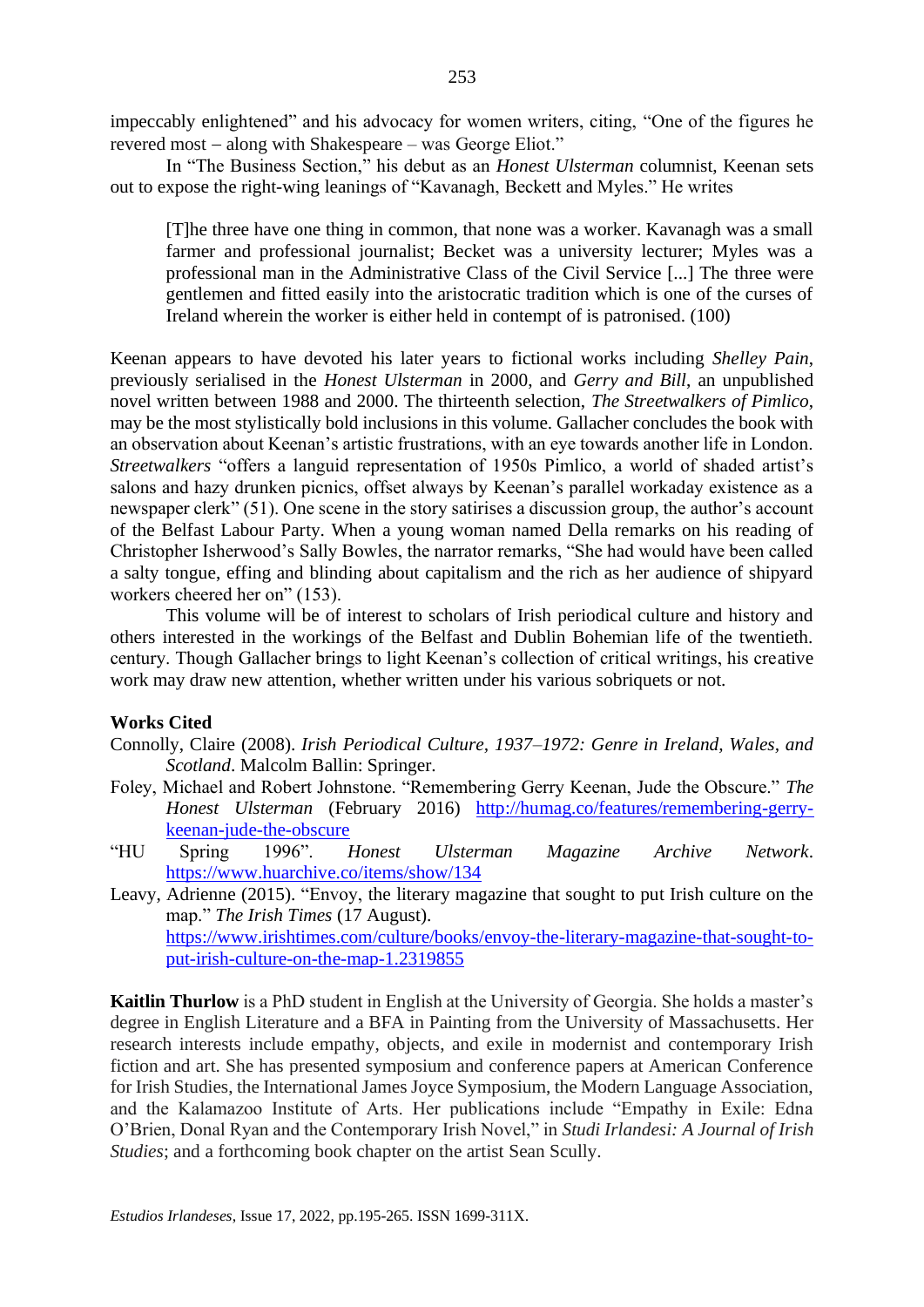impeccably enlightened" and his advocacy for women writers, citing, "One of the figures he revered most – along with Shakespeare – was George Eliot."

In "The Business Section," his debut as an *Honest Ulsterman* columnist, Keenan sets out to expose the right-wing leanings of "Kavanagh, Beckett and Myles." He writes

> [T]he three have one thing in common, that none was a worker. Kavanagh was a small farmer and professional journalist; Becket was a university lecturer; Myles was a professional man in the Administrative Class of the Civil Service [...] The three were gentlemen and fitted easily into the aristocratic tradition which is one of the curses of Ireland wherein the worker is either held in contempt of is patronised. (100)

Keenan appears to have devoted his later years to fictional works including *Shelley Pain*, previously serialised in the *Honest Ulsterman* in 2000, and *Gerry and Bill*, an unpublished novel written between 1988 and 2000. The thirteenth selection, *The Streetwalkers of Pimlico*, may be the most stylistically bold inclusions in this volume. Gallacher concludes the book with an observation about Keenan's artistic frustrations, with an eye towards another life in London. *Streetwalkers* "offers a languid representation of 1950s Pimlico, a world of shaded artist's salons and hazy drunken picnics, offset always by Keenan's parallel workaday existence as a newspaper clerk" (51). One scene in the story satirises a discussion group, the author's account of the Belfast Labour Party. When a young woman named Della remarks on his reading of Christopher Isherwood's Sally Bowles, the narrator remarks, "She had would have been called a salty tongue, effing and blinding about capitalism and the rich as her audience of shipyard workers cheered her on" (153).

This volume will be of interest to scholars of Irish periodical culture and history and others interested in the workings of the Belfast and Dublin Bohemian life of the twentieth. century. Though Gallacher brings to light Keenan's collection of critical writings, his creative work may draw new attention, whether written under his various sobriquets or not.

**Works Cited**

Connolly, Claire (2008). *Irish Periodical Culture, 1937–1972: Genre in Ireland, Wales, and Scotland*. Malcolm Ballin: Springer.

Foley, Michael and Robert Johnstone. "Remembering Gerry Keenan, Jude the Obscure." *The Honest Ulsterman* (February 2016) http://humag.co/features/remembering-gerry-keenan-jude-the-obscure

"HU Spring 1996". *Honest Ulsterman Magazine Archive Network*. https://www.huarchive.co/items/show/134

Leavy, Adrienne (2015). "Envoy, the literary magazine that sought to put Irish culture on the map." *The Irish Times* (17 August). https://www.irishtimes.com/culture/books/envoy-the-literary-magazine-that-sought-to-put-irish-culture-on-the-map-1.2319855

**Kaitlin Thurlow** is a PhD student in English at the University of Georgia. She holds a master's degree in English Literature and a BFA in Painting from the University of Massachusetts. Her research interests include empathy, objects, and exile in modernist and contemporary Irish fiction and art. She has presented symposium and conference papers at American Conference for Irish Studies, the International James Joyce Symposium, the Modern Language Association, and the Kalamazoo Institute of Arts. Her publications include "Empathy in Exile: Edna O'Brien, Donal Ryan and the Contemporary Irish Novel," in *Studi Irlandesi: A Journal of Irish Studies*; and a forthcoming book chapter on the artist Sean Scully.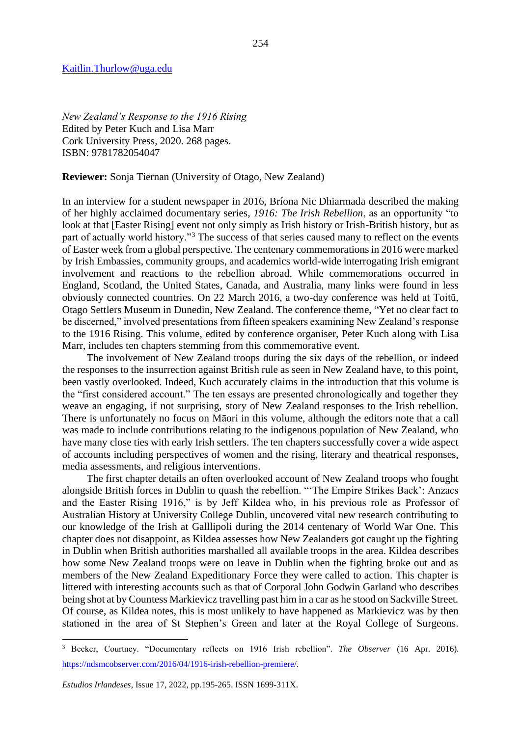Kaitlin.Thurlow@uga.edu

*New Zealand's Response to the 1916 Rising*
Edited by Peter Kuch and Lisa Marr
Cork University Press, 2020. 268 pages.
ISBN: 9781782054047

**Reviewer:** Sonja Tiernan (University of Otago, New Zealand)

In an interview for a student newspaper in 2016, Bríona Nic Dhiarmada described the making of her highly acclaimed documentary series, *1916: The Irish Rebellion*, as an opportunity "to look at that [Easter Rising] event not only simply as Irish history or Irish-British history, but as part of actually world history."[3] The success of that series caused many to reflect on the events of Easter week from a global perspective. The centenary commemorations in 2016 were marked by Irish Embassies, community groups, and academics world-wide interrogating Irish emigrant involvement and reactions to the rebellion abroad. While commemorations occurred in England, Scotland, the United States, Canada, and Australia, many links were found in less obviously connected countries. On 22 March 2016, a two-day conference was held at Toitū, Otago Settlers Museum in Dunedin, New Zealand. The conference theme, "Yet no clear fact to be discerned," involved presentations from fifteen speakers examining New Zealand's response to the 1916 Rising. This volume, edited by conference organiser, Peter Kuch along with Lisa Marr, includes ten chapters stemming from this commemorative event.

The involvement of New Zealand troops during the six days of the rebellion, or indeed the responses to the insurrection against British rule as seen in New Zealand have, to this point, been vastly overlooked. Indeed, Kuch accurately claims in the introduction that this volume is the "first considered account." The ten essays are presented chronologically and together they weave an engaging, if not surprising, story of New Zealand responses to the Irish rebellion. There is unfortunately no focus on Māori in this volume, although the editors note that a call was made to include contributions relating to the indigenous population of New Zealand, who have many close ties with early Irish settlers. The ten chapters successfully cover a wide aspect of accounts including perspectives of women and the rising, literary and theatrical responses, media assessments, and religious interventions.

The first chapter details an often overlooked account of New Zealand troops who fought alongside British forces in Dublin to quash the rebellion. "'The Empire Strikes Back': Anzacs and the Easter Rising 1916," is by Jeff Kildea who, in his previous role as Professor of Australian History at University College Dublin, uncovered vital new research contributing to our knowledge of the Irish at Galllipoli during the 2014 centenary of World War One. This chapter does not disappoint, as Kildea assesses how New Zealanders got caught up the fighting in Dublin when British authorities marshalled all available troops in the area. Kildea describes how some New Zealand troops were on leave in Dublin when the fighting broke out and as members of the New Zealand Expeditionary Force they were called to action. This chapter is littered with interesting accounts such as that of Corporal John Godwin Garland who describes being shot at by Countess Markievicz travelling past him in a car as he stood on Sackville Street. Of course, as Kildea notes, this is most unlikely to have happened as Markievicz was by then stationed in the area of St Stephen's Green and later at the Royal College of Surgeons.

[3] Becker, Courtney. "Documentary reflects on 1916 Irish rebellion". *The Observer* (16 Apr. 2016). https://ndsmcobserver.com/2016/04/1916-irish-rebellion-premiere/.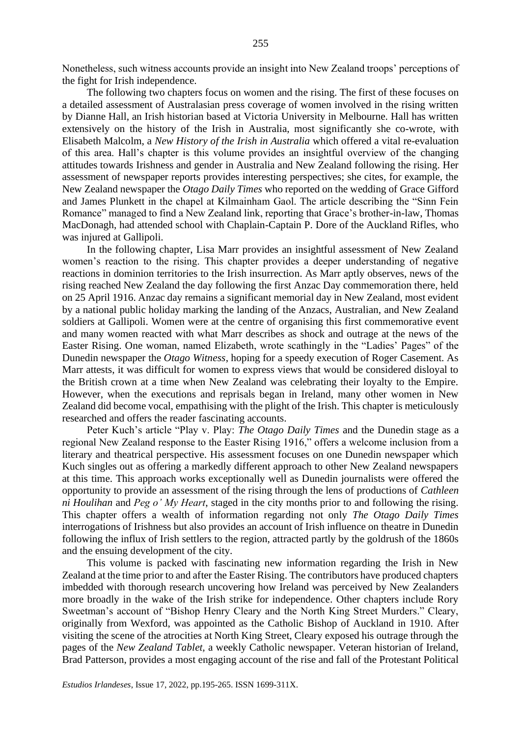Nonetheless, such witness accounts provide an insight into New Zealand troops' perceptions of the fight for Irish independence.

The following two chapters focus on women and the rising. The first of these focuses on a detailed assessment of Australasian press coverage of women involved in the rising written by Dianne Hall, an Irish historian based at Victoria University in Melbourne. Hall has written extensively on the history of the Irish in Australia, most significantly she co-wrote, with Elisabeth Malcolm, a *New History of the Irish in Australia* which offered a vital re-evaluation of this area. Hall's chapter is this volume provides an insightful overview of the changing attitudes towards Irishness and gender in Australia and New Zealand following the rising. Her assessment of newspaper reports provides interesting perspectives; she cites, for example, the New Zealand newspaper the *Otago Daily Times* who reported on the wedding of Grace Gifford and James Plunkett in the chapel at Kilmainham Gaol. The article describing the "Sinn Fein Romance" managed to find a New Zealand link, reporting that Grace's brother-in-law, Thomas MacDonagh, had attended school with Chaplain-Captain P. Dore of the Auckland Rifles, who was injured at Gallipoli.

In the following chapter, Lisa Marr provides an insightful assessment of New Zealand women's reaction to the rising. This chapter provides a deeper understanding of negative reactions in dominion territories to the Irish insurrection. As Marr aptly observes, news of the rising reached New Zealand the day following the first Anzac Day commemoration there, held on 25 April 1916. Anzac day remains a significant memorial day in New Zealand, most evident by a national public holiday marking the landing of the Anzacs, Australian, and New Zealand soldiers at Gallipoli. Women were at the centre of organising this first commemorative event and many women reacted with what Marr describes as shock and outrage at the news of the Easter Rising. One woman, named Elizabeth, wrote scathingly in the "Ladies' Pages" of the Dunedin newspaper the *Otago Witness*, hoping for a speedy execution of Roger Casement. As Marr attests, it was difficult for women to express views that would be considered disloyal to the British crown at a time when New Zealand was celebrating their loyalty to the Empire. However, when the executions and reprisals began in Ireland, many other women in New Zealand did become vocal, empathising with the plight of the Irish. This chapter is meticulously researched and offers the reader fascinating accounts.

Peter Kuch's article "Play v. Play: *The Otago Daily Times* and the Dunedin stage as a regional New Zealand response to the Easter Rising 1916," offers a welcome inclusion from a literary and theatrical perspective. His assessment focuses on one Dunedin newspaper which Kuch singles out as offering a markedly different approach to other New Zealand newspapers at this time. This approach works exceptionally well as Dunedin journalists were offered the opportunity to provide an assessment of the rising through the lens of productions of *Cathleen ni Houlihan* and *Peg o' My Heart*, staged in the city months prior to and following the rising. This chapter offers a wealth of information regarding not only *The Otago Daily Times* interrogations of Irishness but also provides an account of Irish influence on theatre in Dunedin following the influx of Irish settlers to the region, attracted partly by the goldrush of the 1860s and the ensuing development of the city.

This volume is packed with fascinating new information regarding the Irish in New Zealand at the time prior to and after the Easter Rising. The contributors have produced chapters imbedded with thorough research uncovering how Ireland was perceived by New Zealanders more broadly in the wake of the Irish strike for independence. Other chapters include Rory Sweetman's account of "Bishop Henry Cleary and the North King Street Murders." Cleary, originally from Wexford, was appointed as the Catholic Bishop of Auckland in 1910. After visiting the scene of the atrocities at North King Street, Cleary exposed his outrage through the pages of the *New Zealand Tablet*, a weekly Catholic newspaper. Veteran historian of Ireland, Brad Patterson, provides a most engaging account of the rise and fall of the Protestant Political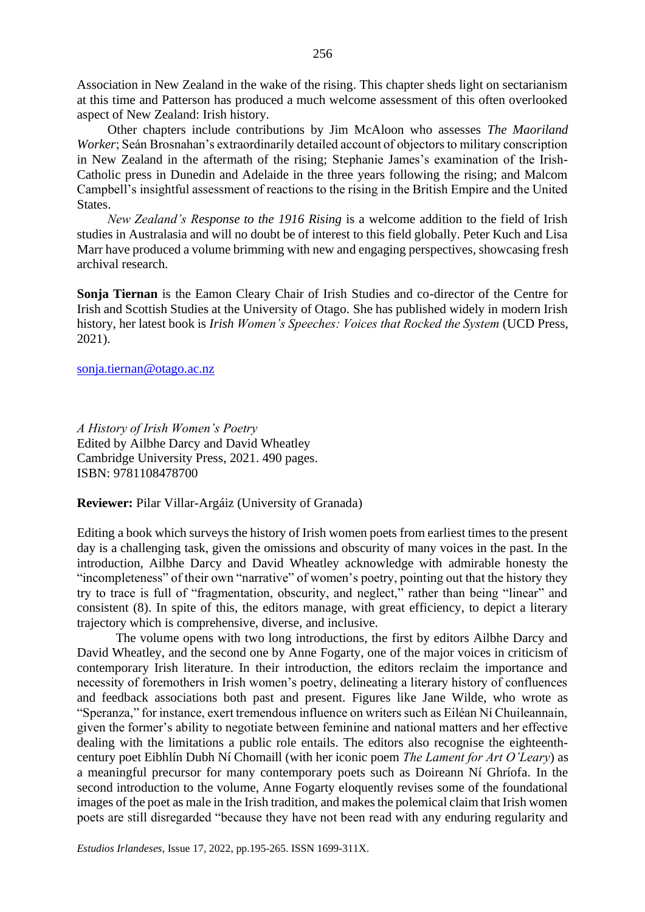Association in New Zealand in the wake of the rising. This chapter sheds light on sectarianism at this time and Patterson has produced a much welcome assessment of this often overlooked aspect of New Zealand: Irish history.

Other chapters include contributions by Jim McAloon who assesses *The Maoriland Worker*; Seán Brosnahan's extraordinarily detailed account of objectors to military conscription in New Zealand in the aftermath of the rising; Stephanie James's examination of the Irish-Catholic press in Dunedin and Adelaide in the three years following the rising; and Malcom Campbell's insightful assessment of reactions to the rising in the British Empire and the United States.

*New Zealand's Response to the 1916 Rising* is a welcome addition to the field of Irish studies in Australasia and will no doubt be of interest to this field globally. Peter Kuch and Lisa Marr have produced a volume brimming with new and engaging perspectives, showcasing fresh archival research.

**Sonja Tiernan** is the Eamon Cleary Chair of Irish Studies and co-director of the Centre for Irish and Scottish Studies at the University of Otago. She has published widely in modern Irish history, her latest book is *Irish Women's Speeches: Voices that Rocked the System* (UCD Press, 2021).

sonja.tiernan@otago.ac.nz

*A History of Irish Women's Poetry*
Edited by Ailbhe Darcy and David Wheatley
Cambridge University Press, 2021. 490 pages.
ISBN: 9781108478700

**Reviewer:** Pilar Villar-Argáiz (University of Granada)

Editing a book which surveys the history of Irish women poets from earliest times to the present day is a challenging task, given the omissions and obscurity of many voices in the past. In the introduction, Ailbhe Darcy and David Wheatley acknowledge with admirable honesty the "incompleteness" of their own "narrative" of women's poetry, pointing out that the history they try to trace is full of "fragmentation, obscurity, and neglect," rather than being "linear" and consistent (8). In spite of this, the editors manage, with great efficiency, to depict a literary trajectory which is comprehensive, diverse, and inclusive.

The volume opens with two long introductions, the first by editors Ailbhe Darcy and David Wheatley, and the second one by Anne Fogarty, one of the major voices in criticism of contemporary Irish literature. In their introduction, the editors reclaim the importance and necessity of foremothers in Irish women's poetry, delineating a literary history of confluences and feedback associations both past and present. Figures like Jane Wilde, who wrote as "Speranza," for instance, exert tremendous influence on writers such as Eiléan Ní Chuileannain, given the former's ability to negotiate between feminine and national matters and her effective dealing with the limitations a public role entails. The editors also recognise the eighteenth-century poet Eibhlín Dubh Ní Chomaill (with her iconic poem *The Lament for Art O'Leary*) as a meaningful precursor for many contemporary poets such as Doireann Ní Ghríofa. In the second introduction to the volume, Anne Fogarty eloquently revises some of the foundational images of the poet as male in the Irish tradition, and makes the polemical claim that Irish women poets are still disregarded "because they have not been read with any enduring regularity and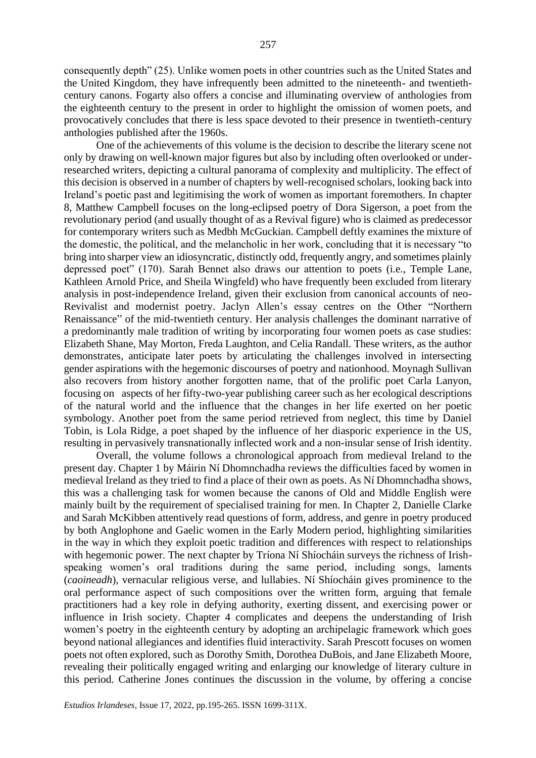consequently depth" (25). Unlike women poets in other countries such as the United States and the United Kingdom, they have infrequently been admitted to the nineteenth- and twentieth-century canons. Fogarty also offers a concise and illuminating overview of anthologies from the eighteenth century to the present in order to highlight the omission of women poets, and provocatively concludes that there is less space devoted to their presence in twentieth-century anthologies published after the 1960s.

One of the achievements of this volume is the decision to describe the literary scene not only by drawing on well-known major figures but also by including often overlooked or under-researched writers, depicting a cultural panorama of complexity and multiplicity. The effect of this decision is observed in a number of chapters by well-recognised scholars, looking back into Ireland's poetic past and legitimising the work of women as important foremothers. In chapter 8, Matthew Campbell focuses on the long-eclipsed poetry of Dora Sigerson, a poet from the revolutionary period (and usually thought of as a Revival figure) who is claimed as predecessor for contemporary writers such as Medbh McGuckian. Campbell deftly examines the mixture of the domestic, the political, and the melancholic in her work, concluding that it is necessary "to bring into sharper view an idiosyncratic, distinctly odd, frequently angry, and sometimes plainly depressed poet" (170). Sarah Bennet also draws our attention to poets (i.e., Temple Lane, Kathleen Arnold Price, and Sheila Wingfeld) who have frequently been excluded from literary analysis in post-independence Ireland, given their exclusion from canonical accounts of neo-Revivalist and modernist poetry. Jaclyn Allen's essay centres on the Other "Northern Renaissance" of the mid-twentieth century. Her analysis challenges the dominant narrative of a predominantly male tradition of writing by incorporating four women poets as case studies: Elizabeth Shane, May Morton, Freda Laughton, and Celia Randall. These writers, as the author demonstrates, anticipate later poets by articulating the challenges involved in intersecting gender aspirations with the hegemonic discourses of poetry and nationhood. Moynagh Sullivan also recovers from history another forgotten name, that of the prolific poet Carla Lanyon, focusing on aspects of her fifty-two-year publishing career such as her ecological descriptions of the natural world and the influence that the changes in her life exerted on her poetic symbology. Another poet from the same period retrieved from neglect, this time by Daniel Tobin, is Lola Ridge, a poet shaped by the influence of her diasporic experience in the US, resulting in pervasively transnationally inflected work and a non-insular sense of Irish identity.

Overall, the volume follows a chronological approach from medieval Ireland to the present day. Chapter 1 by Máirin Ní Dhomnchadha reviews the difficulties faced by women in medieval Ireland as they tried to find a place of their own as poets. As Ní Dhomnchadha shows, this was a challenging task for women because the canons of Old and Middle English were mainly built by the requirement of specialised training for men. In Chapter 2, Danielle Clarke and Sarah McKibben attentively read questions of form, address, and genre in poetry produced by both Anglophone and Gaelic women in the Early Modern period, highlighting similarities in the way in which they exploit poetic tradition and differences with respect to relationships with hegemonic power. The next chapter by Tríona Ní Shíocháin surveys the richness of Irish-speaking women's oral traditions during the same period, including songs, laments (*caoineadh*), vernacular religious verse, and lullabies. Ní Shíocháin gives prominence to the oral performance aspect of such compositions over the written form, arguing that female practitioners had a key role in defying authority, exerting dissent, and exercising power or influence in Irish society. Chapter 4 complicates and deepens the understanding of Irish women's poetry in the eighteenth century by adopting an archipelagic framework which goes beyond national allegiances and identifies fluid interactivity. Sarah Prescott focuses on women poets not often explored, such as Dorothy Smith, Dorothea DuBois, and Jane Elizabeth Moore, revealing their politically engaged writing and enlarging our knowledge of literary culture in this period. Catherine Jones continues the discussion in the volume, by offering a concise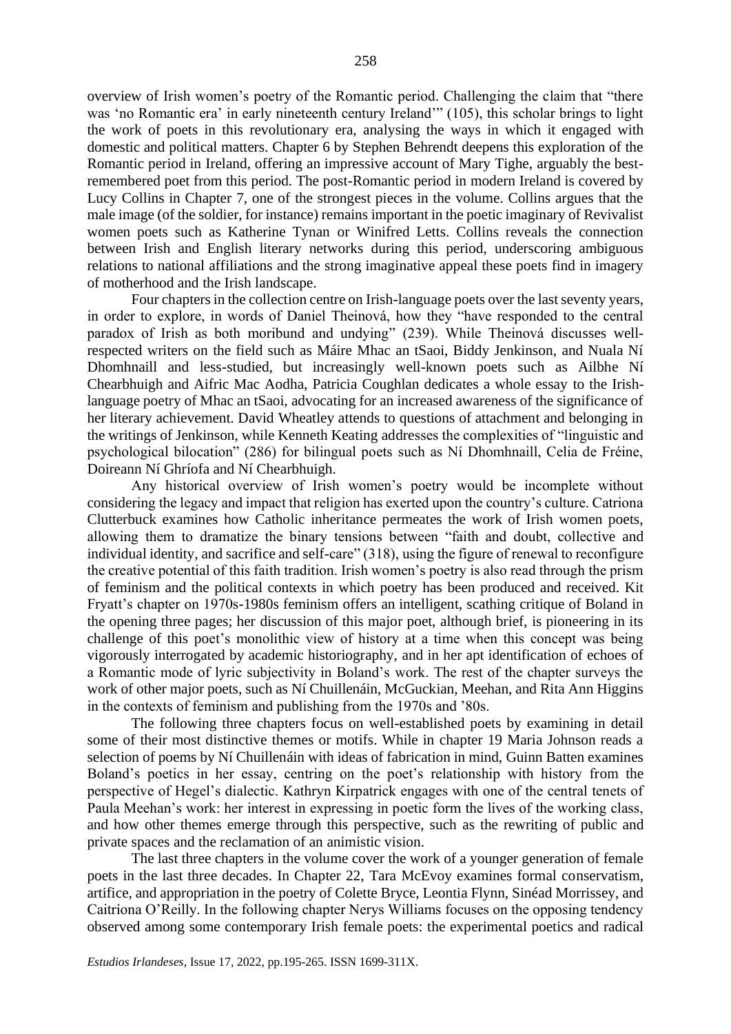overview of Irish women's poetry of the Romantic period. Challenging the claim that "there was 'no Romantic era' in early nineteenth century Ireland'" (105), this scholar brings to light the work of poets in this revolutionary era, analysing the ways in which it engaged with domestic and political matters. Chapter 6 by Stephen Behrendt deepens this exploration of the Romantic period in Ireland, offering an impressive account of Mary Tighe, arguably the best-remembered poet from this period. The post-Romantic period in modern Ireland is covered by Lucy Collins in Chapter 7, one of the strongest pieces in the volume. Collins argues that the male image (of the soldier, for instance) remains important in the poetic imaginary of Revivalist women poets such as Katherine Tynan or Winifred Letts. Collins reveals the connection between Irish and English literary networks during this period, underscoring ambiguous relations to national affiliations and the strong imaginative appeal these poets find in imagery of motherhood and the Irish landscape.

Four chapters in the collection centre on Irish-language poets over the last seventy years, in order to explore, in words of Daniel Theinová, how they "have responded to the central paradox of Irish as both moribund and undying" (239). While Theinová discusses well-respected writers on the field such as Máire Mhac an tSaoi, Biddy Jenkinson, and Nuala Ní Dhomhnaill and less-studied, but increasingly well-known poets such as Ailbhe Ní Chearbhuigh and Aifric Mac Aodha, Patricia Coughlan dedicates a whole essay to the Irish-language poetry of Mhac an tSaoi, advocating for an increased awareness of the significance of her literary achievement. David Wheatley attends to questions of attachment and belonging in the writings of Jenkinson, while Kenneth Keating addresses the complexities of "linguistic and psychological bilocation" (286) for bilingual poets such as Ní Dhomhnaill, Celia de Fréine, Doireann Ní Ghríofa and Ní Chearbhuigh.

Any historical overview of Irish women's poetry would be incomplete without considering the legacy and impact that religion has exerted upon the country's culture. Catriona Clutterbuck examines how Catholic inheritance permeates the work of Irish women poets, allowing them to dramatize the binary tensions between "faith and doubt, collective and individual identity, and sacrifice and self-care" (318), using the figure of renewal to reconfigure the creative potential of this faith tradition. Irish women's poetry is also read through the prism of feminism and the political contexts in which poetry has been produced and received. Kit Fryatt's chapter on 1970s-1980s feminism offers an intelligent, scathing critique of Boland in the opening three pages; her discussion of this major poet, although brief, is pioneering in its challenge of this poet's monolithic view of history at a time when this concept was being vigorously interrogated by academic historiography, and in her apt identification of echoes of a Romantic mode of lyric subjectivity in Boland's work. The rest of the chapter surveys the work of other major poets, such as Ní Chuillenáin, McGuckian, Meehan, and Rita Ann Higgins in the contexts of feminism and publishing from the 1970s and '80s.

The following three chapters focus on well-established poets by examining in detail some of their most distinctive themes or motifs. While in chapter 19 Maria Johnson reads a selection of poems by Ní Chuillenáin with ideas of fabrication in mind, Guinn Batten examines Boland's poetics in her essay, centring on the poet's relationship with history from the perspective of Hegel's dialectic. Kathryn Kirpatrick engages with one of the central tenets of Paula Meehan's work: her interest in expressing in poetic form the lives of the working class, and how other themes emerge through this perspective, such as the rewriting of public and private spaces and the reclamation of an animistic vision.

The last three chapters in the volume cover the work of a younger generation of female poets in the last three decades. In Chapter 22, Tara McEvoy examines formal conservatism, artifice, and appropriation in the poetry of Colette Bryce, Leontia Flynn, Sinéad Morrissey, and Caitríona O'Reilly. In the following chapter Nerys Williams focuses on the opposing tendency observed among some contemporary Irish female poets: the experimental poetics and radical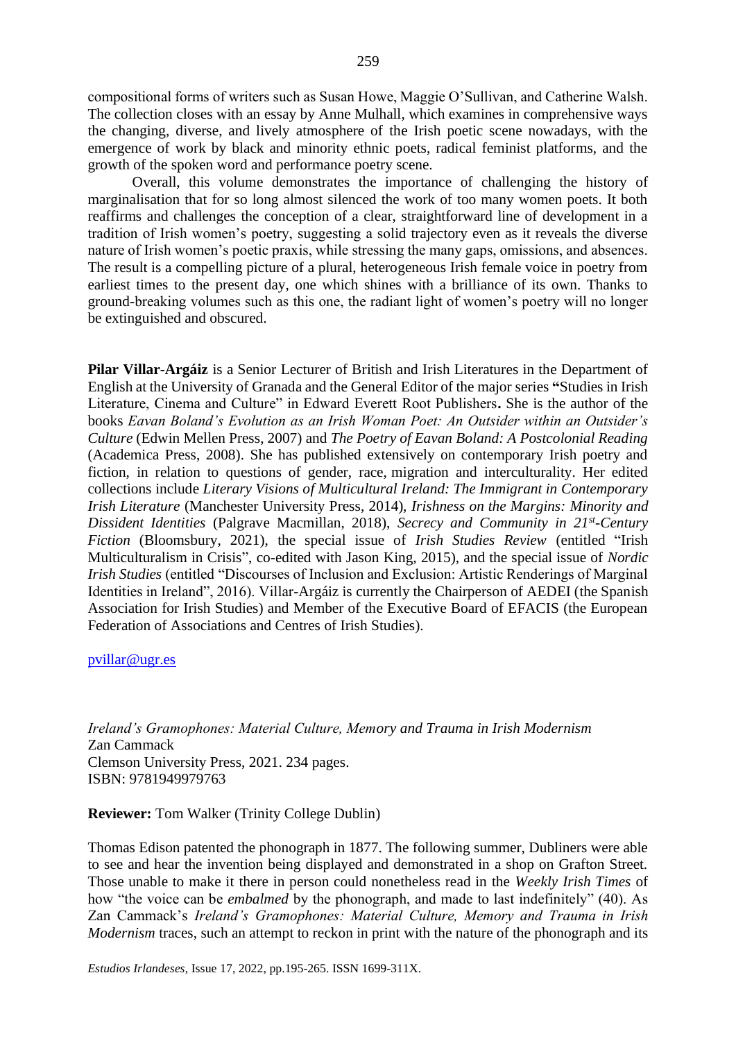compositional forms of writers such as Susan Howe, Maggie O'Sullivan, and Catherine Walsh. The collection closes with an essay by Anne Mulhall, which examines in comprehensive ways the changing, diverse, and lively atmosphere of the Irish poetic scene nowadays, with the emergence of work by black and minority ethnic poets, radical feminist platforms, and the growth of the spoken word and performance poetry scene.

Overall, this volume demonstrates the importance of challenging the history of marginalisation that for so long almost silenced the work of too many women poets. It both reaffirms and challenges the conception of a clear, straightforward line of development in a tradition of Irish women's poetry, suggesting a solid trajectory even as it reveals the diverse nature of Irish women's poetic praxis, while stressing the many gaps, omissions, and absences. The result is a compelling picture of a plural, heterogeneous Irish female voice in poetry from earliest times to the present day, one which shines with a brilliance of its own. Thanks to ground-breaking volumes such as this one, the radiant light of women's poetry will no longer be extinguished and obscured.

**Pilar Villar-Argáiz** is a Senior Lecturer of British and Irish Literatures in the Department of English at the University of Granada and the General Editor of the major series **"**Studies in Irish Literature, Cinema and Culture" in Edward Everett Root Publishers**.** She is the author of the books *Eavan Boland's Evolution as an Irish Woman Poet: An Outsider within an Outsider's Culture* (Edwin Mellen Press, 2007) and *The Poetry of Eavan Boland: A Postcolonial Reading* (Academica Press, 2008). She has published extensively on contemporary Irish poetry and fiction, in relation to questions of gender, race, migration and interculturality. Her edited collections include *Literary Visions of Multicultural Ireland: The Immigrant in Contemporary Irish Literature* (Manchester University Press, 2014), *Irishness on the Margins: Minority and Dissident Identities* (Palgrave Macmillan, 2018), *Secrecy and Community in 21st-Century Fiction* (Bloomsbury, 2021), the special issue of *Irish Studies Review* (entitled "Irish Multiculturalism in Crisis", co-edited with Jason King, 2015), and the special issue of *Nordic Irish Studies* (entitled "Discourses of Inclusion and Exclusion: Artistic Renderings of Marginal Identities in Ireland", 2016). Villar-Argáiz is currently the Chairperson of AEDEI (the Spanish Association for Irish Studies) and Member of the Executive Board of EFACIS (the European Federation of Associations and Centres of Irish Studies).

pvillar@ugr.es

*Ireland's Gramophones: Material Culture, Memory and Trauma in Irish Modernism*
Zan Cammack
Clemson University Press, 2021. 234 pages.
ISBN: 9781949979763

**Reviewer:** Tom Walker (Trinity College Dublin)

Thomas Edison patented the phonograph in 1877. The following summer, Dubliners were able to see and hear the invention being displayed and demonstrated in a shop on Grafton Street. Those unable to make it there in person could nonetheless read in the *Weekly Irish Times* of how "the voice can be *embalmed* by the phonograph, and made to last indefinitely" (40). As Zan Cammack's *Ireland's Gramophones: Material Culture, Memory and Trauma in Irish Modernism* traces, such an attempt to reckon in print with the nature of the phonograph and its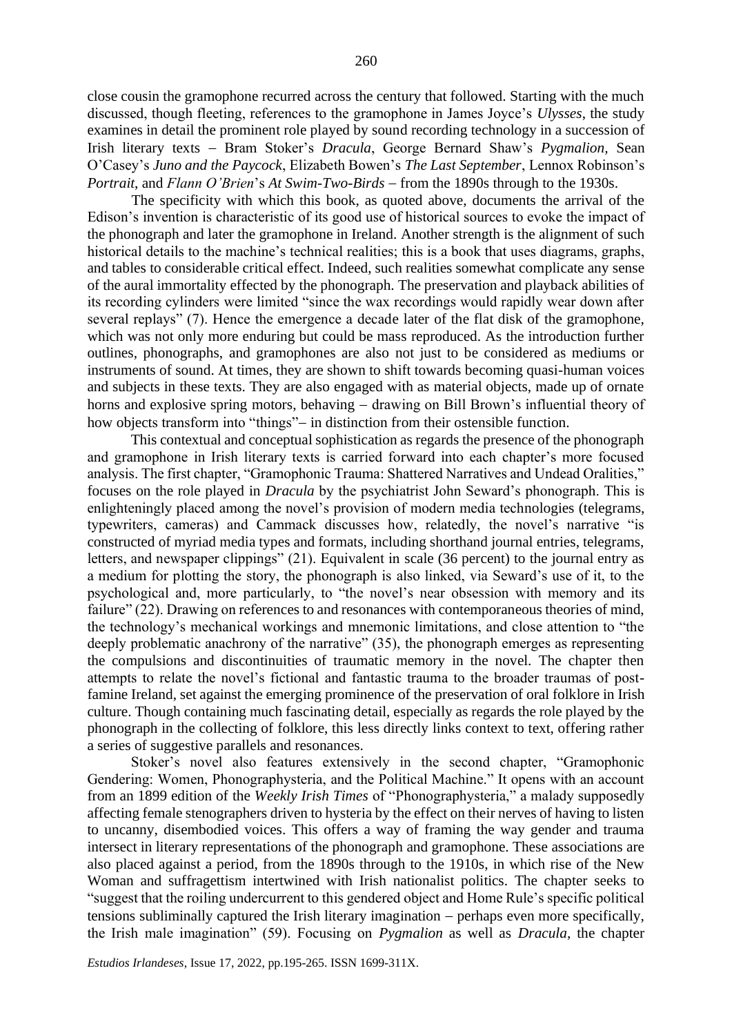close cousin the gramophone recurred across the century that followed. Starting with the much discussed, though fleeting, references to the gramophone in James Joyce's *Ulysses*, the study examines in detail the prominent role played by sound recording technology in a succession of Irish literary texts – Bram Stoker's *Dracula*, George Bernard Shaw's *Pygmalion,* Sean O'Casey's *Juno and the Paycock*, Elizabeth Bowen's *The Last September*, Lennox Robinson's *Portrait*, and *Flann O'Brien*'s *At Swim-Two-Birds* – from the 1890s through to the 1930s.

The specificity with which this book, as quoted above, documents the arrival of the Edison's invention is characteristic of its good use of historical sources to evoke the impact of the phonograph and later the gramophone in Ireland. Another strength is the alignment of such historical details to the machine's technical realities; this is a book that uses diagrams, graphs, and tables to considerable critical effect. Indeed, such realities somewhat complicate any sense of the aural immortality effected by the phonograph. The preservation and playback abilities of its recording cylinders were limited "since the wax recordings would rapidly wear down after several replays" (7). Hence the emergence a decade later of the flat disk of the gramophone, which was not only more enduring but could be mass reproduced. As the introduction further outlines, phonographs, and gramophones are also not just to be considered as mediums or instruments of sound. At times, they are shown to shift towards becoming quasi-human voices and subjects in these texts. They are also engaged with as material objects, made up of ornate horns and explosive spring motors, behaving – drawing on Bill Brown's influential theory of how objects transform into "things"– in distinction from their ostensible function.

This contextual and conceptual sophistication as regards the presence of the phonograph and gramophone in Irish literary texts is carried forward into each chapter's more focused analysis. The first chapter, "Gramophonic Trauma: Shattered Narratives and Undead Oralities," focuses on the role played in *Dracula* by the psychiatrist John Seward's phonograph. This is enlighteningly placed among the novel's provision of modern media technologies (telegrams, typewriters, cameras) and Cammack discusses how, relatedly, the novel's narrative "is constructed of myriad media types and formats, including shorthand journal entries, telegrams, letters, and newspaper clippings" (21). Equivalent in scale (36 percent) to the journal entry as a medium for plotting the story, the phonograph is also linked, via Seward's use of it, to the psychological and, more particularly, to "the novel's near obsession with memory and its failure" (22). Drawing on references to and resonances with contemporaneous theories of mind, the technology's mechanical workings and mnemonic limitations, and close attention to "the deeply problematic anachrony of the narrative" (35), the phonograph emerges as representing the compulsions and discontinuities of traumatic memory in the novel. The chapter then attempts to relate the novel's fictional and fantastic trauma to the broader traumas of post-famine Ireland, set against the emerging prominence of the preservation of oral folklore in Irish culture. Though containing much fascinating detail, especially as regards the role played by the phonograph in the collecting of folklore, this less directly links context to text, offering rather a series of suggestive parallels and resonances.

Stoker's novel also features extensively in the second chapter, "Gramophonic Gendering: Women, Phonographysteria, and the Political Machine." It opens with an account from an 1899 edition of the *Weekly Irish Times* of "Phonographysteria," a malady supposedly affecting female stenographers driven to hysteria by the effect on their nerves of having to listen to uncanny, disembodied voices. This offers a way of framing the way gender and trauma intersect in literary representations of the phonograph and gramophone. These associations are also placed against a period, from the 1890s through to the 1910s, in which rise of the New Woman and suffragettism intertwined with Irish nationalist politics. The chapter seeks to "suggest that the roiling undercurrent to this gendered object and Home Rule's specific political tensions subliminally captured the Irish literary imagination – perhaps even more specifically, the Irish male imagination" (59). Focusing on *Pygmalion* as well as *Dracula*, the chapter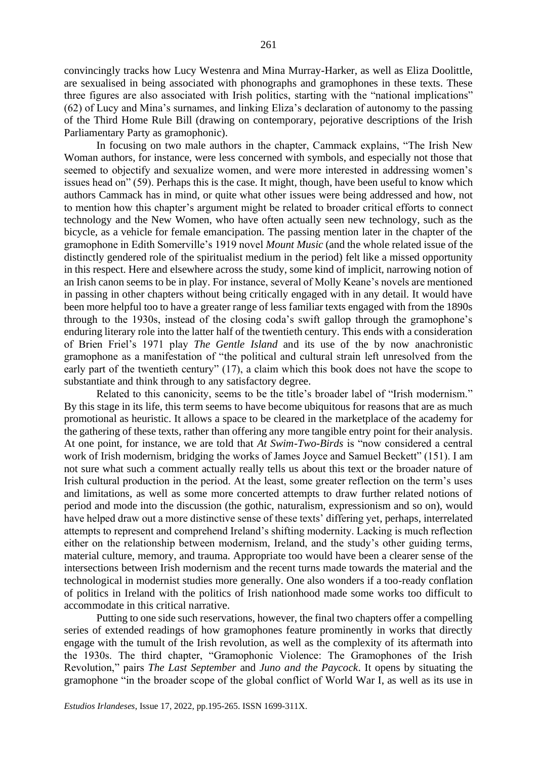convincingly tracks how Lucy Westenra and Mina Murray-Harker, as well as Eliza Doolittle, are sexualised in being associated with phonographs and gramophones in these texts. These three figures are also associated with Irish politics, starting with the "national implications" (62) of Lucy and Mina's surnames, and linking Eliza's declaration of autonomy to the passing of the Third Home Rule Bill (drawing on contemporary, pejorative descriptions of the Irish Parliamentary Party as gramophonic).

In focusing on two male authors in the chapter, Cammack explains, "The Irish New Woman authors, for instance, were less concerned with symbols, and especially not those that seemed to objectify and sexualize women, and were more interested in addressing women's issues head on" (59). Perhaps this is the case. It might, though, have been useful to know which authors Cammack has in mind, or quite what other issues were being addressed and how, not to mention how this chapter's argument might be related to broader critical efforts to connect technology and the New Women, who have often actually seen new technology, such as the bicycle, as a vehicle for female emancipation. The passing mention later in the chapter of the gramophone in Edith Somerville's 1919 novel *Mount Music* (and the whole related issue of the distinctly gendered role of the spiritualist medium in the period) felt like a missed opportunity in this respect. Here and elsewhere across the study, some kind of implicit, narrowing notion of an Irish canon seems to be in play. For instance, several of Molly Keane's novels are mentioned in passing in other chapters without being critically engaged with in any detail. It would have been more helpful too to have a greater range of less familiar texts engaged with from the 1890s through to the 1930s, instead of the closing coda's swift gallop through the gramophone's enduring literary role into the latter half of the twentieth century. This ends with a consideration of Brien Friel's 1971 play *The Gentle Island* and its use of the by now anachronistic gramophone as a manifestation of "the political and cultural strain left unresolved from the early part of the twentieth century" (17), a claim which this book does not have the scope to substantiate and think through to any satisfactory degree.

Related to this canonicity, seems to be the title's broader label of "Irish modernism." By this stage in its life, this term seems to have become ubiquitous for reasons that are as much promotional as heuristic. It allows a space to be cleared in the marketplace of the academy for the gathering of these texts, rather than offering any more tangible entry point for their analysis. At one point, for instance, we are told that *At Swim-Two-Birds* is "now considered a central work of Irish modernism, bridging the works of James Joyce and Samuel Beckett" (151). I am not sure what such a comment actually really tells us about this text or the broader nature of Irish cultural production in the period. At the least, some greater reflection on the term's uses and limitations, as well as some more concerted attempts to draw further related notions of period and mode into the discussion (the gothic, naturalism, expressionism and so on), would have helped draw out a more distinctive sense of these texts' differing yet, perhaps, interrelated attempts to represent and comprehend Ireland's shifting modernity. Lacking is much reflection either on the relationship between modernism, Ireland, and the study's other guiding terms, material culture, memory, and trauma. Appropriate too would have been a clearer sense of the intersections between Irish modernism and the recent turns made towards the material and the technological in modernist studies more generally. One also wonders if a too-ready conflation of politics in Ireland with the politics of Irish nationhood made some works too difficult to accommodate in this critical narrative.

Putting to one side such reservations, however, the final two chapters offer a compelling series of extended readings of how gramophones feature prominently in works that directly engage with the tumult of the Irish revolution, as well as the complexity of its aftermath into the 1930s. The third chapter, "Gramophonic Violence: The Gramophones of the Irish Revolution," pairs *The Last September* and *Juno and the Paycock*. It opens by situating the gramophone "in the broader scope of the global conflict of World War I, as well as its use in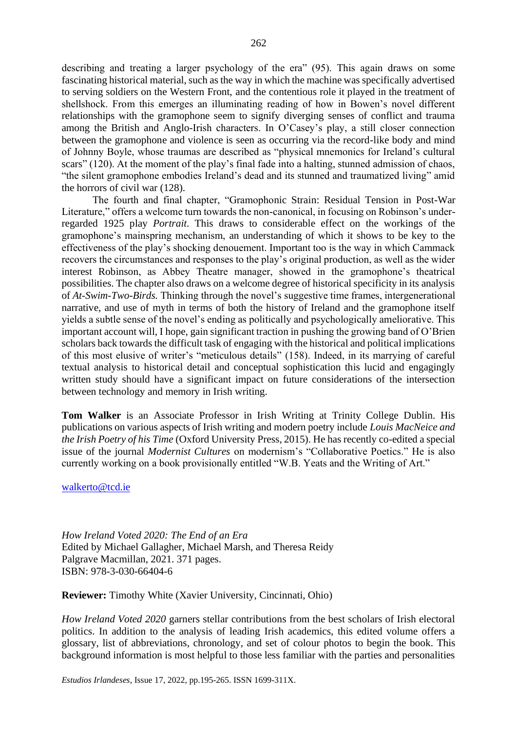describing and treating a larger psychology of the era" (95). This again draws on some fascinating historical material, such as the way in which the machine was specifically advertised to serving soldiers on the Western Front, and the contentious role it played in the treatment of shellshock. From this emerges an illuminating reading of how in Bowen's novel different relationships with the gramophone seem to signify diverging senses of conflict and trauma among the British and Anglo-Irish characters. In O'Casey's play, a still closer connection between the gramophone and violence is seen as occurring via the record-like body and mind of Johnny Boyle, whose traumas are described as "physical mnemonics for Ireland's cultural scars" (120). At the moment of the play's final fade into a halting, stunned admission of chaos, "the silent gramophone embodies Ireland's dead and its stunned and traumatized living" amid the horrors of civil war (128).

The fourth and final chapter, "Gramophonic Strain: Residual Tension in Post-War Literature," offers a welcome turn towards the non-canonical, in focusing on Robinson's under-regarded 1925 play *Portrait*. This draws to considerable effect on the workings of the gramophone's mainspring mechanism, an understanding of which it shows to be key to the effectiveness of the play's shocking denouement. Important too is the way in which Cammack recovers the circumstances and responses to the play's original production, as well as the wider interest Robinson, as Abbey Theatre manager, showed in the gramophone's theatrical possibilities. The chapter also draws on a welcome degree of historical specificity in its analysis of *At-Swim-Two-Birds.* Thinking through the novel's suggestive time frames, intergenerational narrative, and use of myth in terms of both the history of Ireland and the gramophone itself yields a subtle sense of the novel's ending as politically and psychologically ameliorative. This important account will, I hope, gain significant traction in pushing the growing band of O'Brien scholars back towards the difficult task of engaging with the historical and political implications of this most elusive of writer's "meticulous details" (158). Indeed, in its marrying of careful textual analysis to historical detail and conceptual sophistication this lucid and engagingly written study should have a significant impact on future considerations of the intersection between technology and memory in Irish writing.

**Tom Walker** is an Associate Professor in Irish Writing at Trinity College Dublin. His publications on various aspects of Irish writing and modern poetry include *Louis MacNeice and the Irish Poetry of his Time* (Oxford University Press, 2015). He has recently co-edited a special issue of the journal *Modernist Cultures* on modernism's "Collaborative Poetics." He is also currently working on a book provisionally entitled "W.B. Yeats and the Writing of Art."

walkerto@tcd.ie

*How Ireland Voted 2020: The End of an Era*
Edited by Michael Gallagher, Michael Marsh, and Theresa Reidy
Palgrave Macmillan, 2021. 371 pages.
ISBN: 978-3-030-66404-6

**Reviewer:** Timothy White (Xavier University, Cincinnati, Ohio)

*How Ireland Voted 2020* garners stellar contributions from the best scholars of Irish electoral politics. In addition to the analysis of leading Irish academics, this edited volume offers a glossary, list of abbreviations, chronology, and set of colour photos to begin the book. This background information is most helpful to those less familiar with the parties and personalities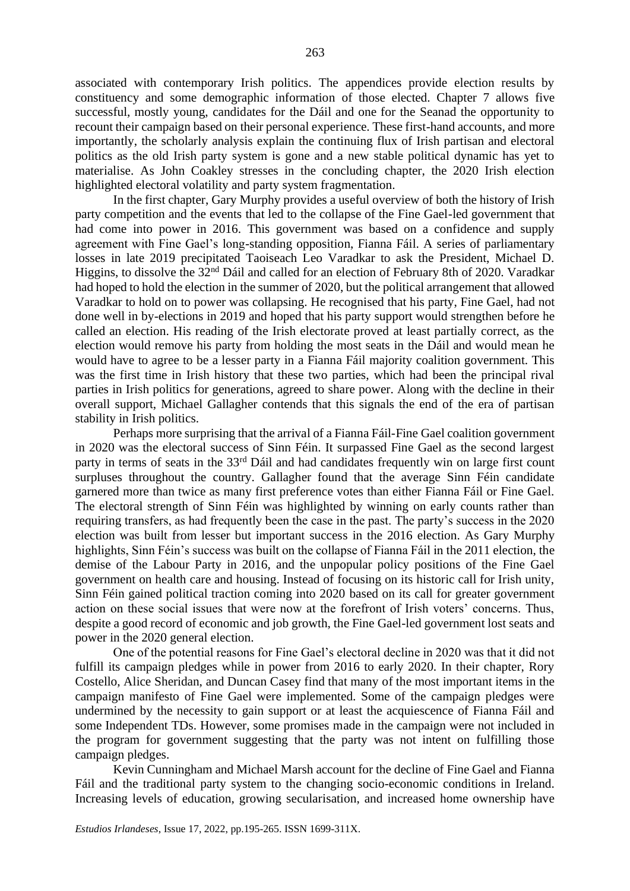associated with contemporary Irish politics. The appendices provide election results by constituency and some demographic information of those elected. Chapter 7 allows five successful, mostly young, candidates for the Dáil and one for the Seanad the opportunity to recount their campaign based on their personal experience. These first-hand accounts, and more importantly, the scholarly analysis explain the continuing flux of Irish partisan and electoral politics as the old Irish party system is gone and a new stable political dynamic has yet to materialise. As John Coakley stresses in the concluding chapter, the 2020 Irish election highlighted electoral volatility and party system fragmentation.

In the first chapter, Gary Murphy provides a useful overview of both the history of Irish party competition and the events that led to the collapse of the Fine Gael-led government that had come into power in 2016. This government was based on a confidence and supply agreement with Fine Gael's long-standing opposition, Fianna Fáil. A series of parliamentary losses in late 2019 precipitated Taoiseach Leo Varadkar to ask the President, Michael D. Higgins, to dissolve the 32nd Dáil and called for an election of February 8th of 2020. Varadkar had hoped to hold the election in the summer of 2020, but the political arrangement that allowed Varadkar to hold on to power was collapsing. He recognised that his party, Fine Gael, had not done well in by-elections in 2019 and hoped that his party support would strengthen before he called an election. His reading of the Irish electorate proved at least partially correct, as the election would remove his party from holding the most seats in the Dáil and would mean he would have to agree to be a lesser party in a Fianna Fáil majority coalition government. This was the first time in Irish history that these two parties, which had been the principal rival parties in Irish politics for generations, agreed to share power. Along with the decline in their overall support, Michael Gallagher contends that this signals the end of the era of partisan stability in Irish politics.

Perhaps more surprising that the arrival of a Fianna Fáil-Fine Gael coalition government in 2020 was the electoral success of Sinn Féin. It surpassed Fine Gael as the second largest party in terms of seats in the 33rd Dáil and had candidates frequently win on large first count surpluses throughout the country. Gallagher found that the average Sinn Féin candidate garnered more than twice as many first preference votes than either Fianna Fáil or Fine Gael. The electoral strength of Sinn Féin was highlighted by winning on early counts rather than requiring transfers, as had frequently been the case in the past. The party's success in the 2020 election was built from lesser but important success in the 2016 election. As Gary Murphy highlights, Sinn Féin's success was built on the collapse of Fianna Fáil in the 2011 election, the demise of the Labour Party in 2016, and the unpopular policy positions of the Fine Gael government on health care and housing. Instead of focusing on its historic call for Irish unity, Sinn Féin gained political traction coming into 2020 based on its call for greater government action on these social issues that were now at the forefront of Irish voters' concerns. Thus, despite a good record of economic and job growth, the Fine Gael-led government lost seats and power in the 2020 general election.

One of the potential reasons for Fine Gael's electoral decline in 2020 was that it did not fulfill its campaign pledges while in power from 2016 to early 2020. In their chapter, Rory Costello, Alice Sheridan, and Duncan Casey find that many of the most important items in the campaign manifesto of Fine Gael were implemented. Some of the campaign pledges were undermined by the necessity to gain support or at least the acquiescence of Fianna Fáil and some Independent TDs. However, some promises made in the campaign were not included in the program for government suggesting that the party was not intent on fulfilling those campaign pledges.

Kevin Cunningham and Michael Marsh account for the decline of Fine Gael and Fianna Fáil and the traditional party system to the changing socio-economic conditions in Ireland. Increasing levels of education, growing secularisation, and increased home ownership have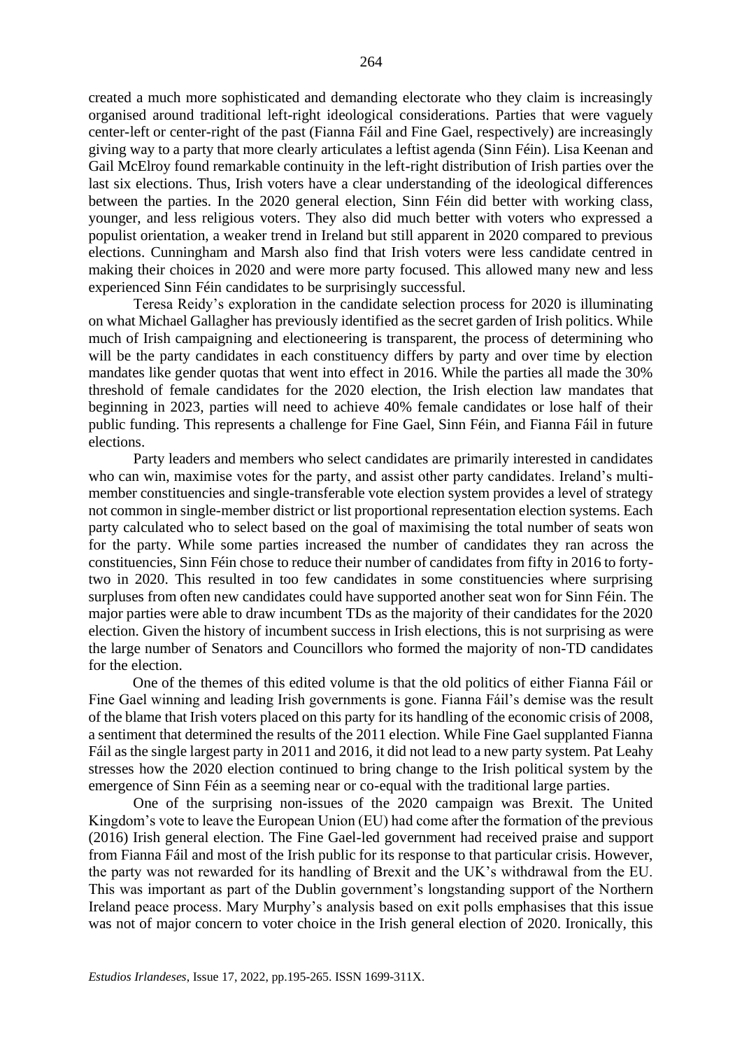created a much more sophisticated and demanding electorate who they claim is increasingly organised around traditional left-right ideological considerations. Parties that were vaguely center-left or center-right of the past (Fianna Fáil and Fine Gael, respectively) are increasingly giving way to a party that more clearly articulates a leftist agenda (Sinn Féin). Lisa Keenan and Gail McElroy found remarkable continuity in the left-right distribution of Irish parties over the last six elections. Thus, Irish voters have a clear understanding of the ideological differences between the parties. In the 2020 general election, Sinn Féin did better with working class, younger, and less religious voters. They also did much better with voters who expressed a populist orientation, a weaker trend in Ireland but still apparent in 2020 compared to previous elections. Cunningham and Marsh also find that Irish voters were less candidate centred in making their choices in 2020 and were more party focused. This allowed many new and less experienced Sinn Féin candidates to be surprisingly successful.

Teresa Reidy's exploration in the candidate selection process for 2020 is illuminating on what Michael Gallagher has previously identified as the secret garden of Irish politics. While much of Irish campaigning and electioneering is transparent, the process of determining who will be the party candidates in each constituency differs by party and over time by election mandates like gender quotas that went into effect in 2016. While the parties all made the 30% threshold of female candidates for the 2020 election, the Irish election law mandates that beginning in 2023, parties will need to achieve 40% female candidates or lose half of their public funding. This represents a challenge for Fine Gael, Sinn Féin, and Fianna Fáil in future elections.

Party leaders and members who select candidates are primarily interested in candidates who can win, maximise votes for the party, and assist other party candidates. Ireland's multi-member constituencies and single-transferable vote election system provides a level of strategy not common in single-member district or list proportional representation election systems. Each party calculated who to select based on the goal of maximising the total number of seats won for the party. While some parties increased the number of candidates they ran across the constituencies, Sinn Féin chose to reduce their number of candidates from fifty in 2016 to forty-two in 2020. This resulted in too few candidates in some constituencies where surprising surpluses from often new candidates could have supported another seat won for Sinn Féin. The major parties were able to draw incumbent TDs as the majority of their candidates for the 2020 election. Given the history of incumbent success in Irish elections, this is not surprising as were the large number of Senators and Councillors who formed the majority of non-TD candidates for the election.

One of the themes of this edited volume is that the old politics of either Fianna Fáil or Fine Gael winning and leading Irish governments is gone. Fianna Fáil's demise was the result of the blame that Irish voters placed on this party for its handling of the economic crisis of 2008, a sentiment that determined the results of the 2011 election. While Fine Gael supplanted Fianna Fáil as the single largest party in 2011 and 2016, it did not lead to a new party system. Pat Leahy stresses how the 2020 election continued to bring change to the Irish political system by the emergence of Sinn Féin as a seeming near or co-equal with the traditional large parties.

One of the surprising non-issues of the 2020 campaign was Brexit. The United Kingdom's vote to leave the European Union (EU) had come after the formation of the previous (2016) Irish general election. The Fine Gael-led government had received praise and support from Fianna Fáil and most of the Irish public for its response to that particular crisis. However, the party was not rewarded for its handling of Brexit and the UK's withdrawal from the EU. This was important as part of the Dublin government's longstanding support of the Northern Ireland peace process. Mary Murphy's analysis based on exit polls emphasises that this issue was not of major concern to voter choice in the Irish general election of 2020. Ironically, this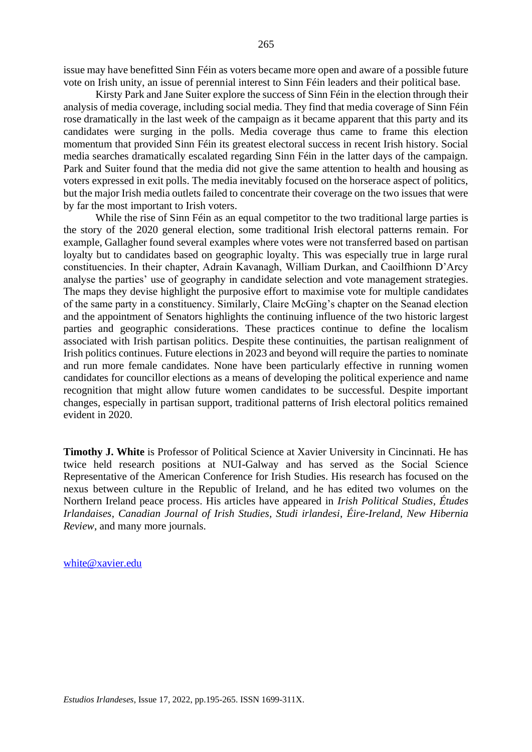issue may have benefitted Sinn Féin as voters became more open and aware of a possible future vote on Irish unity, an issue of perennial interest to Sinn Féin leaders and their political base.

Kirsty Park and Jane Suiter explore the success of Sinn Féin in the election through their analysis of media coverage, including social media. They find that media coverage of Sinn Féin rose dramatically in the last week of the campaign as it became apparent that this party and its candidates were surging in the polls. Media coverage thus came to frame this election momentum that provided Sinn Féin its greatest electoral success in recent Irish history. Social media searches dramatically escalated regarding Sinn Féin in the latter days of the campaign. Park and Suiter found that the media did not give the same attention to health and housing as voters expressed in exit polls. The media inevitably focused on the horserace aspect of politics, but the major Irish media outlets failed to concentrate their coverage on the two issues that were by far the most important to Irish voters.

While the rise of Sinn Féin as an equal competitor to the two traditional large parties is the story of the 2020 general election, some traditional Irish electoral patterns remain. For example, Gallagher found several examples where votes were not transferred based on partisan loyalty but to candidates based on geographic loyalty. This was especially true in large rural constituencies. In their chapter, Adrain Kavanagh, William Durkan, and Caoilfhionn D'Arcy analyse the parties' use of geography in candidate selection and vote management strategies. The maps they devise highlight the purposive effort to maximise vote for multiple candidates of the same party in a constituency. Similarly, Claire McGing's chapter on the Seanad election and the appointment of Senators highlights the continuing influence of the two historic largest parties and geographic considerations. These practices continue to define the localism associated with Irish partisan politics. Despite these continuities, the partisan realignment of Irish politics continues. Future elections in 2023 and beyond will require the parties to nominate and run more female candidates. None have been particularly effective in running women candidates for councillor elections as a means of developing the political experience and name recognition that might allow future women candidates to be successful. Despite important changes, especially in partisan support, traditional patterns of Irish electoral politics remained evident in 2020.

**Timothy J. White** is Professor of Political Science at Xavier University in Cincinnati. He has twice held research positions at NUI-Galway and has served as the Social Science Representative of the American Conference for Irish Studies. His research has focused on the nexus between culture in the Republic of Ireland, and he has edited two volumes on the Northern Ireland peace process. His articles have appeared in *Irish Political Studies*, *Études Irlandaises*, *Canadian Journal of Irish Studies, Studi irlandesi*, *Éire-Ireland, New Hibernia Review*, and many more journals.

white@xavier.edu